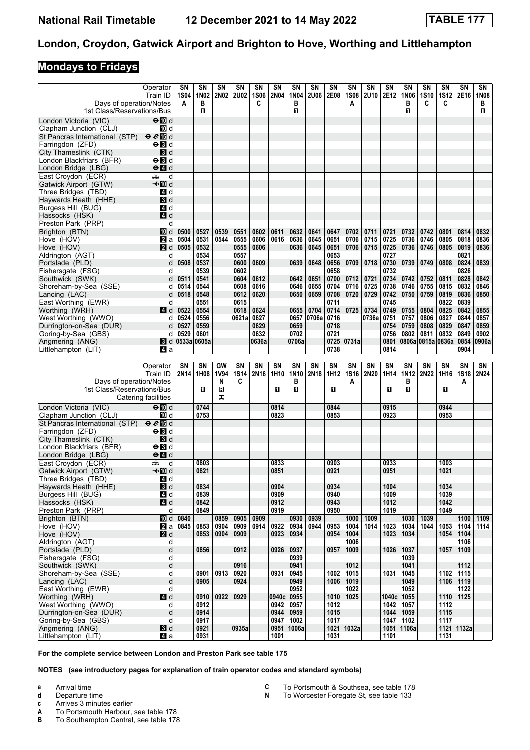# London, Croydon, Gatwick Airport and Brighton to Hove, Worthing and Littlehampton

## Mondays to Fridays

| Operator | | SN | SN | SN | SN | SN | SN | SN | SN | SN | SN | SN | SN | SN | SN | SN | SN | SN |
|---|---|---|---|---|---|---|---|---|---|---|---|---|---|---|---|---|---|---|
| Train ID | | 1S04 | 1N02 | 2N02 | 2U02 | 1S06 | 2N04 | 1N04 | 2U06 | 2E08 | 1S08 | 2U10 | 2E12 | 1N06 | 1S10 | 1S12 | 2E16 | 1N08 |
| Days of operation/Notes | | A | B | | | C | | B | | | A | | | B | C | C | | B |
| 1st Class/Reservations/Bus | | | 1 | | | | | 1 | | | | | | 1 | | | | 1 |
| London Victoria (VIC) | d | | | | | | | | | | | | | | | | | |
| Clapham Junction (CLJ) | d | | | | | | | | | | | | | | | | | |
| St Pancras International (STP) | d | | | | | | | | | | | | | | | | | |
| Farringdon (ZFD) | d | | | | | | | | | | | | | | | | | |
| City Thameslink (CTK) | d | | | | | | | | | | | | | | | | | |
| London Blackfriars (BFR) | d | | | | | | | | | | | | | | | | | |
| London Bridge (LBG) | d | | | | | | | | | | | | | | | | | |
| East Croydon (ECR) | d | | | | | | | | | | | | | | | | | |
| Gatwick Airport (GTW) | d | | | | | | | | | | | | | | | | | |
| Three Bridges (TBD) | d | | | | | | | | | | | | | | | | | |
| Haywards Heath (HHE) | d | | | | | | | | | | | | | | | | | |
| Burgess Hill (BUG) | d | | | | | | | | | | | | | | | | | |
| Hassocks (HSK) | d | | | | | | | | | | | | | | | | | |
| Preston Park (PRP) | d | | | | | | | | | | | | | | | | | |
| Brighton (BTN) | d | 0500 | 0527 | 0539 | 0551 | 0602 | 0611 | 0632 | 0641 | 0647 | 0702 | 0711 | 0721 | 0732 | 0742 | 0801 | 0814 | 0832 |
| Hove (HOV) | a | 0504 | 0531 | 0544 | 0555 | 0606 | 0616 | 0636 | 0645 | 0651 | 0706 | 0715 | 0725 | 0736 | 0746 | 0805 | 0818 | 0836 |
| Hove (HOV) | d | 0505 | 0532 | | 0555 | 0606 | | 0636 | 0645 | 0651 | 0706 | 0715 | 0725 | 0736 | 0746 | 0805 | 0819 | 0836 |
| Aldrington (AGT) | d | | 0534 | | 0557 | | | | | 0653 | | | 0727 | | | | 0821 | |
| Portslade (PLD) | d | 0508 | 0537 | | 0600 | 0609 | | 0639 | 0648 | 0656 | 0709 | 0718 | 0730 | 0739 | 0749 | 0808 | 0824 | 0839 |
| Fishersgate (FSG) | d | | 0539 | | 0602 | | | | | 0658 | | | 0732 | | | | 0826 | |
| Southwick (SWK) | d | 0511 | 0541 | | 0604 | 0612 | | 0642 | 0651 | 0700 | 0712 | 0721 | 0734 | 0742 | 0752 | 0811 | 0828 | 0842 |
| Shoreham-by-Sea (SSE) | d | 0514 | 0544 | | 0608 | 0616 | | 0646 | 0655 | 0704 | 0716 | 0725 | 0738 | 0746 | 0755 | 0815 | 0832 | 0846 |
| Lancing (LAC) | d | 0518 | 0548 | | 0612 | 0620 | | 0650 | 0659 | 0708 | 0720 | 0729 | 0742 | 0750 | 0759 | 0819 | 0836 | 0850 |
| East Worthing (EWR) | d | | 0551 | | 0615 | | | | | 0711 | | | 0745 | | | 0822 | 0839 | |
| Worthing (WRH) | d | 0522 | 0554 | | 0618 | 0624 | | 0655 | 0704 | 0714 | 0725 | 0734 | 0749 | 0755 | 0804 | 0825 | 0842 | 0855 |
| West Worthing (WWO) | d | 0524 | 0556 | | 0621a | 0627 | | 0657 | 0706a | 0716 | | 0736a | 0751 | 0757 | 0806 | 0827 | 0844 | 0857 |
| Durrington-on-Sea (DUR) | d | 0527 | 0559 | | | 0629 | | 0659 | | 0718 | | | 0754 | 0759 | 0808 | 0829 | 0847 | 0859 |
| Goring-by-Sea (GBS) | d | 0529 | 0601 | | | 0632 | | 0702 | | 0721 | | | 0756 | 0802 | 0811 | 0832 | 0849 | 0902 |
| Angmering (ANG) | d | 0533a | 0605a | | | 0636a | | 0706a | | 0725 | 0731a | | 0801 | 0806a | 0815a | 0836a | 0854 | 0906a |
| Littlehampton (LIT) | a | | | | | | | | | 0738 | | | 0814 | | | | 0904 | |

| Operator | | SN | SN | GW | SN | SN | SN | SN | SN | SN | SN | SN | SN | SN | SN | SN | SN | SN |
|---|---|---|---|---|---|---|---|---|---|---|---|---|---|---|---|---|---|---|
| Train ID | | 2N14 | 1H08 | 1V94 | 1S14 | 2N16 | 1H10 | 1N10 | 2N18 | 1H12 | 1S16 | 2N20 | 1H14 | 1N12 | 2N22 | 1H16 | 1S18 | 2N24 |
| Days of operation/Notes | | | | N | C | | | B | | | A | | | B | | | A | |
| 1st Class/Reservations/Bus | | | 1 | R | | | 1 | 1 | | 1 | | | 1 | 1 | | 1 | | |
| Catering facilities | | | | Trolley | | | | | | | | | | | | | | |
| London Victoria (VIC) | d | | 0744 | | | | 0814 | | | 0844 | | | 0915 | | | 0944 | | |
| Clapham Junction (CLJ) | d | | 0753 | | | | 0823 | | | 0853 | | | 0923 | | | 0953 | | |
| St Pancras International (STP) | d | | | | | | | | | | | | | | | | | |
| Farringdon (ZFD) | d | | | | | | | | | | | | | | | | | |
| City Thameslink (CTK) | d | | | | | | | | | | | | | | | | | |
| London Blackfriars (BFR) | d | | | | | | | | | | | | | | | | | |
| London Bridge (LBG) | d | | | | | | | | | | | | | | | | | |
| East Croydon (ECR) | d | | 0803 | | | | 0833 | | | 0903 | | | 0933 | | | 1003 | | |
| Gatwick Airport (GTW) | d | | 0821 | | | | 0851 | | | 0921 | | | 0951 | | | 1021 | | |
| Three Bridges (TBD) | d | | | | | | | | | | | | | | | | | |
| Haywards Heath (HHE) | d | | 0834 | | | | 0904 | | | 0934 | | | 1004 | | | 1034 | | |
| Burgess Hill (BUG) | d | | 0839 | | | | 0909 | | | 0940 | | | 1009 | | | 1039 | | |
| Hassocks (HSK) | d | | 0842 | | | | 0912 | | | 0943 | | | 1012 | | | 1042 | | |
| Preston Park (PRP) | d | | 0849 | | | | 0919 | | | 0950 | | | 1019 | | | 1049 | | |
| Brighton (BTN) | d | 0840 | | 0859 | 0905 | 0909 | | 0930 | 0939 | | 1000 | 1009 | | 1030 | 1039 | | 1100 | 1109 |
| Hove (HOV) | a | 0845 | 0853 | 0904 | 0909 | 0914 | 0922 | 0934 | 0944 | 0953 | 1004 | 1014 | 1023 | 1034 | 1044 | 1053 | 1104 | 1114 |
| Hove (HOV) | d | | 0853 | 0904 | 0909 | | 0923 | 0934 | | 0954 | 1004 | | 1023 | 1034 | | 1054 | 1104 | |
| Aldrington (AGT) | d | | | | | | | | | | 1006 | | | | | | 1106 | |
| Portslade (PLD) | d | | 0856 | | 0912 | | 0926 | 0937 | | 0957 | 1009 | | 1026 | 1037 | | 1057 | 1109 | |
| Fishersgate (FSG) | d | | | | | | | 0939 | | | | | | 1039 | | | | |
| Southwick (SWK) | d | | | | 0916 | | | 0941 | | | 1012 | | | 1041 | | | 1112 | |
| Shoreham-by-Sea (SSE) | d | | 0901 | 0913 | 0920 | | 0931 | 0945 | | 1002 | 1015 | | 1031 | 1045 | | 1102 | 1115 | |
| Lancing (LAC) | d | | 0905 | | 0924 | | | 0949 | | 1006 | 1019 | | | 1049 | | 1106 | 1119 | |
| East Worthing (EWR) | d | | | | | | | 0952 | | | 1022 | | | 1052 | | | 1122 | |
| Worthing (WRH) | d | | 0910 | 0922 | 0929 | | 0940c | 0955 | | 1010 | 1025 | | 1040c | 1055 | | 1110 | 1125 | |
| West Worthing (WWO) | d | | 0912 | | | | 0942 | 0957 | | 1012 | | | 1042 | 1057 | | 1112 | | |
| Durrington-on-Sea (DUR) | d | | 0914 | | | | 0944 | 0959 | | 1015 | | | 1044 | 1059 | | 1115 | | |
| Goring-by-Sea (GBS) | d | | 0917 | | | | 0947 | 1002 | | 1017 | | | 1047 | 1102 | | 1117 | | |
| Angmering (ANG) | d | | 0921 | | 0935a | | 0951 | 1006a | | 1021 | 1032a | | 1051 | 1106a | | 1121 | 1132a | |
| Littlehampton (LIT) | a | | 0931 | | | | 1001 | | | 1031 | | | 1101 | | | 1131 | | |

**For the complete service between London and Preston Park see table 175**

**NOTES (see introductory pages for explanation of train operator codes and standard symbols)**

- **a** Arrival time
- **d** Departure time
- **c** Arrives 3 minutes earlier
- **A** To Portsmouth Harbour, see table 178
- **B** To Southampton Central, see table 178
- **C** To Portsmouth & Southsea, see table 178
- **N** To Worcester Foregate St, see table 133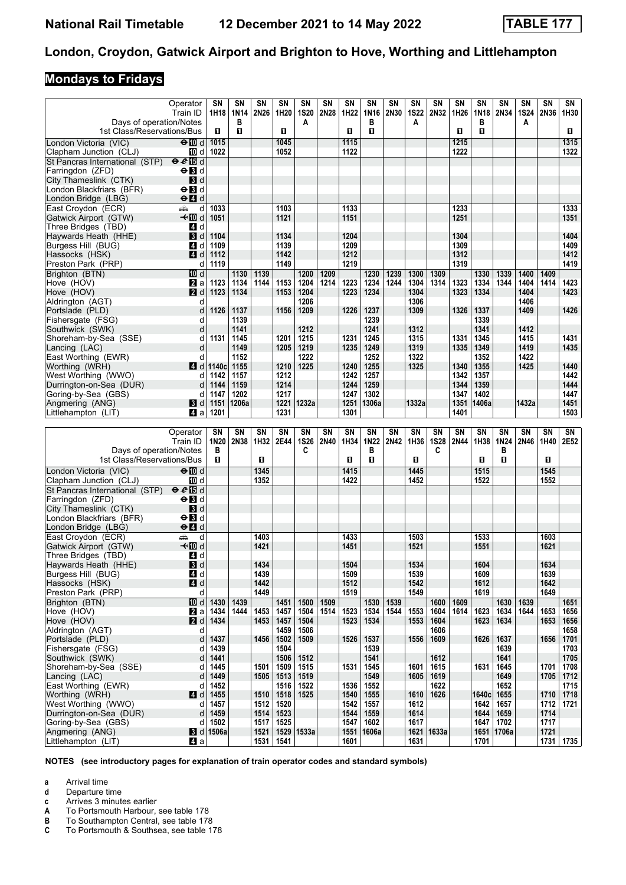# London, Croydon, Gatwick Airport and Brighton to Hove, Worthing and Littlehampton

## Mondays to Fridays

| Operator | | SN | SN | SN | SN | SN | SN | SN | SN | SN | SN | SN | SN | SN | SN | SN | SN | SN |
|---|---|---|---|---|---|---|---|---|---|---|---|---|---|---|---|---|---|---|
| Train ID | | 1H18 | 1N14 | 2N26 | 1H20 | 1S20 | 2N28 | 1H22 | 1N16 | 2N30 | 1S22 | 2N32 | 1H26 | 1N18 | 2N34 | 1S24 | 2N36 | 1H30 |
| Days of operation/Notes | | | B | | | A | | | B | | A | | | B | | A | | |
| 1st Class/Reservations/Bus | | ■ | ■ | | ■ | | | ■ | ■ | | | | ■ | ■ | | | | ■ |
| London Victoria (VIC) | d | 1015 | | | 1045 | | | 1115 | | | | | 1215 | | | | | 1315 |
| Clapham Junction (CLJ) | d | 1022 | | | 1052 | | | 1122 | | | | | 1222 | | | | | 1322 |
| St Pancras International (STP) | d | | | | | | | | | | | | | | | | | |
| Farringdon (ZFD) | d | | | | | | | | | | | | | | | | | |
| City Thameslink (CTK) | d | | | | | | | | | | | | | | | | | |
| London Blackfriars (BFR) | d | | | | | | | | | | | | | | | | | |
| London Bridge (LBG) | d | | | | | | | | | | | | | | | | | |
| East Croydon (ECR) | d | 1033 | | | 1103 | | | 1133 | | | | | 1233 | | | | | 1333 |
| Gatwick Airport (GTW) | d | 1051 | | | 1121 | | | 1151 | | | | | 1251 | | | | | 1351 |
| Three Bridges (TBD) | d | | | | | | | | | | | | | | | | | |
| Haywards Heath (HHE) | d | 1104 | | | 1134 | | | 1204 | | | | | 1304 | | | | | 1404 |
| Burgess Hill (BUG) | d | 1109 | | | 1139 | | | 1209 | | | | | 1309 | | | | | 1409 |
| Hassocks (HSK) | d | 1112 | | | 1142 | | | 1212 | | | | | 1312 | | | | | 1412 |
| Preston Park (PRP) | d | 1119 | | | 1149 | | | 1219 | | | | | 1319 | | | | | 1419 |
| Brighton (BTN) | d | | 1130 | 1139 | | 1200 | 1209 | | 1230 | 1239 | 1300 | 1309 | | 1330 | 1339 | 1400 | 1409 | |
| Hove (HOV) | a | 1123 | 1134 | 1144 | 1153 | 1204 | 1214 | 1223 | 1234 | 1244 | 1304 | 1314 | 1323 | 1334 | 1344 | 1404 | 1414 | 1423 |
| Hove (HOV) | d | 1123 | 1134 | | 1153 | 1204 | | 1223 | 1234 | | 1304 | | 1323 | 1334 | | 1404 | | 1423 |
| Aldrington (AGT) | d | | | | | 1206 | | | | | 1306 | | | | | 1406 | | |
| Portslade (PLD) | d | 1126 | 1137 | | 1156 | 1209 | | 1226 | 1237 | | 1309 | | 1326 | 1337 | | 1409 | | 1426 |
| Fishersgate (FSG) | d | | 1139 | | | | | | 1239 | | | | | 1339 | | | | |
| Southwick (SWK) | d | | 1141 | | | 1212 | | | 1241 | | 1312 | | | 1341 | | 1412 | | |
| Shoreham-by-Sea (SSE) | d | 1131 | 1145 | | 1201 | 1215 | | 1231 | 1245 | | 1315 | | 1331 | 1345 | | 1415 | | 1431 |
| Lancing (LAC) | d | | 1149 | | 1205 | 1219 | | 1235 | 1249 | | 1319 | | 1335 | 1349 | | 1419 | | 1435 |
| East Worthing (EWR) | d | | 1152 | | | 1222 | | | 1252 | | 1322 | | | 1352 | | 1422 | | |
| Worthing (WRH) | d | 1140c | 1155 | | 1210 | 1225 | | 1240 | 1255 | | 1325 | | 1340 | 1355 | | 1425 | | 1440 |
| West Worthing (WWO) | d | 1142 | 1157 | | 1212 | | | 1242 | 1257 | | | | 1342 | 1357 | | | | 1442 |
| Durrington-on-Sea (DUR) | d | 1144 | 1159 | | 1214 | | | 1244 | 1259 | | | | 1344 | 1359 | | | | 1444 |
| Goring-by-Sea (GBS) | d | 1147 | 1202 | | 1217 | | | 1247 | 1302 | | | | 1347 | 1402 | | | | 1447 |
| Angmering (ANG) | d | 1151 | 1206a | | 1221 | 1232a | | 1251 | 1306a | | 1332a | | 1351 | 1406a | | 1432a | | 1451 |
| Littlehampton (LIT) | a | 1201 | | | 1231 | | | 1301 | | | | | 1401 | | | | | 1503 |

| Operator | | SN | SN | SN | SN | SN | SN | SN | SN | SN | SN | SN | SN | SN | SN | SN | SN | SN |
|---|---|---|---|---|---|---|---|---|---|---|---|---|---|---|---|---|---|---|
| Train ID | | 1N20 | 2N38 | 1H32 | 2E44 | 1S26 | 2N40 | 1H34 | 1N22 | 2N42 | 1H36 | 1S28 | 2N44 | 1H38 | 1N24 | 2N46 | 1H40 | 2E52 |
| Days of operation/Notes | | B | | | | C | | | B | | | C | | | B | | | |
| 1st Class/Reservations/Bus | | ■ | | ■ | | | | ■ | ■ | | ■ | | | ■ | ■ | | ■ | |
| London Victoria (VIC) | d | | | 1345 | | | | 1415 | | | 1445 | | | 1515 | | | 1545 | |
| Clapham Junction (CLJ) | d | | | 1352 | | | | 1422 | | | 1452 | | | 1522 | | | 1552 | |
| St Pancras International (STP) | d | | | | | | | | | | | | | | | | | |
| Farringdon (ZFD) | d | | | | | | | | | | | | | | | | | |
| City Thameslink (CTK) | d | | | | | | | | | | | | | | | | | |
| London Blackfriars (BFR) | d | | | | | | | | | | | | | | | | | |
| London Bridge (LBG) | d | | | | | | | | | | | | | | | | | |
| East Croydon (ECR) | d | | | 1403 | | | | 1433 | | | 1503 | | | 1533 | | | 1603 | |
| Gatwick Airport (GTW) | d | | | 1421 | | | | 1451 | | | 1521 | | | 1551 | | | 1621 | |
| Three Bridges (TBD) | d | | | | | | | | | | | | | | | | | |
| Haywards Heath (HHE) | d | | | 1434 | | | | 1504 | | | 1534 | | | 1604 | | | 1634 | |
| Burgess Hill (BUG) | d | | | 1439 | | | | 1509 | | | 1539 | | | 1609 | | | 1639 | |
| Hassocks (HSK) | d | | | 1442 | | | | 1512 | | | 1542 | | | 1612 | | | 1642 | |
| Preston Park (PRP) | d | | | 1449 | | | | 1519 | | | 1549 | | | 1619 | | | 1649 | |
| Brighton (BTN) | d | 1430 | 1439 | | 1451 | 1500 | 1509 | | 1530 | 1539 | | 1600 | 1609 | | 1630 | 1639 | | 1651 |
| Hove (HOV) | a | 1434 | 1444 | 1453 | 1457 | 1504 | 1514 | 1523 | 1534 | 1544 | 1553 | 1604 | 1614 | 1623 | 1634 | 1644 | 1653 | 1656 |
| Hove (HOV) | d | 1434 | | 1453 | 1457 | 1504 | | 1523 | 1534 | | 1553 | 1604 | | 1623 | 1634 | | 1653 | 1656 |
| Aldrington (AGT) | d | | | | 1459 | 1506 | | | | | | 1606 | | | | | | 1658 |
| Portslade (PLD) | d | 1437 | | 1456 | 1502 | 1509 | | 1526 | 1537 | | 1556 | 1609 | | 1626 | 1637 | | 1656 | 1701 |
| Fishersgate (FSG) | d | 1439 | | | 1504 | | | | 1539 | | | | | | 1639 | | | 1703 |
| Southwick (SWK) | d | 1441 | | | 1506 | 1512 | | | 1541 | | | 1612 | | | 1641 | | | 1705 |
| Shoreham-by-Sea (SSE) | d | 1445 | | 1501 | 1509 | 1515 | | 1531 | 1545 | | 1601 | 1615 | | 1631 | 1645 | | 1701 | 1708 |
| Lancing (LAC) | d | 1449 | | 1505 | 1513 | 1519 | | | 1549 | | 1605 | 1619 | | | 1649 | | 1705 | 1712 |
| East Worthing (EWR) | d | 1452 | | | 1516 | 1522 | | 1536 | 1552 | | | 1622 | | | 1652 | | | 1715 |
| Worthing (WRH) | d | 1455 | | 1510 | 1518 | 1525 | | 1540 | 1555 | | 1610 | 1626 | | 1640c | 1655 | | 1710 | 1718 |
| West Worthing (WWO) | d | 1457 | | 1512 | 1520 | | | 1542 | 1557 | | 1612 | | | 1642 | 1657 | | 1712 | 1721 |
| Durrington-on-Sea (DUR) | d | 1459 | | 1514 | 1523 | | | 1544 | 1559 | | 1614 | | | 1644 | 1659 | | 1714 | |
| Goring-by-Sea (GBS) | d | 1502 | | 1517 | 1525 | | | 1547 | 1602 | | 1617 | | | 1647 | 1702 | | 1717 | |
| Angmering (ANG) | d | 1506a | | 1521 | 1529 | 1533a | | 1551 | 1606a | | 1621 | 1633a | | 1651 | 1706a | | 1721 | |
| Littlehampton (LIT) | a | | | 1531 | 1541 | | | 1601 | | | 1631 | | | 1701 | | | 1731 | 1735 |

**NOTES (see introductory pages for explanation of train operator codes and standard symbols)**

- **a** Arrival time
- **d** Departure time
- **c** Arrives 3 minutes earlier
- **A** To Portsmouth Harbour, see table 178
- **B** To Southampton Central, see table 178
- **C** To Portsmouth & Southsea, see table 178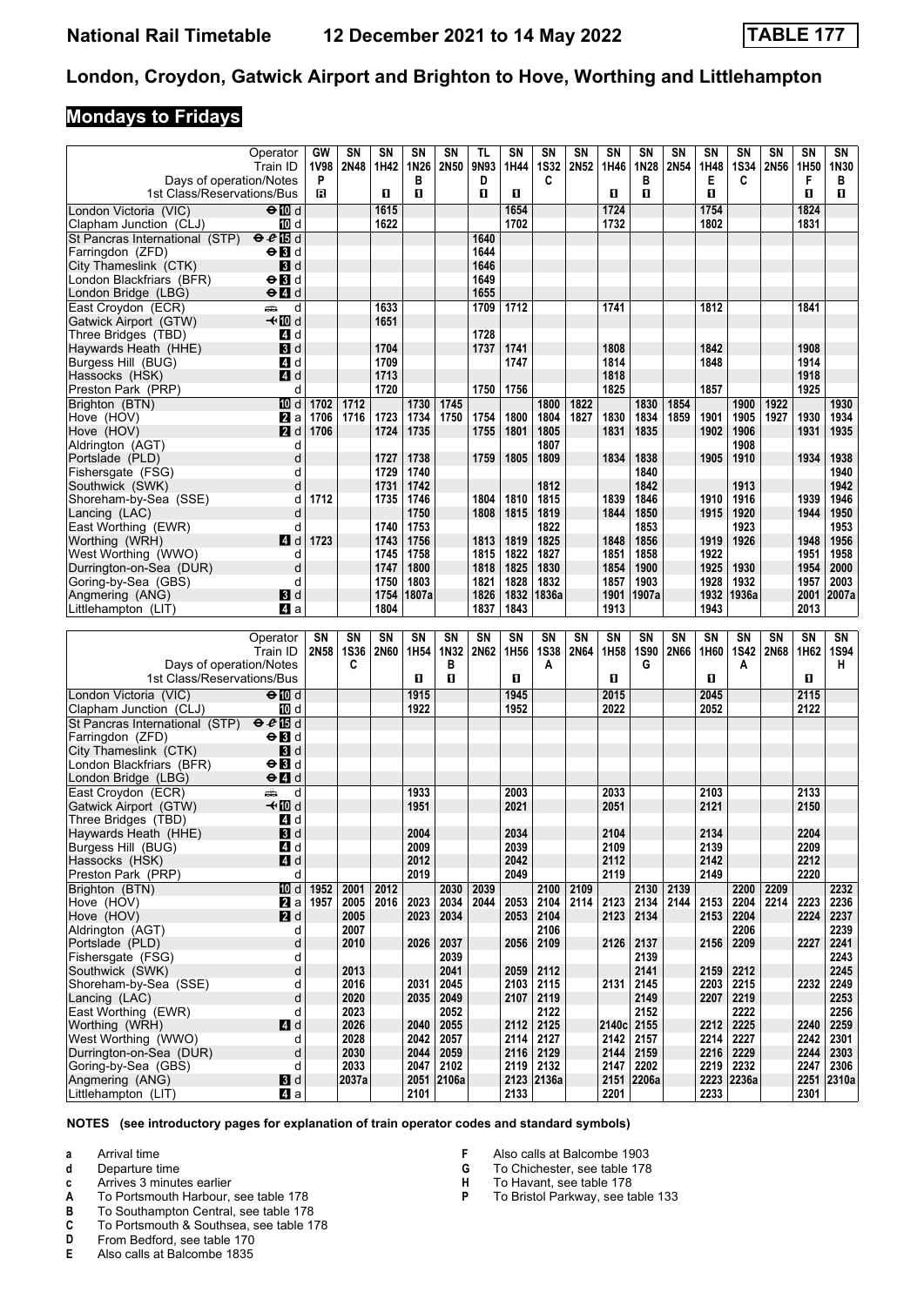# National Rail Timetable — 12 December 2021 to 14 May 2022 — TABLE 177

## London, Croydon, Gatwick Airport and Brighton to Hove, Worthing and Littlehampton

### Mondays to Fridays

| Operator | | GW | SN | SN | SN | SN | TL | SN | SN | SN | SN | SN | SN | SN | SN | SN | SN | SN |
|---|---|---|---|---|---|---|---|---|---|---|---|---|---|---|---|---|---|---|
| Train ID | | 1V98 | 2N48 | 1H42 | 1N26 | 2N50 | 9N93 | 1H44 | 1S32 | 2N52 | 1H46 | 1N28 | 2N54 | 1H48 | 1S34 | 2N56 | 1H50 | 1N30 |
| Days of operation/Notes | | P | | | B | | D | | C | | | B | | E | C | | F | B |
| 1st Class/Reservations/Bus | | R | | 1 | 1 | | 1 | 1 | | | 1 | 1 | | 1 | | | 1 | 1 |
| London Victoria (VIC) | ⊖10 d | | | 1615 | | | | 1654 | | | 1724 | | | 1754 | | | 1824 | |
| Clapham Junction (CLJ) | 10 d | | | 1622 | | | | 1702 | | | 1732 | | | 1802 | | | 1831 | |
| St Pancras International (STP) | ⊖15 d | | | | | | 1640 | | | | | | | | | | | |
| Farringdon (ZFD) | ⊖3 d | | | | | | 1644 | | | | | | | | | | | |
| City Thameslink (CTK) | 3 d | | | | | | 1646 | | | | | | | | | | | |
| London Blackfriars (BFR) | ⊖3 d | | | | | | 1649 | | | | | | | | | | | |
| London Bridge (LBG) | ⊖4 d | | | | | | 1655 | | | | | | | | | | | |
| East Croydon (ECR) | d | | | 1633 | | | 1709 | 1712 | | | 1741 | | | 1812 | | | 1841 | |
| Gatwick Airport (GTW) | ✈10 d | | | 1651 | | | | | | | | | | | | | | |
| Three Bridges (TBD) | 4 d | | | | | | 1728 | | | | | | | | | | | |
| Haywards Heath (HHE) | 3 d | | | 1704 | | | 1737 | 1741 | | | 1808 | | | 1842 | | | 1908 | |
| Burgess Hill (BUG) | 4 d | | | 1709 | | | | 1747 | | | 1814 | | | 1848 | | | 1914 | |
| Hassocks (HSK) | 4 d | | | 1713 | | | | | | | 1818 | | | | | | 1918 | |
| Preston Park (PRP) | d | | | 1720 | | | 1750 | 1756 | | | 1825 | | | 1857 | | | 1925 | |
| Brighton (BTN) | 10 d | 1702 | 1712 | | 1730 | 1745 | | | 1800 | 1822 | | 1830 | 1854 | | 1900 | 1922 | | 1930 |
| Hove (HOV) | 2 a | 1706 | 1716 | 1723 | 1734 | 1750 | 1754 | 1800 | 1804 | 1827 | 1830 | 1834 | 1859 | 1901 | 1905 | 1927 | 1930 | 1934 |
| Hove (HOV) | 2 d | 1706 | | 1724 | 1735 | | 1755 | 1801 | 1805 | | 1831 | 1835 | | 1902 | 1906 | | 1931 | 1935 |
| Aldrington (AGT) | d | | | | | | | | 1807 | | | | | | 1908 | | | |
| Portslade (PLD) | d | | | 1727 | 1738 | | 1759 | 1805 | 1809 | | 1834 | 1838 | | 1905 | 1910 | | 1934 | 1938 |
| Fishersgate (FSG) | d | | | 1729 | 1740 | | | | | | | 1840 | | | | | | 1940 |
| Southwick (SWK) | d | | | 1731 | 1742 | | | | 1812 | | | 1842 | | | 1913 | | | 1942 |
| Shoreham-by-Sea (SSE) | d | 1712 | | 1735 | 1746 | | 1804 | 1810 | 1815 | | 1839 | 1846 | | 1910 | 1916 | | 1939 | 1946 |
| Lancing (LAC) | d | | | | 1750 | | 1808 | 1815 | 1819 | | 1844 | 1850 | | 1915 | 1920 | | 1944 | 1950 |
| East Worthing (EWR) | d | | | 1740 | 1753 | | | | 1822 | | | 1853 | | | 1923 | | | 1953 |
| Worthing (WRH) | 4 d | 1723 | | 1743 | 1756 | | 1813 | 1819 | 1825 | | 1848 | 1856 | | 1919 | 1926 | | 1948 | 1956 |
| West Worthing (WWO) | d | | | 1745 | 1758 | | 1815 | 1822 | 1827 | | 1851 | 1858 | | 1922 | | | 1951 | 1958 |
| Durrington-on-Sea (DUR) | d | | | 1747 | 1800 | | 1818 | 1825 | 1830 | | 1854 | 1900 | | 1925 | 1930 | | 1954 | 2000 |
| Goring-by-Sea (GBS) | d | | | 1750 | 1803 | | 1821 | 1828 | 1832 | | 1857 | 1903 | | 1928 | 1932 | | 1957 | 2003 |
| Angmering (ANG) | 3 d | | | 1754 | 1807a | | 1826 | 1832 | 1836a | | 1901 | 1907a | | 1932 | 1936a | | 2001 | 2007a |
| Littlehampton (LIT) | 4 a | | | 1804 | | | 1837 | 1843 | | | 1913 | | | 1943 | | | 2013 | |

| Operator | | SN | SN | SN | SN | SN | SN | SN | SN | SN | SN | SN | SN | SN | SN | SN | SN | SN |
|---|---|---|---|---|---|---|---|---|---|---|---|---|---|---|---|---|---|---|
| Train ID | | 2N58 | 1S36 | 2N60 | 1H54 | 1N32 | 2N62 | 1H56 | 1S38 | 2N64 | 1H58 | 1S90 | 2N66 | 1H60 | 1S42 | 2N68 | 1H62 | 1S94 |
| Days of operation/Notes | | | C | | | B | | | A | | | G | | | A | | | H |
| 1st Class/Reservations/Bus | | | | | 1 | 1 | | 1 | | | 1 | | | 1 | | | 1 | |
| London Victoria (VIC) | ⊖10 d | | | | 1915 | | | 1945 | | | 2015 | | | 2045 | | | 2115 | |
| Clapham Junction (CLJ) | 10 d | | | | 1922 | | | 1952 | | | 2022 | | | 2052 | | | 2122 | |
| St Pancras International (STP) | ⊖15 d | | | | | | | | | | | | | | | | | |
| Farringdon (ZFD) | ⊖3 d | | | | | | | | | | | | | | | | | |
| City Thameslink (CTK) | 3 d | | | | | | | | | | | | | | | | | |
| London Blackfriars (BFR) | ⊖3 d | | | | | | | | | | | | | | | | | |
| London Bridge (LBG) | ⊖4 d | | | | | | | | | | | | | | | | | |
| East Croydon (ECR) | d | | | | 1933 | | | 2003 | | | 2033 | | | 2103 | | | 2133 | |
| Gatwick Airport (GTW) | ✈10 d | | | | 1951 | | | 2021 | | | 2051 | | | 2121 | | | 2150 | |
| Three Bridges (TBD) | 4 d | | | | | | | | | | | | | | | | | |
| Haywards Heath (HHE) | 3 d | | | | 2004 | | | 2034 | | | 2104 | | | 2134 | | | 2204 | |
| Burgess Hill (BUG) | 4 d | | | | 2009 | | | 2039 | | | 2109 | | | 2139 | | | 2209 | |
| Hassocks (HSK) | 4 d | | | | 2012 | | | 2042 | | | 2112 | | | 2142 | | | 2212 | |
| Preston Park (PRP) | d | | | | 2019 | | | 2049 | | | 2119 | | | 2149 | | | 2220 | |
| Brighton (BTN) | 10 d | 1952 | 2001 | 2012 | | 2030 | 2039 | | 2100 | 2109 | | 2130 | 2139 | | 2200 | 2209 | | 2232 |
| Hove (HOV) | 2 a | 1957 | 2005 | 2016 | 2023 | 2034 | 2044 | 2053 | 2104 | 2114 | 2123 | 2134 | 2144 | 2153 | 2204 | 2214 | 2223 | 2236 |
| Hove (HOV) | 2 d | | 2005 | | 2023 | 2034 | | 2053 | 2104 | | 2123 | 2134 | | 2153 | 2204 | | 2224 | 2237 |
| Aldrington (AGT) | d | | 2007 | | | | | | 2106 | | | | | | 2206 | | | 2239 |
| Portslade (PLD) | d | | 2010 | | 2026 | 2037 | | 2056 | 2109 | | 2126 | 2137 | | 2156 | 2209 | | 2227 | 2241 |
| Fishersgate (FSG) | d | | | | | 2039 | | | | | | 2139 | | | | | | 2243 |
| Southwick (SWK) | d | | 2013 | | | 2041 | | 2059 | 2112 | | | 2141 | | 2159 | 2212 | | | 2245 |
| Shoreham-by-Sea (SSE) | d | | 2016 | | 2031 | 2045 | | 2103 | 2115 | | 2131 | 2145 | | 2203 | 2215 | | 2232 | 2249 |
| Lancing (LAC) | d | | 2020 | | 2035 | 2049 | | 2107 | 2119 | | | 2149 | | 2207 | 2219 | | | 2253 |
| East Worthing (EWR) | d | | 2023 | | | 2052 | | | 2122 | | | 2152 | | | 2222 | | | 2256 |
| Worthing (WRH) | 4 d | | 2026 | | 2040 | 2055 | | 2112 | 2125 | | 2140c | 2155 | | 2212 | 2225 | | 2240 | 2259 |
| West Worthing (WWO) | d | | 2028 | | 2042 | 2057 | | 2114 | 2127 | | 2142 | 2157 | | 2214 | 2227 | | 2242 | 2301 |
| Durrington-on-Sea (DUR) | d | | 2030 | | 2044 | 2059 | | 2116 | 2129 | | 2144 | 2159 | | 2216 | 2229 | | 2244 | 2303 |
| Goring-by-Sea (GBS) | d | | 2033 | | 2047 | 2102 | | 2119 | 2132 | | 2147 | 2202 | | 2219 | 2232 | | 2247 | 2306 |
| Angmering (ANG) | 3 d | | 2037a | | 2051 | 2106a | | 2123 | 2136a | | 2151 | 2206a | | 2223 | 2236a | | 2251 | 2310a |
| Littlehampton (LIT) | 4 a | | | | 2101 | | | 2133 | | | 2201 | | | 2233 | | | 2301 | |

**NOTES (see introductory pages for explanation of train operator codes and standard symbols)**

- **a** Arrival time
- **d** Departure time
- **c** Arrives 3 minutes earlier
- **A** To Portsmouth Harbour, see table 178
- **B** To Southampton Central, see table 178
- **C** To Portsmouth & Southsea, see table 178
- **D** From Bedford, see table 170
- **E** Also calls at Balcombe 1835
- **F** Also calls at Balcombe 1903
- **G** To Chichester, see table 178
- **H** To Havant, see table 178
- **P** To Bristol Parkway, see table 133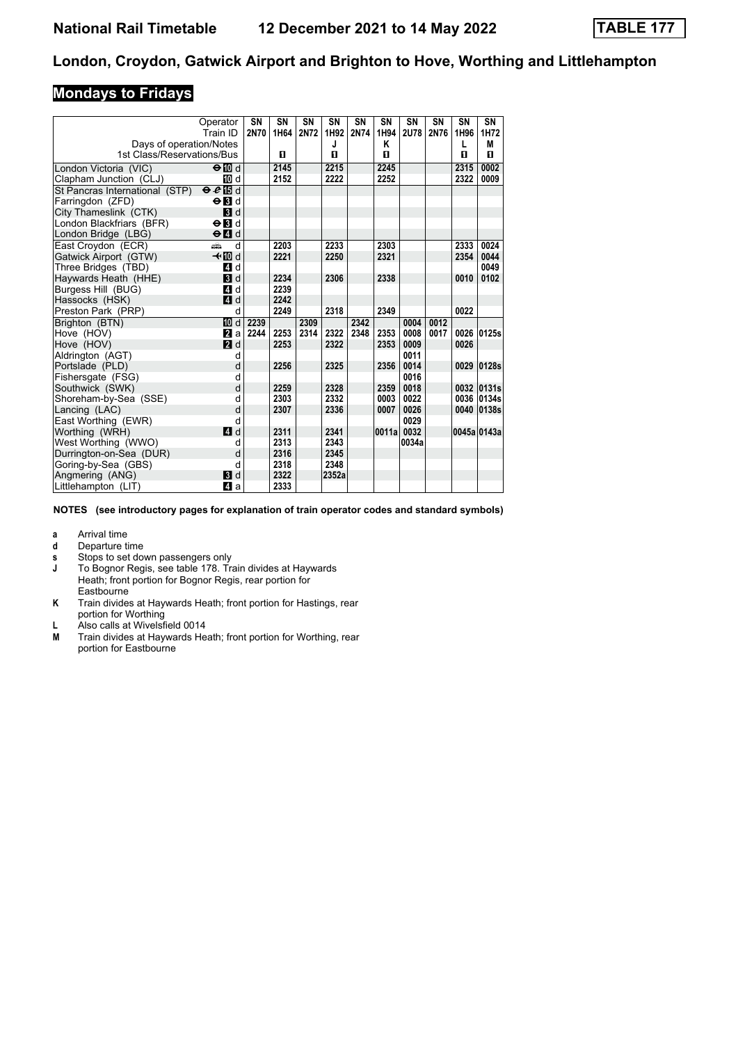# National Rail Timetable 12 December 2021 to 14 May 2022 TABLE 177

## London, Croydon, Gatwick Airport and Brighton to Hove, Worthing and Littlehampton

### Mondays to Fridays

| Operator | | SN | SN | SN | SN | SN | SN | SN | SN | SN | SN |
|---|---|---|---|---|---|---|---|---|---|---|---|
| Train ID | | 2N70 | 1H64 | 2N72 | 1H92 | 2N74 | 1H94 | 2U78 | 2N76 | 1H96 | 1H72 |
| Days of operation/Notes | | | | | J | | K | | | L | M |
| 1st Class/Reservations/Bus | | | 1 | | 1 | | 1 | | | 1 | 1 |
| London Victoria (VIC) | ⊖10 d | | 2145 | | 2215 | | 2245 | | | 2315 | 0002 |
| Clapham Junction (CLJ) | 10 d | | 2152 | | 2222 | | 2252 | | | 2322 | 0009 |
| St Pancras International (STP) | ⊖15 d | | | | | | | | | | |
| Farringdon (ZFD) | ⊖3 d | | | | | | | | | | |
| City Thameslink (CTK) | 3 d | | | | | | | | | | |
| London Blackfriars (BFR) | ⊖3 d | | | | | | | | | | |
| London Bridge (LBG) | ⊖4 d | | | | | | | | | | |
| East Croydon (ECR) | d | | 2203 | | 2233 | | 2303 | | | 2333 | 0024 |
| Gatwick Airport (GTW) | ✈10 d | | 2221 | | 2250 | | 2321 | | | 2354 | 0044 |
| Three Bridges (TBD) | 4 d | | | | | | | | | | 0049 |
| Haywards Heath (HHE) | 3 d | | 2234 | | 2306 | | 2338 | | | 0010 | 0102 |
| Burgess Hill (BUG) | 4 d | | 2239 | | | | | | | | |
| Hassocks (HSK) | 4 d | | 2242 | | | | | | | | |
| Preston Park (PRP) | d | | 2249 | | 2318 | | 2349 | | | 0022 | |
| Brighton (BTN) | 10 d | 2239 | | 2309 | | 2342 | | 0004 | 0012 | | |
| Hove (HOV) | 2 a | 2244 | 2253 | 2314 | 2322 | 2348 | 2353 | 0008 | 0017 | 0026 | 0125s |
| Hove (HOV) | 2 d | | 2253 | | 2322 | | 2353 | 0009 | | 0026 | |
| Aldrington (AGT) | d | | | | | | | 0011 | | | |
| Portslade (PLD) | d | | 2256 | | 2325 | | 2356 | 0014 | | 0029 | 0128s |
| Fishersgate (FSG) | d | | | | | | | 0016 | | | |
| Southwick (SWK) | d | | 2259 | | 2328 | | 2359 | 0018 | | 0032 | 0131s |
| Shoreham-by-Sea (SSE) | d | | 2303 | | 2332 | | 0003 | 0022 | | 0036 | 0134s |
| Lancing (LAC) | d | | 2307 | | 2336 | | 0007 | 0026 | | 0040 | 0138s |
| East Worthing (EWR) | d | | | | | | | 0029 | | | |
| Worthing (WRH) | 4 d | | 2311 | | 2341 | | 0011a | 0032 | | 0045a | 0143a |
| West Worthing (WWO) | d | | 2313 | | 2343 | | | 0034a | | | |
| Durrington-on-Sea (DUR) | d | | 2316 | | 2345 | | | | | | |
| Goring-by-Sea (GBS) | d | | 2318 | | 2348 | | | | | | |
| Angmering (ANG) | 3 d | | 2322 | | 2352a | | | | | | |
| Littlehampton (LIT) | 4 a | | 2333 | | | | | | | | |

**NOTES (see introductory pages for explanation of train operator codes and standard symbols)**

- **a** Arrival time
- **d** Departure time
- **s** Stops to set down passengers only
- **J** To Bognor Regis, see table 178. Train divides at Haywards Heath; front portion for Bognor Regis, rear portion for Eastbourne
- **K** Train divides at Haywards Heath; front portion for Hastings, rear portion for Worthing
- **L** Also calls at Wivelsfield 0014
- **M** Train divides at Haywards Heath; front portion for Worthing, rear portion for Eastbourne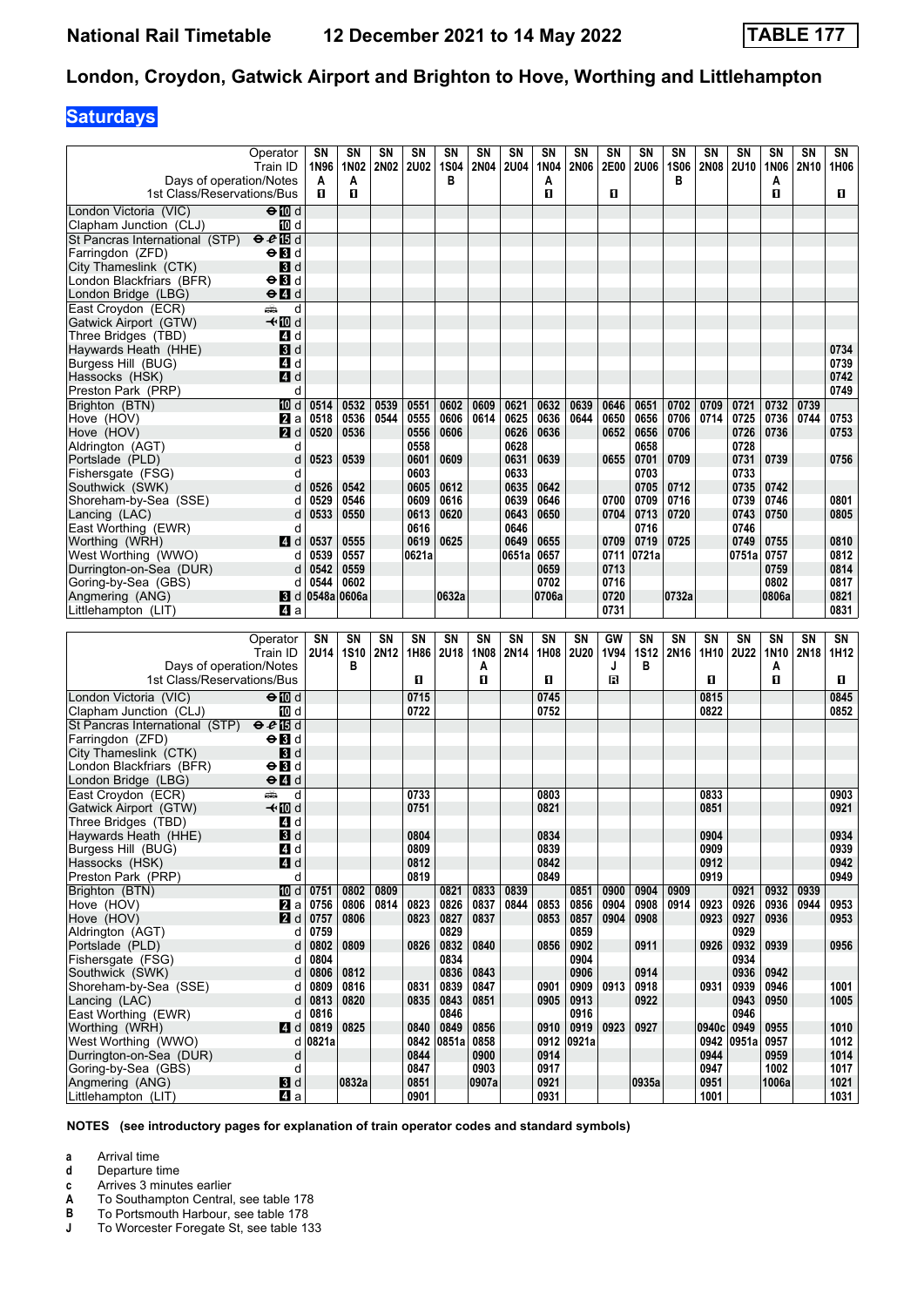# National Rail Timetable — 12 December 2021 to 14 May 2022 — TABLE 177

## London, Croydon, Gatwick Airport and Brighton to Hove, Worthing and Littlehampton

### Saturdays

| Operator | | SN | SN | SN | SN | SN | SN | SN | SN | SN | SN | SN | SN | SN | SN | SN | SN | SN |
|---|---|---|---|---|---|---|---|---|---|---|---|---|---|---|---|---|---|---|
| Train ID | | 1N96 | 1N02 | 2N02 | 2U02 | 1S04 | 2N04 | 2U04 | 1N04 | 2N06 | 2E00 | 2U06 | 1S06 | 2N08 | 2U10 | 1N06 | 2N10 | 1H06 |
| Days of operation/Notes | | A | A | | | B | | | A | | | | B | | | A | | |
| 1st Class/Reservations/Bus | | ■ | ■ | | | | | | ■ | | ■ | | | | | ■ | | ■ |
| London Victoria (VIC) | d | | | | | | | | | | | | | | | | | |
| Clapham Junction (CLJ) | d | | | | | | | | | | | | | | | | | |
| St Pancras International (STP) | d | | | | | | | | | | | | | | | | | |
| Farringdon (ZFD) | d | | | | | | | | | | | | | | | | | |
| City Thameslink (CTK) | d | | | | | | | | | | | | | | | | | |
| London Blackfriars (BFR) | d | | | | | | | | | | | | | | | | | |
| London Bridge (LBG) | d | | | | | | | | | | | | | | | | | |
| East Croydon (ECR) | d | | | | | | | | | | | | | | | | | |
| Gatwick Airport (GTW) | d | | | | | | | | | | | | | | | | | |
| Three Bridges (TBD) | d | | | | | | | | | | | | | | | | | |
| Haywards Heath (HHE) | d | | | | | | | | | | | | | | | | | 0734 |
| Burgess Hill (BUG) | d | | | | | | | | | | | | | | | | | 0739 |
| Hassocks (HSK) | d | | | | | | | | | | | | | | | | | 0742 |
| Preston Park (PRP) | d | | | | | | | | | | | | | | | | | 0749 |
| Brighton (BTN) | d | 0514 | 0532 | 0539 | 0551 | 0602 | 0609 | 0621 | 0632 | 0639 | 0646 | 0651 | 0702 | 0709 | 0721 | 0732 | 0739 | |
| Hove (HOV) | a | 0518 | 0536 | 0544 | 0555 | 0606 | 0614 | 0625 | 0636 | 0644 | 0650 | 0656 | 0706 | 0714 | 0725 | 0736 | 0744 | 0753 |
| Hove (HOV) | d | 0520 | 0536 | | 0556 | 0606 | | 0626 | 0636 | | 0652 | 0656 | 0706 | | 0726 | 0736 | | 0753 |
| Aldrington (AGT) | d | | | | 0558 | | | 0628 | | | | 0658 | | | 0728 | | | |
| Portslade (PLD) | d | 0523 | 0539 | | 0601 | 0609 | | 0631 | 0639 | | 0655 | 0701 | 0709 | | 0731 | 0739 | | 0756 |
| Fishersgate (FSG) | d | | | | 0603 | | | 0633 | | | | 0703 | | | 0733 | | | |
| Southwick (SWK) | d | 0526 | 0542 | | 0605 | 0612 | | 0635 | 0642 | | | 0705 | 0712 | | 0735 | 0742 | | |
| Shoreham-by-Sea (SSE) | d | 0529 | 0546 | | 0609 | 0616 | | 0639 | 0646 | | 0700 | 0709 | 0716 | | 0739 | 0746 | | 0801 |
| Lancing (LAC) | d | 0533 | 0550 | | 0613 | 0620 | | 0643 | 0650 | | 0704 | 0713 | 0720 | | 0743 | 0750 | | 0805 |
| East Worthing (EWR) | d | | | | 0616 | | | 0646 | | | | 0716 | | | 0746 | | | |
| Worthing (WRH) | d | 0537 | 0555 | | 0619 | 0625 | | 0649 | 0655 | | 0709 | 0719 | 0725 | | 0749 | 0755 | | 0810 |
| West Worthing (WWO) | d | 0539 | 0557 | | 0621a | | | 0651a | 0657 | | 0711 | 0721a | | | 0751a | 0757 | | 0812 |
| Durrington-on-Sea (DUR) | d | 0542 | 0559 | | | | | | 0659 | | 0713 | | | | | 0759 | | 0814 |
| Goring-by-Sea (GBS) | d | 0544 | 0602 | | | | | | 0702 | | 0716 | | | | | 0802 | | 0817 |
| Angmering (ANG) | d | 0548a | 0606a | | | 0632a | | | 0706a | | 0720 | | 0732a | | | 0806a | | 0821 |
| Littlehampton (LIT) | a | | | | | | | | | | 0731 | | | | | | | 0831 |

| Operator | | SN | SN | SN | SN | SN | SN | SN | SN | SN | GW | SN | SN | SN | SN | SN | SN | SN |
|---|---|---|---|---|---|---|---|---|---|---|---|---|---|---|---|---|---|---|
| Train ID | | 2U14 | 1S10 | 2N12 | 1H86 | 2U18 | 1N08 | 2N14 | 1H08 | 2U20 | 1V94 | 1S12 | 2N16 | 1H10 | 2U22 | 1N10 | 2N18 | 1H12 |
| Days of operation/Notes | | | B | | | | A | | | | J | B | | | | A | | |
| 1st Class/Reservations/Bus | | | | | ■ | | ■ | | ■ | | R | | | ■ | | ■ | | ■ |
| London Victoria (VIC) | d | | | | 0715 | | | | 0745 | | | | | 0815 | | | | 0845 |
| Clapham Junction (CLJ) | d | | | | 0722 | | | | 0752 | | | | | 0822 | | | | 0852 |
| St Pancras International (STP) | d | | | | | | | | | | | | | | | | | |
| Farringdon (ZFD) | d | | | | | | | | | | | | | | | | | |
| City Thameslink (CTK) | d | | | | | | | | | | | | | | | | | |
| London Blackfriars (BFR) | d | | | | | | | | | | | | | | | | | |
| London Bridge (LBG) | d | | | | | | | | | | | | | | | | | |
| East Croydon (ECR) | d | | | | 0733 | | | | 0803 | | | | | 0833 | | | | 0903 |
| Gatwick Airport (GTW) | d | | | | 0751 | | | | 0821 | | | | | 0851 | | | | 0921 |
| Three Bridges (TBD) | d | | | | | | | | | | | | | | | | | |
| Haywards Heath (HHE) | d | | | | 0804 | | | | 0834 | | | | | 0904 | | | | 0934 |
| Burgess Hill (BUG) | d | | | | 0809 | | | | 0839 | | | | | 0909 | | | | 0939 |
| Hassocks (HSK) | d | | | | 0812 | | | | 0842 | | | | | 0912 | | | | 0942 |
| Preston Park (PRP) | d | | | | 0819 | | | | 0849 | | | | | 0919 | | | | 0949 |
| Brighton (BTN) | d | 0751 | 0802 | 0809 | | 0821 | 0833 | 0839 | | 0851 | 0900 | 0904 | 0909 | | 0921 | 0932 | 0939 | |
| Hove (HOV) | a | 0756 | 0806 | 0814 | 0823 | 0826 | 0837 | 0844 | 0853 | 0856 | 0904 | 0908 | 0914 | 0923 | 0926 | 0936 | 0944 | 0953 |
| Hove (HOV) | d | 0757 | 0806 | | 0823 | 0827 | 0837 | | 0853 | 0857 | 0904 | 0908 | | 0923 | 0927 | 0936 | | 0953 |
| Aldrington (AGT) | d | 0759 | | | | 0829 | | | | 0859 | | | | | 0929 | | | |
| Portslade (PLD) | d | 0802 | 0809 | | 0826 | 0832 | 0840 | | 0856 | 0902 | | 0911 | | 0926 | 0932 | 0939 | | 0956 |
| Fishersgate (FSG) | d | 0804 | | | | 0834 | | | | 0904 | | | | | 0934 | | | |
| Southwick (SWK) | d | 0806 | 0812 | | | 0836 | 0843 | | | 0906 | | 0914 | | | 0936 | 0942 | | |
| Shoreham-by-Sea (SSE) | d | 0809 | 0816 | | 0831 | 0839 | 0847 | | 0901 | 0909 | 0913 | 0918 | | 0931 | 0939 | 0946 | | 1001 |
| Lancing (LAC) | d | 0813 | 0820 | | 0835 | 0843 | 0851 | | 0905 | 0913 | | 0922 | | | 0943 | 0950 | | 1005 |
| East Worthing (EWR) | d | 0816 | | | | 0846 | | | | 0916 | | | | | 0946 | | | |
| Worthing (WRH) | d | 0819 | 0825 | | 0840 | 0849 | 0856 | | 0910 | 0919 | 0923 | 0927 | | 0940c | 0949 | 0955 | | 1010 |
| West Worthing (WWO) | d | 0821a | | | 0842 | 0851a | 0858 | | 0912 | 0921a | | | | 0942 | 0951a | 0957 | | 1012 |
| Durrington-on-Sea (DUR) | d | | | | 0844 | | 0900 | | 0914 | | | | | 0944 | | 0959 | | 1014 |
| Goring-by-Sea (GBS) | d | | | | 0847 | | 0903 | | 0917 | | | | | 0947 | | 1002 | | 1017 |
| Angmering (ANG) | d | | 0832a | | 0851 | | 0907a | | 0921 | | | 0935a | | 0951 | | 1006a | | 1021 |
| Littlehampton (LIT) | a | | | | 0901 | | | | 0931 | | | | | 1001 | | | | 1031 |

**NOTES (see introductory pages for explanation of train operator codes and standard symbols)**

- **a** Arrival time
- **d** Departure time
- **c** Arrives 3 minutes earlier
- **A** To Southampton Central, see table 178
- **B** To Portsmouth Harbour, see table 178
- **J** To Worcester Foregate St, see table 133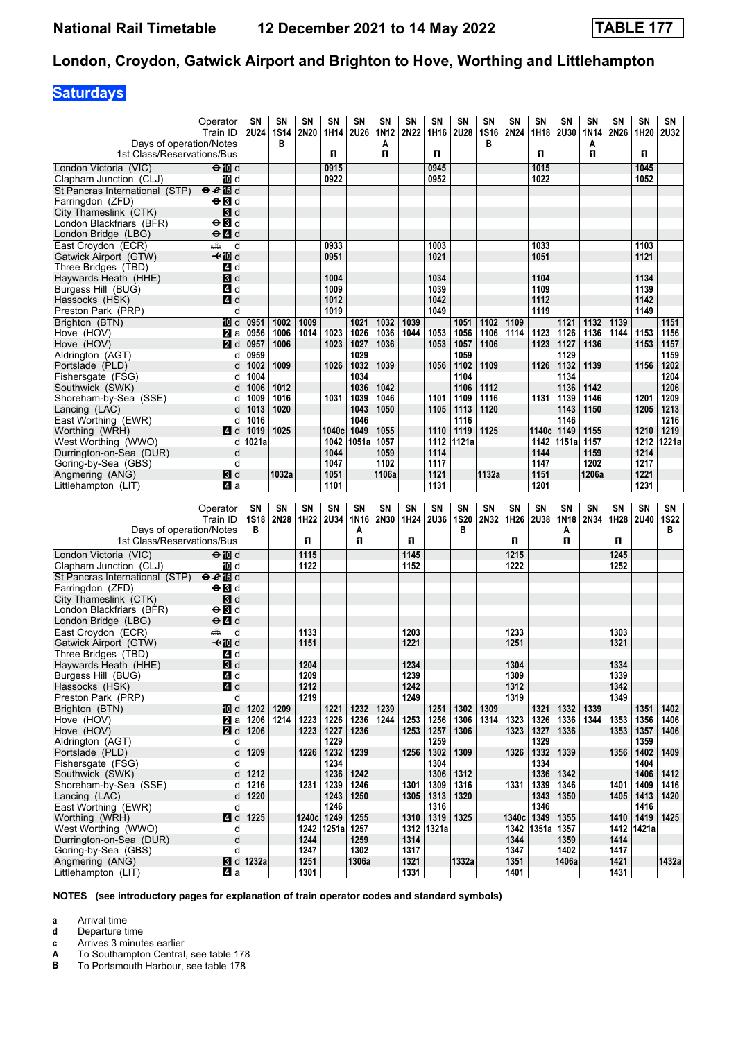# London, Croydon, Gatwick Airport and Brighton to Hove, Worthing and Littlehampton

## Saturdays

| Operator | SN | SN | SN | SN | SN | SN | SN | SN | SN | SN | SN | SN | SN | SN | SN | SN | SN |
|---|---|---|---|---|---|---|---|---|---|---|---|---|---|---|---|---|---|
| Train ID | 2U24 | 1S14 | 2N20 | 1H14 | 2U26 | 1N12 | 2N22 | 1H16 | 2U28 | 1S16 | 2N24 | 1H18 | 2U30 | 1N14 | 2N26 | 1H20 | 2U32 |
| Days of operation/Notes | | B | | | | A | | | | B | | | | A | | | |
| 1st Class/Reservations/Bus | | | | 1 | | 1 | | 1 | | | | 1 | | 1 | | 1 | |
| London Victoria (VIC) ⊖ 10 d | | | | 0915 | | | | 0945 | | | | 1015 | | | | 1045 | |
| Clapham Junction (CLJ) 10 d | | | | 0922 | | | | 0952 | | | | 1022 | | | | 1052 | |
| St Pancras International (STP) ⊖ 15 d | | | | | | | | | | | | | | | | | |
| Farringdon (ZFD) ⊖ 3 d | | | | | | | | | | | | | | | | | |
| City Thameslink (CTK) 3 d | | | | | | | | | | | | | | | | | |
| London Blackfriars (BFR) ⊖ 3 d | | | | | | | | | | | | | | | | | |
| London Bridge (LBG) ⊖ 4 d | | | | | | | | | | | | | | | | | |
| East Croydon (ECR) d | | | | 0933 | | | | 1003 | | | | 1033 | | | | 1103 | |
| Gatwick Airport (GTW) ✈ 10 d | | | | 0951 | | | | 1021 | | | | 1051 | | | | 1121 | |
| Three Bridges (TBD) 4 d | | | | | | | | | | | | | | | | | |
| Haywards Heath (HHE) 3 d | | | | 1004 | | | | 1034 | | | | 1104 | | | | 1134 | |
| Burgess Hill (BUG) 4 d | | | | 1009 | | | | 1039 | | | | 1109 | | | | 1139 | |
| Hassocks (HSK) 4 d | | | | 1012 | | | | 1042 | | | | 1112 | | | | 1142 | |
| Preston Park (PRP) d | | | | 1019 | | | | 1049 | | | | 1119 | | | | 1149 | |
| Brighton (BTN) 10 d | 0951 | 1002 | 1009 | | 1021 | 1032 | 1039 | | 1051 | 1102 | 1109 | | 1121 | 1132 | 1139 | | 1151 |
| Hove (HOV) 2 a | 0956 | 1006 | 1014 | 1023 | 1026 | 1036 | 1044 | 1053 | 1056 | 1106 | 1114 | 1123 | 1126 | 1136 | 1144 | 1153 | 1156 |
| Hove (HOV) 2 d | 0957 | 1006 | | 1023 | 1027 | 1036 | | 1053 | 1057 | 1106 | | 1123 | 1127 | 1136 | | 1153 | 1157 |
| Aldrington (AGT) d | 0959 | | | | 1029 | | | | 1059 | | | | 1129 | | | | 1159 |
| Portslade (PLD) d | 1002 | 1009 | | 1026 | 1032 | 1039 | | 1056 | 1102 | 1109 | | 1126 | 1132 | 1139 | | 1156 | 1202 |
| Fishergate (FSG) d | 1004 | | | | 1034 | | | | 1104 | | | | 1134 | | | | 1204 |
| Southwick (SWK) d | 1006 | 1012 | | | 1036 | 1042 | | | 1106 | 1112 | | | 1136 | 1142 | | | 1206 |
| Shoreham-by-Sea (SSE) d | 1009 | 1016 | | 1031 | 1039 | 1046 | | 1101 | 1109 | 1116 | | 1131 | 1139 | 1146 | | 1201 | 1209 |
| Lancing (LAC) d | 1013 | 1020 | | | 1043 | 1050 | | 1105 | 1113 | 1120 | | | 1143 | 1150 | | 1205 | 1213 |
| East Worthing (EWR) d | 1016 | | | | 1046 | | | | 1116 | | | | 1146 | | | | 1216 |
| Worthing (WRH) 4 d | 1019 | 1025 | | 1040c | 1049 | 1055 | | 1110 | 1119 | 1125 | | 1140c | 1149 | 1155 | | 1210 | 1219 |
| West Worthing (WWO) d | 1021a | | | 1042 | 1051a | 1057 | | 1112 | 1121a | | | 1142 | 1151a | 1157 | | 1212 | 1221a |
| Durrington-on-Sea (DUR) d | | | | 1044 | | 1059 | | 1114 | | | | 1144 | | 1159 | | 1214 | |
| Goring-by-Sea (GBS) d | | | | 1047 | | 1102 | | 1117 | | | | 1147 | | 1202 | | 1217 | |
| Angmering (ANG) 3 d | | 1032a | | 1051 | | 1106a | | 1121 | | 1132a | | 1151 | | 1206a | | 1221 | |
| Littlehampton (LIT) 4 a | | | | 1101 | | | | 1131 | | | | 1201 | | | | 1231 | |

| Operator | SN | SN | SN | SN | SN | SN | SN | SN | SN | SN | SN | SN | SN | SN | SN | SN | SN |
|---|---|---|---|---|---|---|---|---|---|---|---|---|---|---|---|---|---|
| Train ID | 1S18 | 2N28 | 1H22 | 2U34 | 1N16 | 2N30 | 1H24 | 2U36 | 1S20 | 2N32 | 1H26 | 2U38 | 1N18 | 2N34 | 1H28 | 2U40 | 1S22 |
| Days of operation/Notes | B | | | | A | | | | B | | | | A | | | | B |
| 1st Class/Reservations/Bus | | | 1 | | 1 | | 1 | | | | 1 | | 1 | | 1 | | |
| London Victoria (VIC) ⊖ 10 d | | | 1115 | | | | 1145 | | | | 1215 | | | | 1245 | | |
| Clapham Junction (CLJ) 10 d | | | 1122 | | | | 1152 | | | | 1222 | | | | 1252 | | |
| St Pancras International (STP) ⊖ 15 d | | | | | | | | | | | | | | | | | |
| Farringdon (ZFD) ⊖ 3 d | | | | | | | | | | | | | | | | | |
| City Thameslink (CTK) 3 d | | | | | | | | | | | | | | | | | |
| London Blackfriars (BFR) ⊖ 3 d | | | | | | | | | | | | | | | | | |
| London Bridge (LBG) ⊖ 4 d | | | | | | | | | | | | | | | | | |
| East Croydon (ECR) d | | | 1133 | | | | 1203 | | | | 1233 | | | | 1303 | | |
| Gatwick Airport (GTW) ✈ 10 d | | | 1151 | | | | 1221 | | | | 1251 | | | | 1321 | | |
| Three Bridges (TBD) 4 d | | | | | | | | | | | | | | | | | |
| Haywards Heath (HHE) 3 d | | | 1204 | | | | 1234 | | | | 1304 | | | | 1334 | | |
| Burgess Hill (BUG) 4 d | | | 1209 | | | | 1239 | | | | 1309 | | | | 1339 | | |
| Hassocks (HSK) 4 d | | | 1212 | | | | 1242 | | | | 1312 | | | | 1342 | | |
| Preston Park (PRP) d | | | 1219 | | | | 1249 | | | | 1319 | | | | 1349 | | |
| Brighton (BTN) 10 d | 1202 | 1209 | | 1221 | 1232 | 1239 | | 1251 | 1302 | 1309 | | 1321 | 1332 | 1339 | | 1351 | 1402 |
| Hove (HOV) 2 a | 1206 | 1214 | 1223 | 1226 | 1236 | 1244 | 1253 | 1256 | 1306 | 1314 | 1323 | 1326 | 1336 | 1344 | 1353 | 1356 | 1406 |
| Hove (HOV) 2 d | 1206 | | 1223 | 1227 | 1236 | | 1253 | 1257 | 1306 | | 1323 | 1327 | 1336 | | 1353 | 1357 | 1406 |
| Aldrington (AGT) d | | | | 1229 | | | | 1259 | | | | 1329 | | | | 1359 | |
| Portslade (PLD) d | 1209 | | 1226 | 1232 | 1239 | | 1256 | 1302 | 1309 | | 1326 | 1332 | 1339 | | 1356 | 1402 | 1409 |
| Fishergate (FSG) d | | | | 1234 | | | | 1304 | | | | 1334 | | | | 1404 | |
| Southwick (SWK) d | 1212 | | | 1236 | 1242 | | | 1306 | 1312 | | | 1336 | 1342 | | | 1406 | 1412 |
| Shoreham-by-Sea (SSE) d | 1216 | | 1231 | 1239 | 1246 | | 1301 | 1309 | 1316 | | 1331 | 1339 | 1346 | | 1401 | 1409 | 1416 |
| Lancing (LAC) d | 1220 | | | 1243 | 1250 | | 1305 | 1313 | 1320 | | | 1343 | 1350 | | 1405 | 1413 | 1420 |
| East Worthing (EWR) d | | | | 1246 | | | | 1316 | | | | 1346 | | | | 1416 | |
| Worthing (WRH) 4 d | 1225 | | 1240c | 1249 | 1255 | | 1310 | 1319 | 1325 | | 1340c | 1349 | 1355 | | 1410 | 1419 | 1425 |
| West Worthing (WWO) d | | | 1242 | 1251a | 1257 | | 1312 | 1321a | | | 1342 | 1351a | 1357 | | 1412 | 1421a | |
| Durrington-on-Sea (DUR) d | | | 1244 | | 1259 | | 1314 | | | | 1344 | | 1359 | | 1414 | | |
| Goring-by-Sea (GBS) d | | | 1247 | | 1302 | | 1317 | | | | 1347 | | 1402 | | 1417 | | |
| Angmering (ANG) 3 d | 1232a | | 1251 | | 1306a | | 1321 | | 1332a | | 1351 | | 1406a | | 1421 | | 1432a |
| Littlehampton (LIT) 4 a | | | 1301 | | | | 1331 | | | | 1401 | | | | 1431 | | |

**NOTES (see introductory pages for explanation of train operator codes and standard symbols)**

- **a** Arrival time
- **d** Departure time
- **c** Arrives 3 minutes earlier
- **A** To Southampton Central, see table 178
- **B** To Portsmouth Harbour, see table 178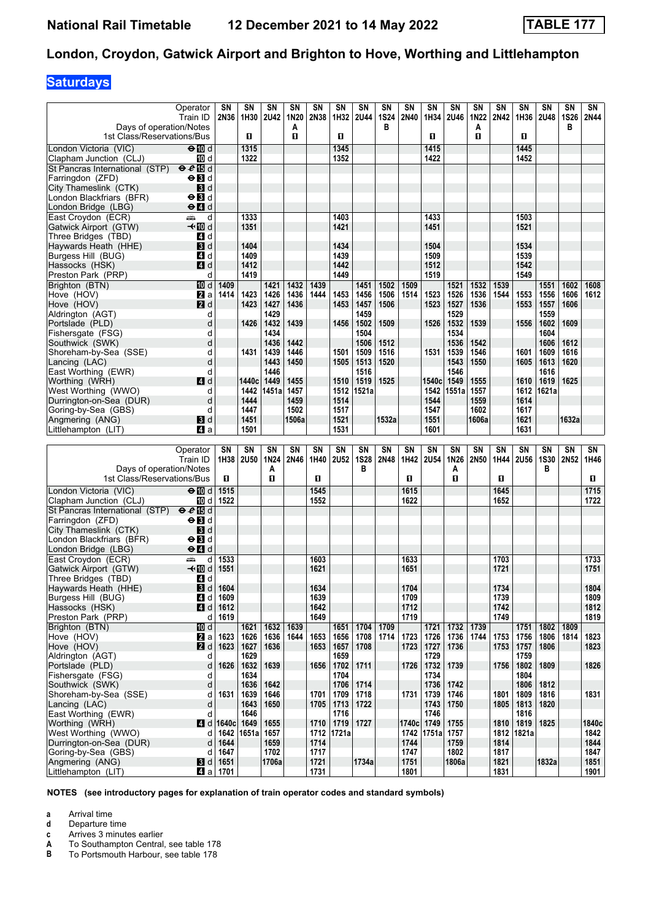# National Rail Timetable 12 December 2021 to 14 May 2022 — TABLE 177

## London, Croydon, Gatwick Airport and Brighton to Hove, Worthing and Littlehampton

### Saturdays

| Operator | | SN | SN | SN | SN | SN | SN | SN | SN | SN | SN | SN | SN | SN | SN | SN | SN | SN |
|---|---|---|---|---|---|---|---|---|---|---|---|---|---|---|---|---|---|---|
| Train ID | | 2N36 | 1H30 | 2U42 | 1N20 | 2N38 | 1H32 | 2U44 | 1S24 | 2N40 | 1H34 | 2U46 | 1N22 | 2N42 | 1H36 | 2U48 | 1S26 | 2N44 |
| Days of operation/Notes | | | | | A | | | | B | | | | A | | | | B | |
| 1st Class/Reservations/Bus | | | ■ | | ■ | | ■ | | | | ■ | | ■ | | ■ | | | |
| London Victoria (VIC) | d | | 1315 | | | | 1345 | | | | 1415 | | | | 1445 | | | |
| Clapham Junction (CLJ) | d | | 1322 | | | | 1352 | | | | 1422 | | | | 1452 | | | |
| St Pancras International (STP) | d | | | | | | | | | | | | | | | | | |
| Farringdon (ZFD) | d | | | | | | | | | | | | | | | | | |
| City Thameslink (CTK) | d | | | | | | | | | | | | | | | | | |
| London Blackfriars (BFR) | d | | | | | | | | | | | | | | | | | |
| London Bridge (LBG) | d | | | | | | | | | | | | | | | | | |
| East Croydon (ECR) | d | | 1333 | | | | 1403 | | | | 1433 | | | | 1503 | | | |
| Gatwick Airport (GTW) | d | | 1351 | | | | 1421 | | | | 1451 | | | | 1521 | | | |
| Three Bridges (TBD) | d | | | | | | | | | | | | | | | | | |
| Haywards Heath (HHE) | d | | 1404 | | | | 1434 | | | | 1504 | | | | 1534 | | | |
| Burgess Hill (BUG) | d | | 1409 | | | | 1439 | | | | 1509 | | | | 1539 | | | |
| Hassocks (HSK) | d | | 1412 | | | | 1442 | | | | 1512 | | | | 1542 | | | |
| Preston Park (PRP) | d | | 1419 | | | | 1449 | | | | 1519 | | | | 1549 | | | |
| Brighton (BTN) | d | 1409 | | 1421 | 1432 | 1439 | | 1451 | 1502 | 1509 | | 1521 | 1532 | 1539 | | 1551 | 1602 | 1608 |
| Hove (HOV) | a | 1414 | 1423 | 1426 | 1436 | 1444 | 1453 | 1456 | 1506 | 1514 | 1523 | 1526 | 1536 | 1544 | 1553 | 1556 | 1606 | 1612 |
| Hove (HOV) | d | | 1423 | 1427 | 1436 | | 1453 | 1457 | 1506 | | 1523 | 1527 | 1536 | | 1553 | 1557 | 1606 | |
| Aldrington (AGT) | d | | | 1429 | | | | 1459 | | | | 1529 | | | | 1559 | | |
| Portslade (PLD) | d | | 1426 | 1432 | 1439 | | 1456 | 1502 | 1509 | | 1526 | 1532 | 1539 | | 1556 | 1602 | 1609 | |
| Fishersgate (FSG) | d | | | 1434 | | | | 1504 | | | | 1534 | | | | 1604 | | |
| Southwick (SWK) | d | | | 1436 | 1442 | | | 1506 | 1512 | | | 1536 | 1542 | | | 1606 | 1612 | |
| Shoreham-by-Sea (SSE) | d | | 1431 | 1439 | 1446 | | 1501 | 1509 | 1516 | | 1531 | 1539 | 1546 | | 1601 | 1609 | 1616 | |
| Lancing (LAC) | d | | | 1443 | 1450 | | 1505 | 1513 | 1520 | | | 1543 | 1550 | | 1605 | 1613 | 1620 | |
| East Worthing (EWR) | d | | | 1446 | | | | 1516 | | | | 1546 | | | | 1616 | | |
| Worthing (WRH) | d | | 1440c | 1449 | 1455 | | 1510 | 1519 | 1525 | | 1540c | 1549 | 1555 | | 1610 | 1619 | 1625 | |
| West Worthing (WWO) | d | | 1442 | 1451a | 1457 | | 1512 | 1521a | | | 1542 | 1551a | 1557 | | 1612 | 1621a | | |
| Durrington-on-Sea (DUR) | d | | 1444 | | 1459 | | 1514 | | | | 1544 | | 1559 | | 1614 | | | |
| Goring-by-Sea (GBS) | d | | 1447 | | 1502 | | 1517 | | | | 1547 | | 1602 | | 1617 | | | |
| Angmering (ANG) | d | | 1451 | | 1506a | | 1521 | | 1532a | | 1551 | | 1606a | | 1621 | | 1632a | |
| Littlehampton (LIT) | a | | 1501 | | | | 1531 | | | | 1601 | | | | 1631 | | | |

| Operator | | SN | SN | SN | SN | SN | SN | SN | SN | SN | SN | SN | SN | SN | SN | SN | SN | SN |
|---|---|---|---|---|---|---|---|---|---|---|---|---|---|---|---|---|---|---|
| Train ID | | 1H38 | 2U50 | 1N24 | 2N46 | 1H40 | 2U52 | 1S28 | 2N48 | 1H42 | 2U54 | 1N26 | 2N50 | 1H44 | 2U56 | 1S30 | 2N52 | 1H46 |
| Days of operation/Notes | | | | A | | | | B | | | | A | | | | B | | |
| 1st Class/Reservations/Bus | | ■ | | ■ | | ■ | | | | ■ | | ■ | | ■ | | | | ■ |
| London Victoria (VIC) | d | 1515 | | | | 1545 | | | | 1615 | | | | 1645 | | | | 1715 |
| Clapham Junction (CLJ) | d | 1522 | | | | 1552 | | | | 1622 | | | | 1652 | | | | 1722 |
| St Pancras International (STP) | d | | | | | | | | | | | | | | | | | |
| Farringdon (ZFD) | d | | | | | | | | | | | | | | | | | |
| City Thameslink (CTK) | d | | | | | | | | | | | | | | | | | |
| London Blackfriars (BFR) | d | | | | | | | | | | | | | | | | | |
| London Bridge (LBG) | d | | | | | | | | | | | | | | | | | |
| East Croydon (ECR) | d | 1533 | | | | 1603 | | | | 1633 | | | | 1703 | | | | 1733 |
| Gatwick Airport (GTW) | d | 1551 | | | | 1621 | | | | 1651 | | | | 1721 | | | | 1751 |
| Three Bridges (TBD) | d | | | | | | | | | | | | | | | | | |
| Haywards Heath (HHE) | d | 1604 | | | | 1634 | | | | 1704 | | | | 1734 | | | | 1804 |
| Burgess Hill (BUG) | d | 1609 | | | | 1639 | | | | 1709 | | | | 1739 | | | | 1809 |
| Hassocks (HSK) | d | 1612 | | | | 1642 | | | | 1712 | | | | 1742 | | | | 1812 |
| Preston Park (PRP) | d | 1619 | | | | 1649 | | | | 1719 | | | | 1749 | | | | 1819 |
| Brighton (BTN) | d | | 1621 | 1632 | 1639 | | 1651 | 1704 | 1709 | | 1721 | 1732 | 1739 | | 1751 | 1802 | 1809 | |
| Hove (HOV) | a | 1623 | 1626 | 1636 | 1644 | 1653 | 1656 | 1708 | 1714 | 1723 | 1726 | 1736 | 1744 | 1753 | 1756 | 1806 | 1814 | 1823 |
| Hove (HOV) | d | 1623 | 1627 | 1636 | | 1653 | 1657 | 1708 | | 1723 | 1727 | 1736 | | 1753 | 1757 | 1806 | | 1823 |
| Aldrington (AGT) | d | | 1629 | | | | 1659 | | | | 1729 | | | | 1759 | | | |
| Portslade (PLD) | d | 1626 | 1632 | 1639 | | 1656 | 1702 | 1711 | | 1726 | 1732 | 1739 | | 1756 | 1802 | 1809 | | 1826 |
| Fishersgate (FSG) | d | | 1634 | | | | 1704 | | | | 1734 | | | | 1804 | | | |
| Southwick (SWK) | d | | 1636 | 1642 | | | 1706 | 1714 | | | 1736 | 1742 | | | 1806 | 1812 | | |
| Shoreham-by-Sea (SSE) | d | 1631 | 1639 | 1646 | | 1701 | 1709 | 1718 | | 1731 | 1739 | 1746 | | 1801 | 1809 | 1816 | | 1831 |
| Lancing (LAC) | d | | 1643 | 1650 | | 1705 | 1713 | 1722 | | | 1743 | 1750 | | 1805 | 1813 | 1820 | | |
| East Worthing (EWR) | d | | 1646 | | | | 1716 | | | | 1746 | | | | 1816 | | | |
| Worthing (WRH) | d | 1640c | 1649 | 1655 | | 1710 | 1719 | 1727 | | 1740c | 1749 | 1755 | | 1810 | 1819 | 1825 | | 1840c |
| West Worthing (WWO) | d | 1642 | 1651a | 1657 | | 1712 | 1721a | | | 1742 | 1751a | 1757 | | 1812 | 1821a | | | 1842 |
| Durrington-on-Sea (DUR) | d | 1644 | | 1659 | | 1714 | | | | 1744 | | 1759 | | 1814 | | | | 1844 |
| Goring-by-Sea (GBS) | d | 1647 | | 1702 | | 1717 | | | | 1747 | | 1802 | | 1817 | | | | 1847 |
| Angmering (ANG) | d | 1651 | | 1706a | | 1721 | | 1734a | | 1751 | | 1806a | | 1821 | | 1832a | | 1851 |
| Littlehampton (LIT) | a | 1701 | | | | 1731 | | | | 1801 | | | | 1831 | | | | 1901 |

**NOTES (see introductory pages for explanation of train operator codes and standard symbols)**

- **a** Arrival time
- **d** Departure time
- **c** Arrives 3 minutes earlier
- **A** To Southampton Central, see table 178
- **B** To Portsmouth Harbour, see table 178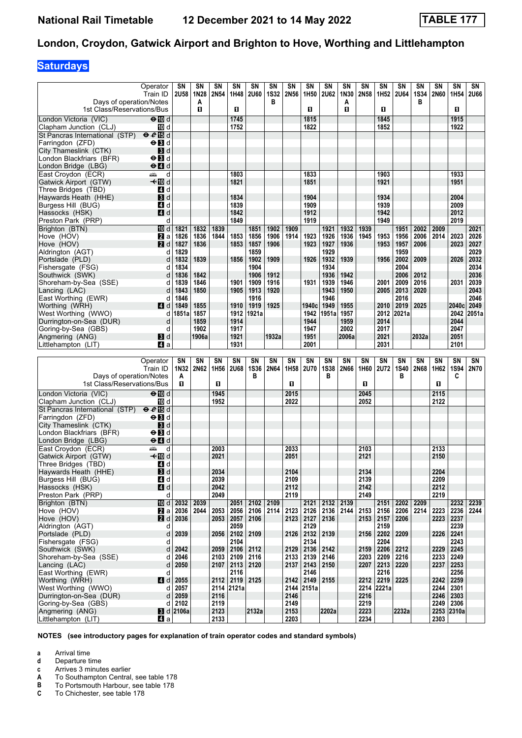| Operator | | SN | SN | SN | SN | SN | SN | SN | SN | SN | SN | SN | SN | SN | SN | SN | SN | SN |
|---|---|---|---|---|---|---|---|---|---|---|---|---|---|---|---|---|---|---|
| Train ID | | 2U58 | 1N28 | 2N54 | 1H48 | 2U60 | 1S32 | 2N56 | 1H50 | 2U62 | 1N30 | 2N58 | 1H52 | 2U64 | 1S34 | 2N60 | 1H54 | 2U66 |
| Days of operation/Notes | | | A | | | | B | | | | A | | | | B | | | |
| 1st Class/Reservations/Bus | | | ■ | | ■ | | | | ■ | | ■ | | ■ | | | | ■ | |
| London Victoria (VIC) | d | | | | 1745 | | | | 1815 | | | | 1845 | | | | 1915 | |
| Clapham Junction (CLJ) | d | | | | 1752 | | | | 1822 | | | | 1852 | | | | 1922 | |
| St Pancras International (STP) | d | | | | | | | | | | | | | | | | | |
| Farringdon (ZFD) | d | | | | | | | | | | | | | | | | | |
| City Thameslink (CTK) | d | | | | | | | | | | | | | | | | | |
| London Blackfriars (BFR) | d | | | | | | | | | | | | | | | | | |
| London Bridge (LBG) | d | | | | | | | | | | | | | | | | | |
| East Croydon (ECR) | d | | | | 1803 | | | | 1833 | | | | 1903 | | | | 1933 | |
| Gatwick Airport (GTW) | d | | | | 1821 | | | | 1851 | | | | 1921 | | | | 1951 | |
| Three Bridges (TBD) | d | | | | | | | | | | | | | | | | | |
| Haywards Heath (HHE) | d | | | | 1834 | | | | 1904 | | | | 1934 | | | | 2004 | |
| Burgess Hill (BUG) | d | | | | 1839 | | | | 1909 | | | | 1939 | | | | 2009 | |
| Hassocks (HSK) | d | | | | 1842 | | | | 1912 | | | | 1942 | | | | 2012 | |
| Preston Park (PRP) | d | | | | 1849 | | | | 1919 | | | | 1949 | | | | 2019 | |
| Brighton (BTN) | d | 1821 | 1832 | 1839 | | 1851 | 1902 | 1909 | | 1921 | 1932 | 1939 | | 1951 | 2002 | 2009 | | 2021 |
| Hove (HOV) | a | 1826 | 1836 | 1844 | 1853 | 1856 | 1906 | 1914 | 1923 | 1926 | 1936 | 1945 | 1953 | 1956 | 2006 | 2014 | 2023 | 2026 |
| Hove (HOV) | d | 1827 | 1836 | | 1853 | 1857 | 1906 | | 1923 | 1927 | 1936 | | 1953 | 1957 | 2006 | | 2023 | 2027 |
| Aldrington (AGT) | d | 1829 | | | | 1859 | | | | 1929 | | | | 1959 | | | | 2029 |
| Portslade (PLD) | d | 1832 | 1839 | | 1856 | 1902 | 1909 | | 1926 | 1932 | 1939 | | 1956 | 2002 | 2009 | | 2026 | 2032 |
| Fishersgate (FSG) | d | 1834 | | | | 1904 | | | | 1934 | | | | 2004 | | | | 2034 |
| Southwick (SWK) | d | 1836 | 1842 | | | 1906 | 1912 | | | 1936 | 1942 | | | 2006 | 2012 | | | 2036 |
| Shoreham-by-Sea (SSE) | d | 1839 | 1846 | | 1901 | 1909 | 1916 | | 1931 | 1939 | 1946 | | 2001 | 2009 | 2016 | | 2031 | 2039 |
| Lancing (LAC) | d | 1843 | 1850 | | 1905 | 1913 | 1920 | | | 1943 | 1950 | | 2005 | 2013 | 2020 | | | 2043 |
| East Worthing (EWR) | d | 1846 | | | | 1916 | | | | 1946 | | | | 2016 | | | | 2046 |
| Worthing (WRH) | d | 1849 | 1855 | | 1910 | 1919 | 1925 | | 1940c | 1949 | 1955 | | 2010 | 2019 | 2025 | | 2040c | 2049 |
| West Worthing (WWO) | d | 1851a | 1857 | | 1912 | 1921a | | | 1942 | 1951a | 1957 | | 2012 | 2021a | | | 2042 | 2051a |
| Durrington-on-Sea (DUR) | d | | 1859 | | 1914 | | | | 1944 | | 1959 | | 2014 | | | | 2044 | |
| Goring-by-Sea (GBS) | d | | 1902 | | 1917 | | | | 1947 | | 2002 | | 2017 | | | | 2047 | |
| Angmering (ANG) | d | | 1906a | | 1921 | | 1932a | | 1951 | | 2006a | | 2021 | | 2032a | | 2051 | |
| Littlehampton (LIT) | a | | | | 1931 | | | | 2001 | | | | 2031 | | | | 2101 | |

| Operator | | SN | SN | SN | SN | SN | SN | SN | SN | SN | SN | SN | SN | SN | SN | SN | SN | SN |
|---|---|---|---|---|---|---|---|---|---|---|---|---|---|---|---|---|---|---|
| Train ID | | 1N32 | 2N62 | 1H56 | 2U68 | 1S36 | 2N64 | 1H58 | 2U70 | 1S38 | 2N66 | 1H60 | 2U72 | 1S40 | 2N68 | 1H62 | 1S94 | 2N70 |
| Days of operation/Notes | | A | | | | B | | | | B | | | | B | | | C | |
| 1st Class/Reservations/Bus | | ■ | | ■ | | | | ■ | | | | ■ | | | | ■ | | |
| London Victoria (VIC) | d | | | 1945 | | | | 2015 | | | | 2045 | | | | 2115 | | |
| Clapham Junction (CLJ) | d | | | 1952 | | | | 2022 | | | | 2052 | | | | 2122 | | |
| St Pancras International (STP) | d | | | | | | | | | | | | | | | | | |
| Farringdon (ZFD) | d | | | | | | | | | | | | | | | | | |
| City Thameslink (CTK) | d | | | | | | | | | | | | | | | | | |
| London Blackfriars (BFR) | d | | | | | | | | | | | | | | | | | |
| London Bridge (LBG) | d | | | | | | | | | | | | | | | | | |
| East Croydon (ECR) | d | | | 2003 | | | | 2033 | | | | 2103 | | | | 2133 | | |
| Gatwick Airport (GTW) | d | | | 2021 | | | | 2051 | | | | 2121 | | | | 2150 | | |
| Three Bridges (TBD) | d | | | | | | | | | | | | | | | | | |
| Haywards Heath (HHE) | d | | | 2034 | | | | 2104 | | | | 2134 | | | | 2204 | | |
| Burgess Hill (BUG) | d | | | 2039 | | | | 2109 | | | | 2139 | | | | 2209 | | |
| Hassocks (HSK) | d | | | 2042 | | | | 2112 | | | | 2142 | | | | 2212 | | |
| Preston Park (PRP) | d | | | 2049 | | | | 2119 | | | | 2149 | | | | 2219 | | |
| Brighton (BTN) | d | 2032 | 2039 | | 2051 | 2102 | 2109 | | 2121 | 2132 | 2139 | | 2151 | 2202 | 2209 | | 2232 | 2239 |
| Hove (HOV) | a | 2036 | 2044 | 2053 | 2056 | 2106 | 2114 | 2123 | 2126 | 2136 | 2144 | 2153 | 2156 | 2206 | 2214 | 2223 | 2236 | 2244 |
| Hove (HOV) | d | 2036 | | 2053 | 2057 | 2106 | | 2123 | 2127 | 2136 | | 2153 | 2157 | 2206 | | 2223 | 2237 | |
| Aldrington (AGT) | d | | | | 2059 | | | | 2129 | | | | 2159 | | | | 2239 | |
| Portslade (PLD) | d | 2039 | | 2056 | 2102 | 2109 | | 2126 | 2132 | 2139 | | 2156 | 2202 | 2209 | | 2226 | 2241 | |
| Fishersgate (FSG) | d | | | | 2104 | | | | 2134 | | | | 2204 | | | | 2243 | |
| Southwick (SWK) | d | 2042 | | 2059 | 2106 | 2112 | | 2129 | 2136 | 2142 | | 2159 | 2206 | 2212 | | 2229 | 2245 | |
| Shoreham-by-Sea (SSE) | d | 2046 | | 2103 | 2109 | 2116 | | 2133 | 2139 | 2146 | | 2203 | 2209 | 2216 | | 2233 | 2249 | |
| Lancing (LAC) | d | 2050 | | 2107 | 2113 | 2120 | | 2137 | 2143 | 2150 | | 2207 | 2213 | 2220 | | 2237 | 2253 | |
| East Worthing (EWR) | d | | | | 2116 | | | | 2146 | | | | 2216 | | | | 2256 | |
| Worthing (WRH) | d | 2055 | | 2112 | 2119 | 2125 | | 2142 | 2149 | 2155 | | 2212 | 2219 | 2225 | | 2242 | 2259 | |
| West Worthing (WWO) | d | 2057 | | 2114 | 2121a | | | 2144 | 2151a | | | 2214 | 2221a | | | 2244 | 2301 | |
| Durrington-on-Sea (DUR) | d | 2059 | | 2116 | | | | 2146 | | | | 2216 | | | | 2246 | 2303 | |
| Goring-by-Sea (GBS) | d | 2102 | | 2119 | | | | 2149 | | | | 2219 | | | | 2249 | 2306 | |
| Angmering (ANG) | d | 2106a | | 2123 | | 2132a | | 2153 | | 2202a | | 2223 | | 2232a | | 2253 | 2310a | |
| Littlehampton (LIT) | a | | | 2133 | | | | 2203 | | | | 2234 | | | | 2303 | | |

**NOTES (see introductory pages for explanation of train operator codes and standard symbols)**

- **a** Arrival time
- **d** Departure time
- **c** Arrives 3 minutes earlier
- **A** To Southampton Central, see table 178
- **B** To Portsmouth Harbour, see table 178
- **C** To Chichester, see table 178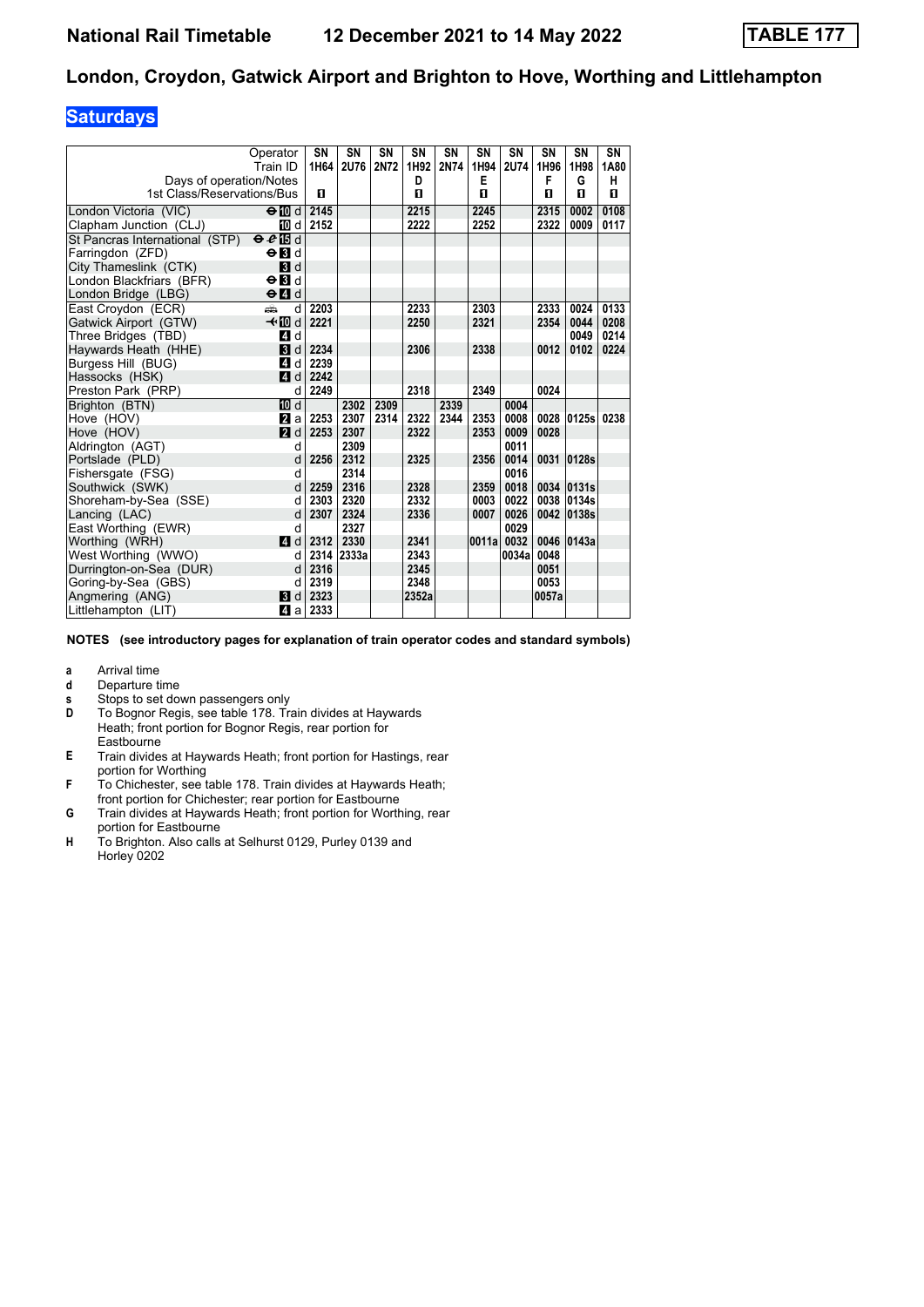# National Rail Timetable 12 December 2021 to 14 May 2022 TABLE 177

## London, Croydon, Gatwick Airport and Brighton to Hove, Worthing and Littlehampton

### Saturdays

| Operator | | SN | SN | SN | SN | SN | SN | SN | SN | SN | SN |
|---|---|---|---|---|---|---|---|---|---|---|---|
| Train ID | | 1H64 | 2U76 | 2N72 | 1H92 | 2N74 | 1H94 | 2U74 | 1H96 | 1H98 | 1A80 |
| Days of operation/Notes | | | | | D | | E | | F | G | H |
| 1st Class/Reservations/Bus | | 1 | | | 1 | | 1 | | 1 | 1 | 1 |
| London Victoria (VIC) | ⊖ 10 d | 2145 | | | 2215 | | 2245 | | 2315 | 0002 | 0108 |
| Clapham Junction (CLJ) | 10 d | 2152 | | | 2222 | | 2252 | | 2322 | 0009 | 0117 |
| St Pancras International (STP) | ⊖ 15 d | | | | | | | | | | |
| Farringdon (ZFD) | ⊖ 3 d | | | | | | | | | | |
| City Thameslink (CTK) | 3 d | | | | | | | | | | |
| London Blackfriars (BFR) | ⊖ 3 d | | | | | | | | | | |
| London Bridge (LBG) | ⊖ 4 d | | | | | | | | | | |
| East Croydon (ECR) | d | 2203 | | | 2233 | | 2303 | | 2333 | 0024 | 0133 |
| Gatwick Airport (GTW) | ✈ 10 d | 2221 | | | 2250 | | 2321 | | 2354 | 0044 | 0208 |
| Three Bridges (TBD) | 4 d | | | | | | | | | 0049 | 0214 |
| Haywards Heath (HHE) | 3 d | 2234 | | | 2306 | | 2338 | | 0012 | 0102 | 0224 |
| Burgess Hill (BUG) | 4 d | 2239 | | | | | | | | | |
| Hassocks (HSK) | 4 d | 2242 | | | | | | | | | |
| Preston Park (PRP) | d | 2249 | | | 2318 | | 2349 | | 0024 | | |
| Brighton (BTN) | 10 d | | 2302 | 2309 | | 2339 | | 0004 | | | |
| Hove (HOV) | 2 a | 2253 | 2307 | 2314 | 2322 | 2344 | 2353 | 0008 | 0028 | 0125s | 0238 |
| Hove (HOV) | 2 d | 2253 | 2307 | | 2322 | | 2353 | 0009 | 0028 | | |
| Aldrington (AGT) | d | | 2309 | | | | | 0011 | | | |
| Portslade (PLD) | d | 2256 | 2312 | | 2325 | | 2356 | 0014 | 0031 | 0128s | |
| Fishersgate (FSG) | d | | 2314 | | | | | 0016 | | | |
| Southwick (SWK) | d | 2259 | 2316 | | 2328 | | 2359 | 0018 | 0034 | 0131s | |
| Shoreham-by-Sea (SSE) | d | 2303 | 2320 | | 2332 | | 0003 | 0022 | 0038 | 0134s | |
| Lancing (LAC) | d | 2307 | 2324 | | 2336 | | 0007 | 0026 | 0042 | 0138s | |
| East Worthing (EWR) | d | | 2327 | | | | | 0029 | | | |
| Worthing (WRH) | 4 d | 2312 | 2330 | | 2341 | | 0011a | 0032 | 0046 | 0143a | |
| West Worthing (WWO) | d | 2314 | 2333a | | 2343 | | | 0034a | 0048 | | |
| Durrington-on-Sea (DUR) | d | 2316 | | | 2345 | | | | 0051 | | |
| Goring-by-Sea (GBS) | d | 2319 | | | 2348 | | | | 0053 | | |
| Angmering (ANG) | 3 d | 2323 | | | 2352a | | | | 0057a | | |
| Littlehampton (LIT) | 4 a | 2333 | | | | | | | | | |

**NOTES (see introductory pages for explanation of train operator codes and standard symbols)**

- **a** Arrival time
- **d** Departure time
- **s** Stops to set down passengers only
- **D** To Bognor Regis, see table 178. Train divides at Haywards Heath; front portion for Bognor Regis, rear portion for Eastbourne
- **E** Train divides at Haywards Heath; front portion for Hastings, rear portion for Worthing
- **F** To Chichester, see table 178. Train divides at Haywards Heath; front portion for Chichester; rear portion for Eastbourne
- **G** Train divides at Haywards Heath; front portion for Worthing, rear portion for Eastbourne
- **H** To Brighton. Also calls at Selhurst 0129, Purley 0139 and Horley 0202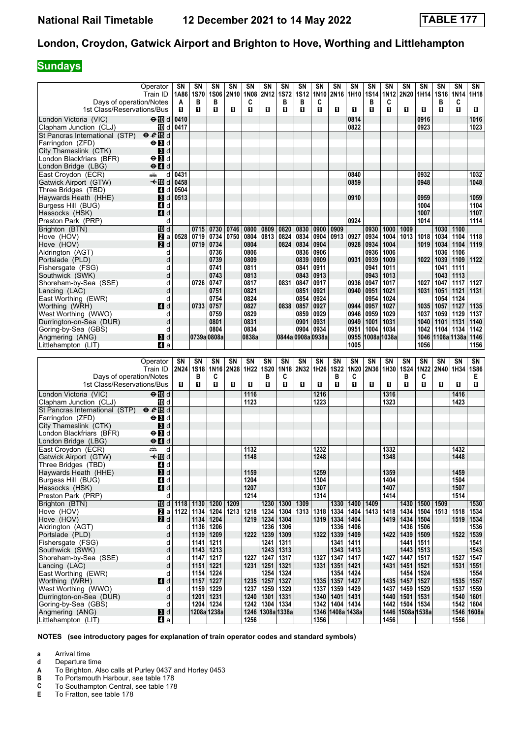# National Rail Timetable 12 December 2021 to 14 May 2022 TABLE 177

## London, Croydon, Gatwick Airport and Brighton to Hove, Worthing and Littlehampton

## Sundays

| Operator | | SN | SN | SN | SN | SN | SN | SN | SN | SN | SN | SN | SN | SN | SN | SN | SN | SN | SN |
|---|---|---|---|---|---|---|---|---|---|---|---|---|---|---|---|---|---|---|---|
| Train ID | | 1A86 | 1S70 | 1S06 | 2N10 | 1N08 | 2N12 | 1S72 | 1S12 | 1N10 | 2N16 | 1H10 | 1S14 | 1N12 | 2N20 | 1H14 | 1S16 | 1N14 | 1H18 |
| Days of operation/Notes | | A | B | B | | C | | B | B | C | | | B | C | | | B | C | |
| 1st Class/Reservations/Bus | | ■ | ■ | ■ | ■ | ■ | ■ | ■ | ■ | ■ | ■ | ■ | ■ | ■ | ■ | ■ | ■ | ■ | ■ |
| London Victoria (VIC) | ⊖10 d | 0410 | | | | | | | | | | 0814 | | | | 0916 | | | 1016 |
| Clapham Junction (CLJ) | 10 d | 0417 | | | | | | | | | | 0822 | | | | 0923 | | | 1023 |
| St Pancras International (STP) | ⊖15 d | | | | | | | | | | | | | | | | | | |
| Farringdon (ZFD) | ⊖3 d | | | | | | | | | | | | | | | | | | |
| City Thameslink (CTK) | 3 d | | | | | | | | | | | | | | | | | | |
| London Blackfriars (BFR) | ⊖3 d | | | | | | | | | | | | | | | | | | |
| London Bridge (LBG) | ⊖4 d | | | | | | | | | | | | | | | | | | |
| East Croydon (ECR) | d | 0431 | | | | | | | | | | 0840 | | | | 0932 | | | 1032 |
| Gatwick Airport (GTW) | ✈10 d | 0458 | | | | | | | | | | 0859 | | | | 0948 | | | 1048 |
| Three Bridges (TBD) | 4 d | 0504 | | | | | | | | | | | | | | | | | |
| Haywards Heath (HHE) | 3 d | 0513 | | | | | | | | | | 0910 | | | | 0959 | | | 1059 |
| Burgess Hill (BUG) | 4 d | | | | | | | | | | | | | | | 1004 | | | 1104 |
| Hassocks (HSK) | 4 d | | | | | | | | | | | | | | | 1007 | | | 1107 |
| Preston Park (PRP) | d | | | | | | | | | | | 0924 | | | | 1014 | | | 1114 |
| Brighton (BTN) | 10 d | | 0715 | 0730 | 0746 | 0800 | 0809 | 0820 | 0830 | 0900 | 0909 | | 0930 | 1000 | 1009 | | 1030 | 1100 | |
| Hove (HOV) | 2 a | 0528 | 0719 | 0734 | 0750 | 0804 | 0813 | 0824 | 0834 | 0904 | 0913 | 0927 | 0934 | 1004 | 1013 | 1018 | 1034 | 1104 | 1118 |
| Hove (HOV) | 2 d | | 0719 | 0734 | | 0804 | | 0824 | 0834 | 0904 | | 0928 | 0934 | 1004 | | 1019 | 1034 | 1104 | 1119 |
| Aldrington (AGT) | d | | | 0736 | | 0806 | | | 0836 | 0906 | | | 0936 | 1006 | | | 1036 | 1106 | |
| Portslade (PLD) | d | | | 0739 | | 0809 | | | 0839 | 0909 | | 0931 | 0939 | 1009 | | 1022 | 1039 | 1109 | 1122 |
| Fishersgate (FSG) | d | | | 0741 | | 0811 | | | 0841 | 0911 | | | 0941 | 1011 | | | 1041 | 1111 | |
| Southwick (SWK) | d | | | 0743 | | 0813 | | | 0843 | 0913 | | | 0943 | 1013 | | | 1043 | 1113 | |
| Shoreham-by-Sea (SSE) | d | | 0726 | 0747 | | 0817 | | 0831 | 0847 | 0917 | | 0936 | 0947 | 1017 | | 1027 | 1047 | 1117 | 1127 |
| Lancing (LAC) | d | | | 0751 | | 0821 | | | 0851 | 0921 | | 0940 | 0951 | 1021 | | 1031 | 1051 | 1121 | 1131 |
| East Worthing (EWR) | d | | | 0754 | | 0824 | | | 0854 | 0924 | | | 0954 | 1024 | | | 1054 | 1124 | |
| Worthing (WRH) | 4 d | | 0733 | 0757 | | 0827 | | 0838 | 0857 | 0927 | | 0944 | 0957 | 1027 | | 1035 | 1057 | 1127 | 1135 |
| West Worthing (WWO) | d | | | 0759 | | 0829 | | | 0859 | 0929 | | 0946 | 0959 | 1029 | | 1037 | 1059 | 1129 | 1137 |
| Durrington-on-Sea (DUR) | d | | | 0801 | | 0831 | | | 0901 | 0931 | | 0949 | 1001 | 1031 | | 1040 | 1101 | 1131 | 1140 |
| Goring-by-Sea (GBS) | d | | | 0804 | | 0834 | | | 0904 | 0934 | | 0951 | 1004 | 1034 | | 1042 | 1104 | 1134 | 1142 |
| Angmering (ANG) | 3 d | | 0739a | 0808a | | 0838a | | 0844a | 0908a | 0938a | | 0955 | 1008a | 1038a | | 1046 | 1108a | 1138a | 1146 |
| Littlehampton (LIT) | 4 a | | | | | | | | | | | 1005 | | | | 1056 | | | 1156 |

| Operator | | SN | SN | SN | SN | SN | SN | SN | SN | SN | SN | SN | SN | SN | SN | SN | SN | SN | SN |
|---|---|---|---|---|---|---|---|---|---|---|---|---|---|---|---|---|---|---|---|
| Train ID | | 2N24 | 1S18 | 1N16 | 2N28 | 1H22 | 1S20 | 1N18 | 2N32 | 1H26 | 1S22 | 1N20 | 2N36 | 1H30 | 1S24 | 1N22 | 2N40 | 1H34 | 1S86 |
| Days of operation/Notes | | | B | C | | | B | C | | | B | C | | | B | C | | | E |
| 1st Class/Reservations/Bus | | ■ | ■ | ■ | ■ | ■ | ■ | ■ | ■ | ■ | ■ | ■ | ■ | ■ | ■ | ■ | ■ | ■ | ■ |
| London Victoria (VIC) | ⊖10 d | | | | | 1116 | | | | 1216 | | | | 1316 | | | | 1416 | |
| Clapham Junction (CLJ) | 10 d | | | | | 1123 | | | | 1223 | | | | 1323 | | | | 1423 | |
| St Pancras International (STP) | ⊖15 d | | | | | | | | | | | | | | | | | | |
| Farringdon (ZFD) | ⊖3 d | | | | | | | | | | | | | | | | | | |
| City Thameslink (CTK) | 3 d | | | | | | | | | | | | | | | | | | |
| London Blackfriars (BFR) | ⊖3 d | | | | | | | | | | | | | | | | | | |
| London Bridge (LBG) | ⊖4 d | | | | | | | | | | | | | | | | | | |
| East Croydon (ECR) | d | | | | | 1132 | | | | 1232 | | | | 1332 | | | | 1432 | |
| Gatwick Airport (GTW) | ✈10 d | | | | | 1148 | | | | 1248 | | | | 1348 | | | | 1448 | |
| Three Bridges (TBD) | 4 d | | | | | | | | | | | | | | | | | | |
| Haywards Heath (HHE) | 3 d | | | | | 1159 | | | | 1259 | | | | 1359 | | | | 1459 | |
| Burgess Hill (BUG) | 4 d | | | | | 1204 | | | | 1304 | | | | 1404 | | | | 1504 | |
| Hassocks (HSK) | 4 d | | | | | 1207 | | | | 1307 | | | | 1407 | | | | 1507 | |
| Preston Park (PRP) | d | | | | | 1214 | | | | 1314 | | | | 1414 | | | | 1514 | |
| Brighton (BTN) | 10 d | 1118 | 1130 | 1200 | 1209 | | 1230 | 1300 | 1309 | | 1330 | 1400 | 1409 | | 1430 | 1500 | 1509 | | 1530 |
| Hove (HOV) | 2 a | 1122 | 1134 | 1204 | 1213 | 1218 | 1234 | 1304 | 1313 | 1318 | 1334 | 1404 | 1413 | 1418 | 1434 | 1504 | 1513 | 1518 | 1534 |
| Hove (HOV) | 2 d | | 1134 | 1204 | | 1219 | 1234 | 1304 | | 1319 | 1334 | 1404 | | 1419 | 1434 | 1504 | | 1519 | 1534 |
| Aldrington (AGT) | d | | 1136 | 1206 | | | 1236 | 1306 | | | 1336 | 1406 | | | 1436 | 1506 | | | 1536 |
| Portslade (PLD) | d | | 1139 | 1209 | | 1222 | 1239 | 1309 | | 1322 | 1339 | 1409 | | 1422 | 1439 | 1509 | | 1522 | 1539 |
| Fishersgate (FSG) | d | | 1141 | 1211 | | | 1241 | 1311 | | | 1341 | 1411 | | | 1441 | 1511 | | | 1541 |
| Southwick (SWK) | d | | 1143 | 1213 | | | 1243 | 1313 | | | 1343 | 1413 | | | 1443 | 1513 | | | 1543 |
| Shoreham-by-Sea (SSE) | d | | 1147 | 1217 | | 1227 | 1247 | 1317 | | 1327 | 1347 | 1417 | | 1427 | 1447 | 1517 | | 1527 | 1547 |
| Lancing (LAC) | d | | 1151 | 1221 | | 1231 | 1251 | 1321 | | 1331 | 1351 | 1421 | | 1431 | 1451 | 1521 | | 1531 | 1551 |
| East Worthing (EWR) | d | | 1154 | 1224 | | | 1254 | 1324 | | | 1354 | 1424 | | | 1454 | 1524 | | | 1554 |
| Worthing (WRH) | 4 d | | 1157 | 1227 | | 1235 | 1257 | 1327 | | 1335 | 1357 | 1427 | | 1435 | 1457 | 1527 | | 1535 | 1557 |
| West Worthing (WWO) | d | | 1159 | 1229 | | 1237 | 1259 | 1329 | | 1337 | 1359 | 1429 | | 1437 | 1459 | 1529 | | 1537 | 1559 |
| Durrington-on-Sea (DUR) | d | | 1201 | 1231 | | 1240 | 1301 | 1331 | | 1340 | 1401 | 1431 | | 1440 | 1501 | 1531 | | 1540 | 1601 |
| Goring-by-Sea (GBS) | d | | 1204 | 1234 | | 1242 | 1304 | 1334 | | 1342 | 1404 | 1434 | | 1442 | 1504 | 1534 | | 1542 | 1604 |
| Angmering (ANG) | 3 d | | 1208a | 1238a | | 1246 | 1308a | 1338a | | 1346 | 1408a | 1438a | | 1446 | 1508a | 1538a | | 1546 | 1608a |
| Littlehampton (LIT) | 4 a | | | | | 1256 | | | | 1356 | | | | 1456 | | | | 1556 | |

**NOTES (see introductory pages for explanation of train operator codes and standard symbols)**

- **a** Arrival time
- **d** Departure time
- **A** To Brighton. Also calls at Purley 0437 and Horley 0453
- **B** To Portsmouth Harbour, see table 178
- **C** To Southampton Central, see table 178
- **E** To Fratton, see table 178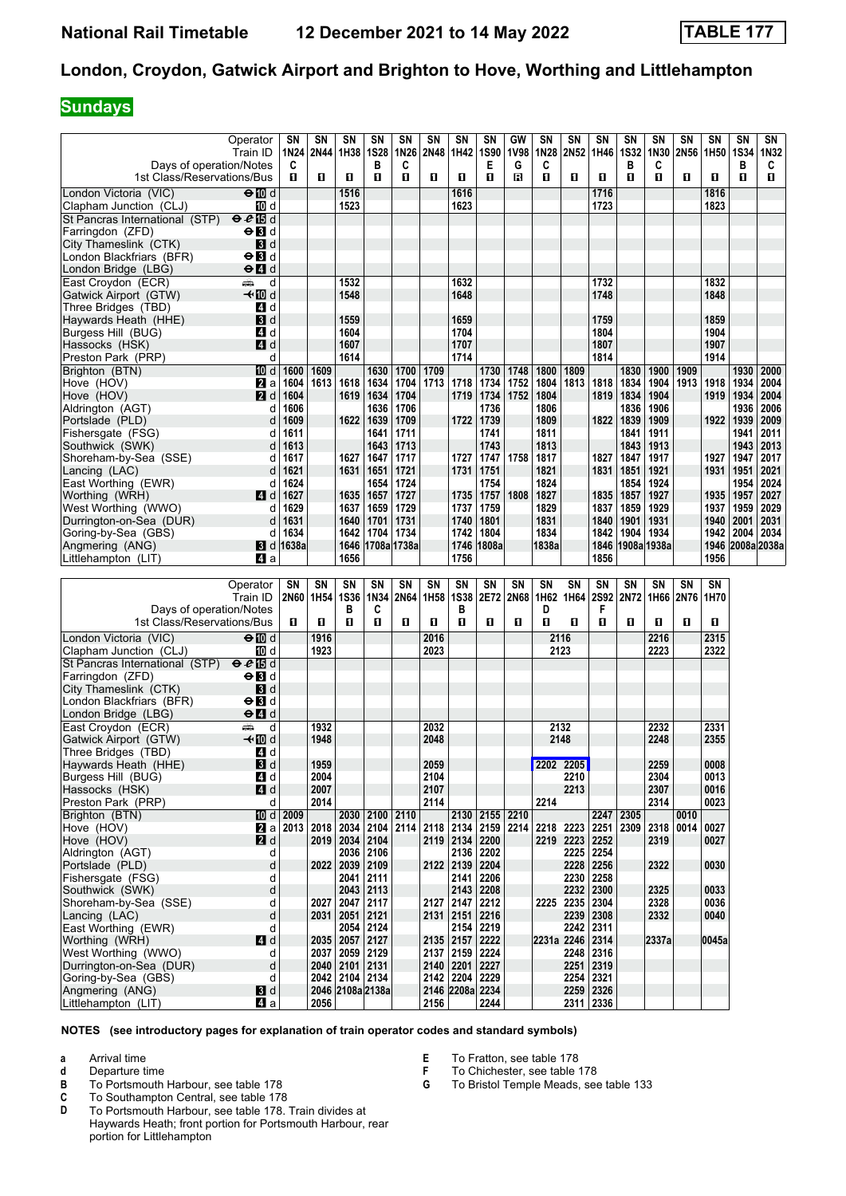# National Rail Timetable 12 December 2021 to 14 May 2022 TABLE 177

## London, Croydon, Gatwick Airport and Brighton to Hove, Worthing and Littlehampton

**Sundays**

| Operator | | SN | SN | SN | SN | SN | SN | SN | SN | GW | SN | SN | SN | SN | SN | SN | SN | SN | SN |
|---|---|---|---|---|---|---|---|---|---|---|---|---|---|---|---|---|---|---|---|
| Train ID | | 1N24 | 2N44 | 1H38 | 1S28 | 1N26 | 2N48 | 1H42 | 1S90 | 1V98 | 1N28 | 2N52 | 1H46 | 1S32 | 1N30 | 2N56 | 1H50 | 1S34 | 1N32 |
| Days of operation/Notes | | C | | | B | C | | | E | G | C | | | B | C | | | B | C |
| 1st Class/Reservations/Bus | | ■ | ■ | ■ | ■ | ■ | ■ | ■ | ■ | R | ■ | ■ | ■ | ■ | ■ | ■ | ■ | ■ | ■ |
| London Victoria (VIC) | ⊖ 10 d | | | 1516 | | | | 1616 | | | | | 1716 | | | | 1816 | | |
| Clapham Junction (CLJ) | 10 d | | | 1523 | | | | 1623 | | | | | 1723 | | | | 1823 | | |
| St Pancras International (STP) | ⊖ 15 d | | | | | | | | | | | | | | | | | | |
| Farringdon (ZFD) | ⊖ 3 d | | | | | | | | | | | | | | | | | | |
| City Thameslink (CTK) | 3 d | | | | | | | | | | | | | | | | | | |
| London Blackfriars (BFR) | ⊖ 3 d | | | | | | | | | | | | | | | | | | |
| London Bridge (LBG) | ⊖ 4 d | | | | | | | | | | | | | | | | | | |
| East Croydon (ECR) | d | | | 1532 | | | | 1632 | | | | | 1732 | | | | 1832 | | |
| Gatwick Airport (GTW) | ✈ 10 d | | | 1548 | | | | 1648 | | | | | 1748 | | | | 1848 | | |
| Three Bridges (TBD) | 4 d | | | | | | | | | | | | | | | | | | |
| Haywards Heath (HHE) | 3 d | | | 1559 | | | | 1659 | | | | | 1759 | | | | 1859 | | |
| Burgess Hill (BUG) | 4 d | | | 1604 | | | | 1704 | | | | | 1804 | | | | 1904 | | |
| Hassocks (HSK) | 4 d | | | 1607 | | | | 1707 | | | | | 1807 | | | | 1907 | | |
| Preston Park (PRP) | d | | | 1614 | | | | 1714 | | | | | 1814 | | | | 1914 | | |
| Brighton (BTN) | 10 d | 1600 | 1609 | | 1630 | 1700 | 1709 | | 1730 | 1748 | 1800 | 1809 | | 1830 | 1900 | 1909 | | 1930 | 2000 |
| Hove (HOV) | 2 a | 1604 | 1613 | 1618 | 1634 | 1704 | 1713 | 1718 | 1734 | 1752 | 1804 | 1813 | 1818 | 1834 | 1904 | 1913 | 1918 | 1934 | 2004 |
| Hove (HOV) | 2 d | 1604 | | 1619 | 1634 | 1704 | | 1719 | 1734 | 1752 | 1804 | | 1819 | 1834 | 1904 | | 1919 | 1934 | 2004 |
| Aldrington (AGT) | d | 1606 | | | 1636 | 1706 | | | 1736 | | 1806 | | | 1836 | 1906 | | | 1936 | 2006 |
| Portslade (PLD) | d | 1609 | | 1622 | 1639 | 1709 | | 1722 | 1739 | | 1809 | | 1822 | 1839 | 1909 | | 1922 | 1939 | 2009 |
| Fishersgate (FSG) | d | 1611 | | | 1641 | 1711 | | | 1741 | | 1811 | | | 1841 | 1911 | | | 1941 | 2011 |
| Southwick (SWK) | d | 1613 | | | 1643 | 1713 | | | 1743 | | 1813 | | | 1843 | 1913 | | | 1943 | 2013 |
| Shoreham-by-Sea (SSE) | d | 1617 | | 1627 | 1647 | 1717 | | 1727 | 1747 | 1758 | 1817 | | 1827 | 1847 | 1917 | | 1927 | 1947 | 2017 |
| Lancing (LAC) | d | 1621 | | 1631 | 1651 | 1721 | | 1731 | 1751 | | 1821 | | 1831 | 1851 | 1921 | | 1931 | 1951 | 2021 |
| East Worthing (EWR) | d | 1624 | | | 1654 | 1724 | | | 1754 | | 1824 | | | 1854 | 1924 | | | 1954 | 2024 |
| Worthing (WRH) | 4 d | 1627 | | 1635 | 1657 | 1727 | | 1735 | 1757 | 1808 | 1827 | | 1835 | 1857 | 1927 | | 1935 | 1957 | 2027 |
| West Worthing (WWO) | d | 1629 | | 1637 | 1659 | 1729 | | 1737 | 1759 | | 1829 | | 1837 | 1859 | 1929 | | 1937 | 1959 | 2029 |
| Durrington-on-Sea (DUR) | d | 1631 | | 1640 | 1701 | 1731 | | 1740 | 1801 | | 1831 | | 1840 | 1901 | 1931 | | 1940 | 2001 | 2031 |
| Goring-by-Sea (GBS) | d | 1634 | | 1642 | 1704 | 1734 | | 1742 | 1804 | | 1834 | | 1842 | 1904 | 1934 | | 1942 | 2004 | 2034 |
| Angmering (ANG) | 3 d | 1638a | | 1646 | 1708a | 1738a | | 1746 | 1808a | | 1838a | | 1846 | 1908a | 1938a | | 1946 | 2008a | 2038a |
| Littlehampton (LIT) | 4 a | | | 1656 | | | | 1756 | | | | | 1856 | | | | 1956 | | |

| Operator | | SN | SN | SN | SN | SN | SN | SN | SN | SN | SN | SN | SN | SN | SN | SN | SN |
|---|---|---|---|---|---|---|---|---|---|---|---|---|---|---|---|---|---|
| Train ID | | 2N60 | 1H54 | 1S36 | 1N34 | 2N64 | 1H58 | 1S38 | 2E72 | 2N68 | 1H62 | 1H64 | 2S92 | 2N72 | 1H66 | 2N76 | 1H70 |
| Days of operation/Notes | | | | B | C | | | B | | | D | | F | | | | |
| 1st Class/Reservations/Bus | | ■ | ■ | ■ | ■ | ■ | ■ | ■ | ■ | ■ | ■ | ■ | ■ | ■ | ■ | ■ | ■ |
| London Victoria (VIC) | ⊖ 10 d | | 1916 | | | | 2016 | | | | 2116 | | | | 2216 | | 2315 |
| Clapham Junction (CLJ) | 10 d | | 1923 | | | | 2023 | | | | 2123 | | | | 2223 | | 2322 |
| St Pancras International (STP) | ⊖ 15 d | | | | | | | | | | | | | | | | |
| Farringdon (ZFD) | ⊖ 3 d | | | | | | | | | | | | | | | | |
| City Thameslink (CTK) | 3 d | | | | | | | | | | | | | | | | |
| London Blackfriars (BFR) | ⊖ 3 d | | | | | | | | | | | | | | | | |
| London Bridge (LBG) | ⊖ 4 d | | | | | | | | | | | | | | | | |
| East Croydon (ECR) | d | | 1932 | | | | 2032 | | | | 2132 | | | | 2232 | | 2331 |
| Gatwick Airport (GTW) | ✈ 10 d | | 1948 | | | | 2048 | | | | 2148 | | | | 2248 | | 2355 |
| Three Bridges (TBD) | 4 d | | | | | | | | | | | | | | | | |
| Haywards Heath (HHE) | 3 d | | 1959 | | | | 2059 | | | | 2202 | 2205 | | | 2259 | | 0008 |
| Burgess Hill (BUG) | 4 d | | 2004 | | | | 2104 | | | | | 2210 | | | 2304 | | 0013 |
| Hassocks (HSK) | 4 d | | 2007 | | | | 2107 | | | | | 2213 | | | 2307 | | 0016 |
| Preston Park (PRP) | d | | 2014 | | | | 2114 | | | | 2214 | | | | 2314 | | 0023 |
| Brighton (BTN) | 10 d | 2009 | | 2030 | 2100 | 2110 | | 2130 | 2155 | 2210 | | | 2247 | 2305 | | 0010 | |
| Hove (HOV) | 2 a | 2013 | 2018 | 2034 | 2104 | 2114 | 2118 | 2134 | 2159 | 2214 | 2218 | 2223 | 2251 | 2309 | 2318 | 0014 | 0027 |
| Hove (HOV) | 2 d | | 2019 | 2034 | 2104 | | 2119 | 2134 | 2200 | | 2219 | 2223 | 2252 | | 2319 | | 0027 |
| Aldrington (AGT) | d | | | 2036 | 2106 | | | 2136 | 2202 | | | 2225 | 2254 | | | | |
| Portslade (PLD) | d | | 2022 | 2039 | 2109 | | 2122 | 2139 | 2204 | | | 2228 | 2256 | | 2322 | | 0030 |
| Fishersgate (FSG) | d | | | 2041 | 2111 | | | 2141 | 2206 | | | 2230 | 2258 | | | | |
| Southwick (SWK) | d | | | 2043 | 2113 | | | 2143 | 2208 | | | 2232 | 2300 | | 2325 | | 0033 |
| Shoreham-by-Sea (SSE) | d | | 2027 | 2047 | 2117 | | 2127 | 2147 | 2212 | | 2225 | 2235 | 2304 | | 2328 | | 0036 |
| Lancing (LAC) | d | | 2031 | 2051 | 2121 | | 2131 | 2151 | 2216 | | | 2239 | 2308 | | 2332 | | 0040 |
| East Worthing (EWR) | d | | | 2054 | 2124 | | | 2154 | 2219 | | | 2242 | 2311 | | | | |
| Worthing (WRH) | 4 d | | 2035 | 2057 | 2127 | | 2135 | 2157 | 2222 | | 2231a | 2246 | 2314 | | 2337a | | 0045a |
| West Worthing (WWO) | d | | 2037 | 2059 | 2129 | | 2137 | 2159 | 2224 | | | 2248 | 2316 | | | | |
| Durrington-on-Sea (DUR) | d | | 2040 | 2101 | 2131 | | 2140 | 2201 | 2227 | | | 2251 | 2319 | | | | |
| Goring-by-Sea (GBS) | d | | 2042 | 2104 | 2134 | | 2142 | 2204 | 2229 | | | 2254 | 2321 | | | | |
| Angmering (ANG) | 3 d | | 2046 | 2108a | 2138a | | 2146 | 2208a | 2234 | | | 2259 | 2326 | | | | |
| Littlehampton (LIT) | 4 a | | 2056 | | | | 2156 | | 2244 | | | 2311 | 2336 | | | | |

**NOTES (see introductory pages for explanation of train operator codes and standard symbols)**

- **a** Arrival time
- **d** Departure time
- **B** To Portsmouth Harbour, see table 178
- **C** To Southampton Central, see table 178
- **D** To Portsmouth Harbour, see table 178. Train divides at Haywards Heath; front portion for Portsmouth Harbour, rear portion for Littlehampton
- **E** To Fratton, see table 178
- **F** To Chichester, see table 178
- **G** To Bristol Temple Meads, see table 133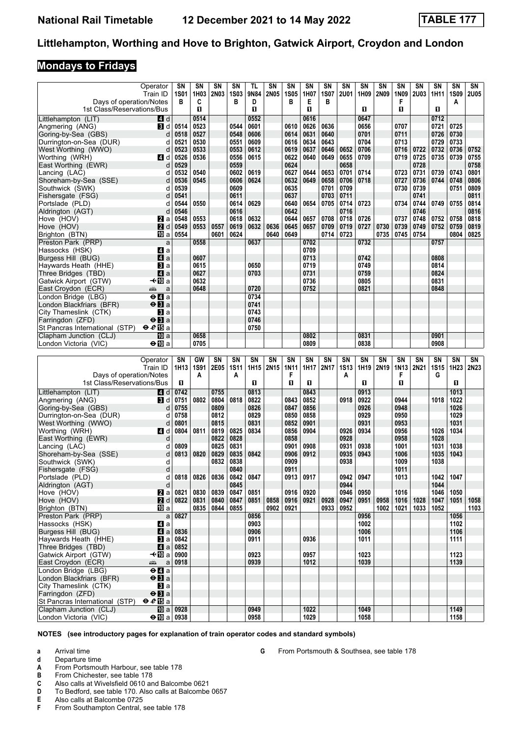# Littlehampton, Worthing and Hove to Brighton, Gatwick Airport, Croydon and London

## Mondays to Fridays

| Operator | | SN | SN | SN | SN | TL | SN | SN | SN | SN | SN | SN | SN | SN | SN | SN | SN | SN |
|---|---|---|---|---|---|---|---|---|---|---|---|---|---|---|---|---|---|---|
| Train ID | | 1S01 | 1H03 | 2N03 | 1S03 | 9N84 | 2N05 | 1S05 | 1H07 | 1S07 | 2U01 | 1H09 | 2N09 | 1N09 | 2U03 | 1H11 | 1S09 | 2U05 |
| Days of operation/Notes | | B | C | | B | D | | B | E | B | | | | F | | | A | |
| 1st Class/Reservations/Bus | | | 1 | | | 1 | | | 1 | | | 1 | | 1 | | 1 | | |
| Littlehampton (LIT) | 4 d | | 0514 | | | 0552 | | | 0616 | | | 0647 | | | | 0712 | | |
| Angmering (ANG) | 3 d | 0514 | 0523 | | 0544 | 0601 | | 0610 | 0626 | 0636 | | 0656 | | 0707 | | 0721 | 0725 | |
| Goring-by-Sea (GBS) | d | 0518 | 0527 | | 0548 | 0606 | | 0614 | 0631 | 0640 | | 0701 | | 0711 | | 0726 | 0730 | |
| Durrington-on-Sea (DUR) | d | 0521 | 0530 | | 0551 | 0609 | | 0616 | 0634 | 0643 | | 0704 | | 0713 | | 0729 | 0733 | |
| West Worthing (WWO) | d | 0523 | 0533 | | 0553 | 0612 | | 0619 | 0637 | 0646 | 0652 | 0706 | | 0716 | 0722 | 0732 | 0736 | 0752 |
| Worthing (WRH) | 4 d | 0526 | 0536 | | 0556 | 0615 | | 0622 | 0640 | 0649 | 0655 | 0709 | | 0719 | 0725 | 0735 | 0739 | 0755 |
| East Worthing (EWR) | d | 0529 | | | 0559 | | | 0624 | | | 0658 | | | | 0728 | | | 0758 |
| Lancing (LAC) | d | 0532 | 0540 | | 0602 | 0619 | | 0627 | 0644 | 0653 | 0701 | 0714 | | 0723 | 0731 | 0739 | 0743 | 0801 |
| Shoreham-by-Sea (SSE) | d | 0536 | 0545 | | 0606 | 0624 | | 0632 | 0649 | 0658 | 0706 | 0718 | | 0727 | 0736 | 0744 | 0748 | 0806 |
| Southwick (SWK) | d | 0539 | | | 0609 | | | 0635 | | 0701 | 0709 | | | 0730 | 0739 | | 0751 | 0809 |
| Fishersgate (FSG) | d | 0541 | | | 0611 | | | 0637 | | 0703 | 0711 | | | | 0741 | | | 0811 |
| Portslade (PLD) | d | 0544 | 0550 | | 0614 | 0629 | | 0640 | 0654 | 0705 | 0714 | 0723 | | 0734 | 0744 | 0749 | 0755 | 0814 |
| Aldrington (AGT) | d | 0546 | | | 0616 | | | 0642 | | | 0716 | | | | 0746 | | | 0816 |
| Hove (HOV) | 2 a | 0548 | 0553 | | 0618 | 0632 | | 0644 | 0657 | 0708 | 0718 | 0726 | | 0737 | 0748 | 0752 | 0758 | 0818 |
| Hove (HOV) | 2 d | 0549 | 0553 | 0557 | 0619 | 0632 | 0636 | 0645 | 0657 | 0709 | 0719 | 0727 | 0730 | 0739 | 0749 | 0752 | 0759 | 0819 |
| Brighton (BTN) | 10 a | 0554 | | 0601 | 0624 | | 0640 | 0649 | | 0714 | 0723 | | 0735 | 0745 | 0754 | | 0804 | 0825 |
| Preston Park (PRP) | a | | 0558 | | | 0637 | | | 0702 | | | 0732 | | | | 0757 | | |
| Hassocks (HSK) | 4 a | | | | | | | | 0709 | | | | | | | | | |
| Burgess Hill (BUG) | 4 a | | 0607 | | | | | | 0713 | | | 0742 | | | | 0808 | | |
| Haywards Heath (HHE) | 3 a | | 0615 | | | 0650 | | | 0719 | | | 0749 | | | | 0814 | | |
| Three Bridges (TBD) | 4 a | | 0627 | | | 0703 | | | 0731 | | | 0759 | | | | 0824 | | |
| Gatwick Airport (GTW) | ✈10 a | | 0632 | | | | | | 0736 | | | 0805 | | | | 0831 | | |
| East Croydon (ECR) | a | | 0648 | | | 0720 | | | 0752 | | | 0821 | | | | 0848 | | |
| London Bridge (LBG) | ⊖4 a | | | | | 0734 | | | | | | | | | | | | |
| London Blackfriars (BFR) | ⊖3 a | | | | | 0741 | | | | | | | | | | | | |
| City Thameslink (CTK) | 3 a | | | | | 0743 | | | | | | | | | | | | |
| Farringdon (ZFD) | ⊖3 a | | | | | 0746 | | | | | | | | | | | | |
| St Pancras International (STP) | ⊖15 a | | | | | 0750 | | | | | | | | | | | | |
| Clapham Junction (CLJ) | 10 a | | 0658 | | | | | | 0802 | | | 0831 | | | | 0901 | | |
| London Victoria (VIC) | ⊖10 a | | 0705 | | | | | | 0809 | | | 0838 | | | | 0908 | | |

| Operator | | SN | GW | SN | SN | SN | SN | SN | SN | SN | SN | SN | SN | SN | SN | SN | SN | SN |
|---|---|---|---|---|---|---|---|---|---|---|---|---|---|---|---|---|---|---|
| Train ID | | 1H13 | 1S91 | 2E05 | 1S11 | 1H15 | 2N15 | 1N11 | 1H17 | 2N17 | 1S13 | 1H19 | 2N19 | 1N13 | 2N21 | 1S15 | 1H23 | 2N23 |
| Days of operation/Notes | | | A | | A | | | F | | | A | | | F | | G | | |
| 1st Class/Reservations/Bus | | 1 | | | | 1 | | 1 | 1 | | | 1 | | 1 | | | 1 | |
| Littlehampton (LIT) | 4 d | 0742 | | 0755 | | 0813 | | | 0843 | | | 0913 | | | | | 1013 | |
| Angmering (ANG) | 3 d | 0751 | 0802 | 0804 | 0818 | 0822 | | 0843 | 0852 | | 0918 | 0922 | | 0944 | | 1018 | 1022 | |
| Goring-by-Sea (GBS) | d | 0755 | | 0809 | | 0826 | | 0847 | 0856 | | | 0926 | | 0948 | | | 1026 | |
| Durrington-on-Sea (DUR) | d | 0758 | | 0812 | | 0829 | | 0850 | 0858 | | | 0929 | | 0950 | | | 1029 | |
| West Worthing (WWO) | d | 0801 | | 0815 | | 0831 | | 0852 | 0901 | | | 0931 | | 0953 | | | 1031 | |
| Worthing (WRH) | 4 d | 0804 | 0811 | 0819 | 0825 | 0834 | | 0856 | 0904 | | 0926 | 0934 | | 0956 | | 1026 | 1034 | |
| East Worthing (EWR) | d | | | 0822 | 0828 | | | 0858 | | | 0928 | | | 0958 | | 1028 | | |
| Lancing (LAC) | d | 0809 | | 0825 | 0831 | | | 0901 | 0908 | | 0931 | 0938 | | 1001 | | 1031 | 1038 | |
| Shoreham-by-Sea (SSE) | d | 0813 | 0820 | 0829 | 0835 | 0842 | | 0906 | 0912 | | 0935 | 0943 | | 1006 | | 1035 | 1043 | |
| Southwick (SWK) | d | | | 0832 | 0838 | | | 0909 | | | 0938 | | | 1009 | | 1038 | | |
| Fishersgate (FSG) | d | | | | 0840 | | | 0911 | | | | | | 1011 | | | | |
| Portslade (PLD) | d | 0818 | 0826 | 0836 | 0842 | 0847 | | 0913 | 0917 | | 0942 | 0947 | | 1013 | | 1042 | 1047 | |
| Aldrington (AGT) | d | | | | 0845 | | | | | | 0944 | | | | | 1044 | | |
| Hove (HOV) | 2 a | 0821 | 0830 | 0839 | 0847 | 0851 | | 0916 | 0920 | | 0946 | 0950 | | 1016 | | 1046 | 1050 | |
| Hove (HOV) | 2 d | 0822 | 0831 | 0840 | 0847 | 0851 | 0858 | 0916 | 0921 | 0928 | 0947 | 0951 | 0958 | 1016 | 1028 | 1047 | 1051 | 1058 |
| Brighton (BTN) | 10 a | | 0835 | 0844 | 0855 | | 0902 | 0921 | | 0933 | 0952 | | 1002 | 1021 | 1033 | 1052 | | 1103 |
| Preston Park (PRP) | a | 0827 | | | | 0856 | | | | | | 0956 | | | | | 1056 | |
| Hassocks (HSK) | 4 a | | | | | 0903 | | | | | | 1002 | | | | | 1102 | |
| Burgess Hill (BUG) | 4 a | 0836 | | | | 0906 | | | | | | 1006 | | | | | 1106 | |
| Haywards Heath (HHE) | 3 a | 0842 | | | | 0911 | | | 0936 | | | 1011 | | | | | 1111 | |
| Three Bridges (TBD) | 4 a | 0852 | | | | | | | | | | | | | | | | |
| Gatwick Airport (GTW) | ✈10 a | 0900 | | | | 0923 | | | 0957 | | | 1023 | | | | | 1123 | |
| East Croydon (ECR) | a | 0918 | | | | 0939 | | | 1012 | | | 1039 | | | | | 1139 | |
| London Bridge (LBG) | ⊖4 a | | | | | | | | | | | | | | | | | |
| London Blackfriars (BFR) | ⊖3 a | | | | | | | | | | | | | | | | | |
| City Thameslink (CTK) | 3 a | | | | | | | | | | | | | | | | | |
| Farringdon (ZFD) | ⊖3 a | | | | | | | | | | | | | | | | | |
| St Pancras International (STP) | ⊖15 a | | | | | | | | | | | | | | | | | |
| Clapham Junction (CLJ) | 10 a | 0928 | | | | 0949 | | | 1022 | | | 1049 | | | | | 1149 | |
| London Victoria (VIC) | ⊖10 a | 0938 | | | | 0958 | | | 1029 | | | 1058 | | | | | 1158 | |

**NOTES (see introductory pages for explanation of train operator codes and standard symbols)**

- **a** Arrival time
- **d** Departure time
- **A** From Portsmouth Harbour, see table 178
- **B** From Chichester, see table 178
- **C** Also calls at Wivelsfield 0610 and Balcombe 0621
- **D** To Bedford, see table 170. Also calls at Balcombe 0657
- **E** Also calls at Balcombe 0725
- **F** From Southampton Central, see table 178
- **G** From Portsmouth & Southsea, see table 178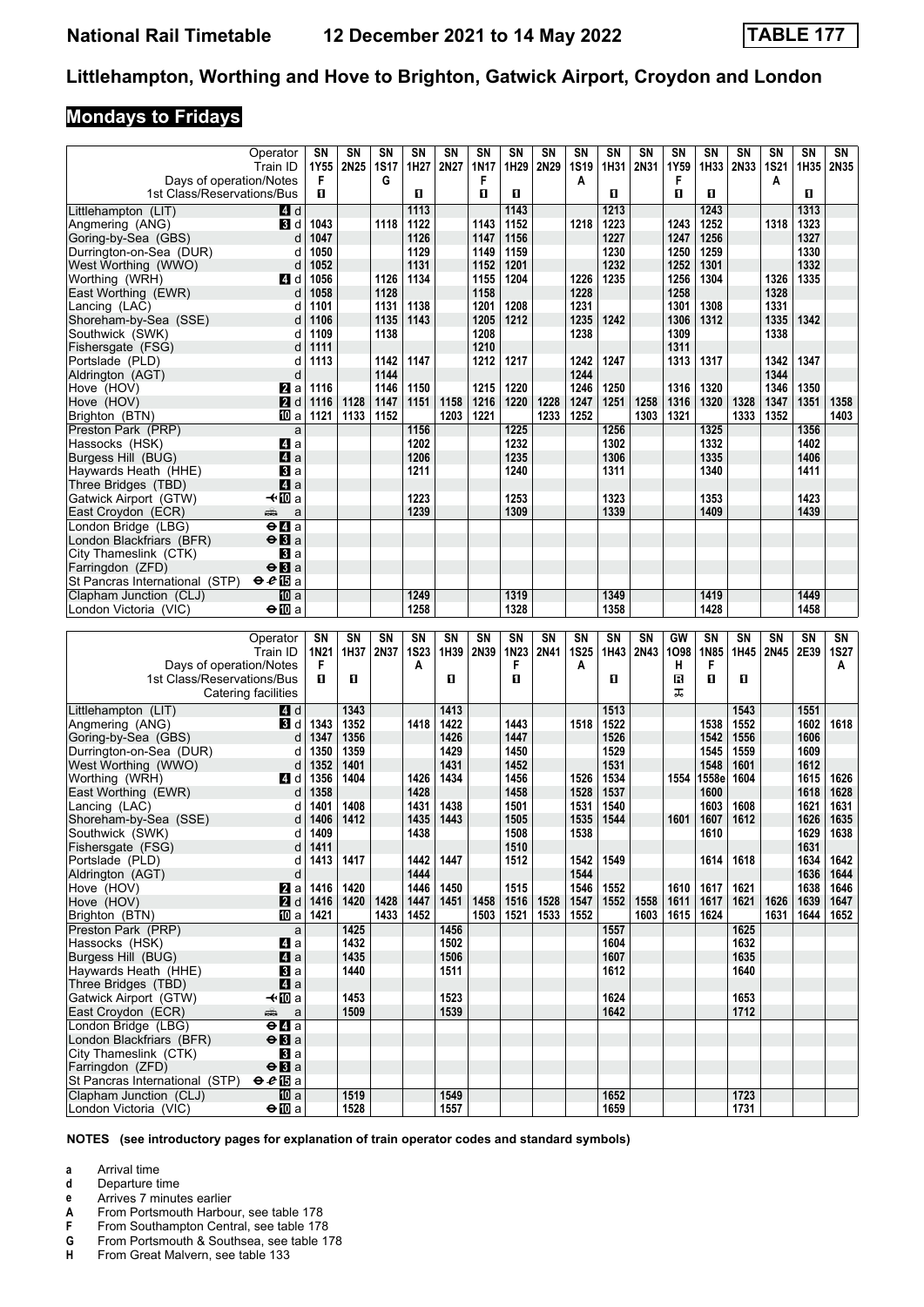# National Rail Timetable 12 December 2021 to 14 May 2022 TABLE 177

## Littlehampton, Worthing and Hove to Brighton, Gatwick Airport, Croydon and London

### Mondays to Fridays

| Operator | | SN | SN | SN | SN | SN | SN | SN | SN | SN | SN | SN | SN | SN | SN | SN | SN | SN |
|---|---|---|---|---|---|---|---|---|---|---|---|---|---|---|---|---|---|---|
| Train ID | | 1Y55 | 2N25 | 1S17 | 1H27 | 2N27 | 1N17 | 1H29 | 2N29 | 1S19 | 1H31 | 2N31 | 1Y59 | 1H33 | 2N33 | 1S21 | 1H35 | 2N35 |
| Days of operation/Notes | | F | | G | | | F | | | A | | | F | | | A | | |
| 1st Class/Reservations/Bus | | 1 | | | 1 | | 1 | 1 | | | 1 | | 1 | 1 | | | 1 | |
| Littlehampton (LIT) | 4 d | | | | 1113 | | | 1143 | | | 1213 | | | 1243 | | | 1313 | |
| Angmering (ANG) | 3 d | 1043 | | 1118 | 1122 | | 1143 | 1152 | | 1218 | 1223 | | 1243 | 1252 | | 1318 | 1323 | |
| Goring-by-Sea (GBS) | d | 1047 | | | 1126 | | 1147 | 1156 | | | 1227 | | 1247 | 1256 | | | 1327 | |
| Durrington-on-Sea (DUR) | d | 1050 | | | 1129 | | 1149 | 1159 | | | 1230 | | 1250 | 1259 | | | 1330 | |
| West Worthing (WWO) | d | 1052 | | | 1131 | | 1152 | 1201 | | | 1232 | | 1252 | 1301 | | | 1332 | |
| Worthing (WRH) | 4 d | 1056 | | 1126 | 1134 | | 1155 | 1204 | | 1226 | 1235 | | 1256 | 1304 | | 1326 | 1335 | |
| East Worthing (EWR) | d | 1058 | | 1128 | | | 1158 | | | 1228 | | | 1258 | | | 1328 | | |
| Lancing (LAC) | d | 1101 | | 1131 | 1138 | | 1201 | 1208 | | 1231 | | | 1301 | 1308 | | 1331 | | |
| Shoreham-by-Sea (SSE) | d | 1106 | | 1135 | 1143 | | 1205 | 1212 | | 1235 | 1242 | | 1306 | 1312 | | 1335 | 1342 | |
| Southwick (SWK) | d | 1109 | | 1138 | | | 1208 | | | 1238 | | | 1309 | | | 1338 | | |
| Fishersgate (FSG) | d | 1111 | | | | | 1210 | | | | | | 1311 | | | | | |
| Portslade (PLD) | d | 1113 | | 1142 | 1147 | | 1212 | 1217 | | 1242 | 1247 | | 1313 | 1317 | | 1342 | 1347 | |
| Aldrington (AGT) | d | | | 1144 | | | | | | 1244 | | | | | | 1344 | | |
| Hove (HOV) | 2 a | 1116 | | 1146 | 1150 | | 1215 | 1220 | | 1246 | 1250 | | 1316 | 1320 | | 1346 | 1350 | |
| Hove (HOV) | 2 d | 1116 | 1128 | 1147 | 1151 | 1158 | 1216 | 1220 | 1228 | 1247 | 1251 | 1258 | 1316 | 1320 | 1328 | 1347 | 1351 | 1358 |
| Brighton (BTN) | 10 a | 1121 | 1133 | 1152 | | 1203 | 1221 | | 1233 | 1252 | | 1303 | 1321 | | 1333 | 1352 | | 1403 |
| Preston Park (PRP) | a | | | | 1156 | | | 1225 | | | 1256 | | | 1325 | | | 1356 | |
| Hassocks (HSK) | 4 a | | | | 1202 | | | 1232 | | | 1302 | | | 1332 | | | 1402 | |
| Burgess Hill (BUG) | 4 a | | | | 1206 | | | 1235 | | | 1306 | | | 1335 | | | 1406 | |
| Haywards Heath (HHE) | 3 a | | | | 1211 | | | 1240 | | | 1311 | | | 1340 | | | 1411 | |
| Three Bridges (TBD) | 4 a | | | | | | | | | | | | | | | | | |
| Gatwick Airport (GTW) | ✈10 a | | | | 1223 | | | 1253 | | | 1323 | | | 1353 | | | 1423 | |
| East Croydon (ECR) | a | | | | 1239 | | | 1309 | | | 1339 | | | 1409 | | | 1439 | |
| London Bridge (LBG) | ⊖4 a | | | | | | | | | | | | | | | | | |
| London Blackfriars (BFR) | ⊖3 a | | | | | | | | | | | | | | | | | |
| City Thameslink (CTK) | 3 a | | | | | | | | | | | | | | | | | |
| Farringdon (ZFD) | ⊖3 a | | | | | | | | | | | | | | | | | |
| St Pancras International (STP) | ⊖15 a | | | | | | | | | | | | | | | | | |
| Clapham Junction (CLJ) | 10 a | | | | 1249 | | | 1319 | | | 1349 | | | 1419 | | | 1449 | |
| London Victoria (VIC) | ⊖10 a | | | | 1258 | | | 1328 | | | 1358 | | | 1428 | | | 1458 | |

| Operator | | SN | SN | SN | SN | SN | SN | SN | SN | SN | SN | SN | GW | SN | SN | SN | SN | SN |
|---|---|---|---|---|---|---|---|---|---|---|---|---|---|---|---|---|---|---|
| Train ID | | 1N21 | 1H37 | 2N37 | 1S23 | 1H39 | 2N39 | 1N23 | 2N41 | 1S25 | 1H43 | 2N43 | 1O98 | 1N85 | 1H45 | 2N45 | 2E39 | 1S27 |
| Days of operation/Notes | | F | | | A | | | F | | A | | | H | F | | | | A |
| 1st Class/Reservations/Bus | | 1 | 1 | | | 1 | | 1 | | | 1 | | R | 1 | 1 | | | |
| Catering facilities | | | | | | | | | | | | | ⊼ | | | | | |
| Littlehampton (LIT) | 4 d | | 1343 | | | 1413 | | | | | 1513 | | | | 1543 | | 1551 | |
| Angmering (ANG) | 3 d | 1343 | 1352 | | 1418 | 1422 | | 1443 | | 1518 | 1522 | | | 1538 | 1552 | | 1602 | 1618 |
| Goring-by-Sea (GBS) | d | 1347 | 1356 | | | 1426 | | 1447 | | | 1526 | | | 1542 | 1556 | | 1606 | |
| Durrington-on-Sea (DUR) | d | 1350 | 1359 | | | 1429 | | 1450 | | | 1529 | | | 1545 | 1559 | | 1609 | |
| West Worthing (WWO) | d | 1352 | 1401 | | | 1431 | | 1452 | | | 1531 | | | 1548 | 1601 | | 1612 | |
| Worthing (WRH) | 4 d | 1356 | 1404 | | 1426 | 1434 | | 1456 | | 1526 | 1534 | | 1554 | 1558e | 1604 | | 1615 | 1626 |
| East Worthing (EWR) | d | 1358 | | | 1428 | | | 1458 | | 1528 | 1537 | | | 1600 | | | 1618 | 1628 |
| Lancing (LAC) | d | 1401 | 1408 | | 1431 | 1438 | | 1501 | | 1531 | 1540 | | | 1603 | 1608 | | 1621 | 1631 |
| Shoreham-by-Sea (SSE) | d | 1406 | 1412 | | 1435 | 1443 | | 1505 | | 1535 | 1544 | | 1601 | 1607 | 1612 | | 1626 | 1635 |
| Southwick (SWK) | d | 1409 | | | 1438 | | | 1508 | | 1538 | | | | 1610 | | | 1629 | 1638 |
| Fishersgate (FSG) | d | 1411 | | | | | | 1510 | | | | | | | | | 1631 | |
| Portslade (PLD) | d | 1413 | 1417 | | 1442 | 1447 | | 1512 | | 1542 | 1549 | | | 1614 | 1618 | | 1634 | 1642 |
| Aldrington (AGT) | d | | | | 1444 | | | | | 1544 | | | | | | | 1636 | 1644 |
| Hove (HOV) | 2 a | 1416 | 1420 | | 1446 | 1450 | | 1515 | | 1546 | 1552 | | 1610 | 1617 | 1621 | | 1638 | 1646 |
| Hove (HOV) | 2 d | 1416 | 1420 | 1428 | 1447 | 1451 | 1458 | 1516 | 1528 | 1547 | 1552 | 1558 | 1611 | 1617 | 1621 | 1626 | 1639 | 1647 |
| Brighton (BTN) | 10 a | 1421 | | 1433 | 1452 | | 1503 | 1521 | 1533 | 1552 | | 1603 | 1615 | 1624 | | 1631 | 1644 | 1652 |
| Preston Park (PRP) | a | | 1425 | | | 1456 | | | | | 1557 | | | | 1625 | | | |
| Hassocks (HSK) | 4 a | | 1432 | | | 1502 | | | | | 1604 | | | | 1632 | | | |
| Burgess Hill (BUG) | 4 a | | 1435 | | | 1506 | | | | | 1607 | | | | 1635 | | | |
| Haywards Heath (HHE) | 3 a | | 1440 | | | 1511 | | | | | 1612 | | | | 1640 | | | |
| Three Bridges (TBD) | 4 a | | | | | | | | | | | | | | | | | |
| Gatwick Airport (GTW) | ✈10 a | | 1453 | | | 1523 | | | | | 1624 | | | | 1653 | | | |
| East Croydon (ECR) | a | | 1509 | | | 1539 | | | | | 1642 | | | | 1712 | | | |
| London Bridge (LBG) | ⊖4 a | | | | | | | | | | | | | | | | | |
| London Blackfriars (BFR) | ⊖3 a | | | | | | | | | | | | | | | | | |
| City Thameslink (CTK) | 3 a | | | | | | | | | | | | | | | | | |
| Farringdon (ZFD) | ⊖3 a | | | | | | | | | | | | | | | | | |
| St Pancras International (STP) | ⊖15 a | | | | | | | | | | | | | | | | | |
| Clapham Junction (CLJ) | 10 a | | 1519 | | | 1549 | | | | | 1652 | | | | 1723 | | | |
| London Victoria (VIC) | ⊖10 a | | 1528 | | | 1557 | | | | | 1659 | | | | 1731 | | | |

**NOTES (see introductory pages for explanation of train operator codes and standard symbols)**

- **a** Arrival time
- **d** Departure time
- **e** Arrives 7 minutes earlier
- **A** From Portsmouth Harbour, see table 178
- **F** From Southampton Central, see table 178
- **G** From Portsmouth & Southsea, see table 178
- **H** From Great Malvern, see table 133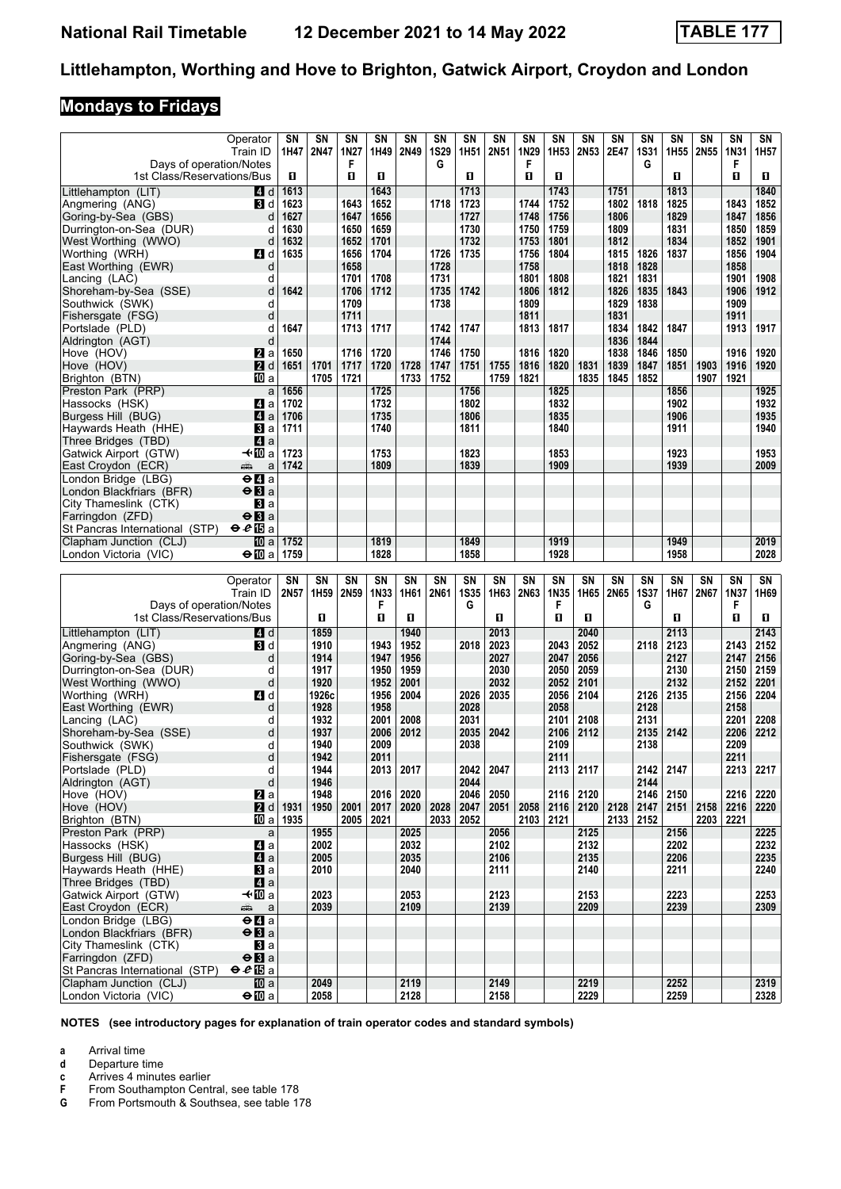# National Rail Timetable 12 December 2021 to 14 May 2022 TABLE 177

## Littlehampton, Worthing and Hove to Brighton, Gatwick Airport, Croydon and London

### Mondays to Fridays

| Operator | | SN | SN | SN | SN | SN | SN | SN | SN | SN | SN | SN | SN | SN | SN | SN | SN | SN |
|---|---|---|---|---|---|---|---|---|---|---|---|---|---|---|---|---|---|---|
| Train ID | | 1H47 | 2N47 | 1N27 | 1H49 | 2N49 | 1S29 | 1H51 | 2N51 | 1N29 | 1H53 | 2N53 | 2E47 | 1S31 | 1H55 | 2N55 | 1N31 | 1H57 |
| Days of operation/Notes | | | | F | | | G | | | F | | | | G | | | F | |
| 1st Class/Reservations/Bus | | 1 | | 1 | 1 | | | 1 | | 1 | 1 | | | | 1 | | 1 | 1 |
| Littlehampton (LIT) | 4 d | 1613 | | | 1643 | | | 1713 | | | 1743 | | 1751 | | 1813 | | | 1840 |
| Angmering (ANG) | 3 d | 1623 | | 1643 | 1652 | | 1718 | 1723 | | 1744 | 1752 | | 1802 | 1818 | 1825 | | 1843 | 1852 |
| Goring-by-Sea (GBS) | d | 1627 | | 1647 | 1656 | | | 1727 | | 1748 | 1756 | | 1806 | | 1829 | | 1847 | 1856 |
| Durrington-on-Sea (DUR) | d | 1630 | | 1650 | 1659 | | | 1730 | | 1750 | 1759 | | 1809 | | 1831 | | 1850 | 1859 |
| West Worthing (WWO) | d | 1632 | | 1652 | 1701 | | | 1732 | | 1753 | 1801 | | 1812 | | 1834 | | 1852 | 1901 |
| Worthing (WRH) | 4 d | 1635 | | 1656 | 1704 | | 1726 | 1735 | | 1756 | 1804 | | 1815 | 1826 | 1837 | | 1856 | 1904 |
| East Worthing (EWR) | d | | | 1658 | | | 1728 | | | 1758 | | | 1818 | 1828 | | | 1858 | |
| Lancing (LAC) | d | | | 1701 | 1708 | | 1731 | | | 1801 | 1808 | | 1821 | 1831 | | | 1901 | 1908 |
| Shoreham-by-Sea (SSE) | d | 1642 | | 1706 | 1712 | | 1735 | 1742 | | 1806 | 1812 | | 1826 | 1835 | 1843 | | 1906 | 1912 |
| Southwick (SWK) | d | | | 1709 | | | 1738 | | | 1809 | | | 1829 | 1838 | | | 1909 | |
| Fishersgate (FSG) | d | | | 1711 | | | | | | 1811 | | | 1831 | | | | 1911 | |
| Portslade (PLD) | d | 1647 | | 1713 | 1717 | | 1742 | 1747 | | 1813 | 1817 | | 1834 | 1842 | 1847 | | 1913 | 1917 |
| Aldrington (AGT) | d | | | | | | 1744 | | | | | | 1836 | 1844 | | | | |
| Hove (HOV) | 2 a | 1650 | | 1716 | 1720 | | 1746 | 1750 | | 1816 | 1820 | | 1838 | 1846 | 1850 | | 1916 | 1920 |
| Hove (HOV) | 2 d | 1651 | 1701 | 1717 | 1720 | 1728 | 1747 | 1751 | 1755 | 1816 | 1820 | 1831 | 1839 | 1847 | 1851 | 1903 | 1916 | 1920 |
| Brighton (BTN) | 10 a | | 1705 | 1721 | | 1733 | 1752 | | 1759 | 1821 | | 1835 | 1845 | 1852 | | 1907 | 1921 | |
| Preston Park (PRP) | a | 1656 | | | 1725 | | | 1756 | | | 1825 | | | | 1856 | | | 1925 |
| Hassocks (HSK) | 4 a | 1702 | | | 1732 | | | 1802 | | | 1832 | | | | 1902 | | | 1932 |
| Burgess Hill (BUG) | 4 a | 1706 | | | 1735 | | | 1806 | | | 1835 | | | | 1906 | | | 1935 |
| Haywards Heath (HHE) | 3 a | 1711 | | | 1740 | | | 1811 | | | 1840 | | | | 1911 | | | 1940 |
| Three Bridges (TBD) | 4 a | | | | | | | | | | | | | | | | | |
| Gatwick Airport (GTW) | ✈10 a | 1723 | | | 1753 | | | 1823 | | | 1853 | | | | 1923 | | | 1953 |
| East Croydon (ECR) | a | 1742 | | | 1809 | | | 1839 | | | 1909 | | | | 1939 | | | 2009 |
| London Bridge (LBG) | ⊖4 a | | | | | | | | | | | | | | | | | |
| London Blackfriars (BFR) | ⊖3 a | | | | | | | | | | | | | | | | | |
| City Thameslink (CTK) | 3 a | | | | | | | | | | | | | | | | | |
| Farringdon (ZFD) | ⊖3 a | | | | | | | | | | | | | | | | | |
| St Pancras International (STP) | ⊖15 a | | | | | | | | | | | | | | | | | |
| Clapham Junction (CLJ) | 10 a | 1752 | | | 1819 | | | 1849 | | | 1919 | | | | 1949 | | | 2019 |
| London Victoria (VIC) | ⊖10 a | 1759 | | | 1828 | | | 1858 | | | 1928 | | | | 1958 | | | 2028 |

| Operator | | SN | SN | SN | SN | SN | SN | SN | SN | SN | SN | SN | SN | SN | SN | SN | SN | SN |
|---|---|---|---|---|---|---|---|---|---|---|---|---|---|---|---|---|---|---|
| Train ID | | 2N57 | 1H59 | 2N59 | 1N33 | 1H61 | 2N61 | 1S35 | 1H63 | 2N63 | 1N35 | 1H65 | 2N65 | 1S37 | 1H67 | 2N67 | 1N37 | 1H69 |
| Days of operation/Notes | | | | | F | | | G | | | F | | | G | | | F | |
| 1st Class/Reservations/Bus | | | 1 | | 1 | 1 | | | 1 | | 1 | 1 | | | 1 | | 1 | 1 |
| Littlehampton (LIT) | 4 d | | 1859 | | | 1940 | | | 2013 | | | 2040 | | | 2113 | | | 2143 |
| Angmering (ANG) | 3 d | | 1910 | | 1943 | 1952 | | 2018 | 2023 | | 2043 | 2052 | | 2118 | 2123 | | 2143 | 2152 |
| Goring-by-Sea (GBS) | d | | 1914 | | 1947 | 1956 | | | 2027 | | 2047 | 2056 | | | 2127 | | 2147 | 2156 |
| Durrington-on-Sea (DUR) | d | | 1917 | | 1950 | 1959 | | | 2030 | | 2050 | 2059 | | | 2130 | | 2150 | 2159 |
| West Worthing (WWO) | d | | 1920 | | 1952 | 2001 | | | 2032 | | 2052 | 2101 | | | 2132 | | 2152 | 2201 |
| Worthing (WRH) | 4 d | | 1926c | | 1956 | 2004 | | 2026 | 2035 | | 2056 | 2104 | | 2126 | 2135 | | 2156 | 2204 |
| East Worthing (EWR) | d | | 1928 | | 1958 | | | 2028 | | | 2058 | | | 2128 | | | 2158 | |
| Lancing (LAC) | d | | 1932 | | 2001 | 2008 | | 2031 | | | 2101 | 2108 | | 2131 | | | 2201 | 2208 |
| Shoreham-by-Sea (SSE) | d | | 1937 | | 2006 | 2012 | | 2035 | 2042 | | 2106 | 2112 | | 2135 | 2142 | | 2206 | 2212 |
| Southwick (SWK) | d | | 1940 | | 2009 | | | 2038 | | | 2109 | | | 2138 | | | 2209 | |
| Fishersgate (FSG) | d | | 1942 | | 2011 | | | | | | 2111 | | | | | | 2211 | |
| Portslade (PLD) | d | | 1944 | | 2013 | 2017 | | 2042 | 2047 | | 2113 | 2117 | | 2142 | 2147 | | 2213 | 2217 |
| Aldrington (AGT) | d | | 1946 | | | | | 2044 | | | | | | 2144 | | | | |
| Hove (HOV) | 2 a | | 1948 | | 2016 | 2020 | | 2046 | 2050 | | 2116 | 2120 | | 2146 | 2150 | | 2216 | 2220 |
| Hove (HOV) | 2 d | 1931 | 1950 | 2001 | 2017 | 2020 | 2028 | 2047 | 2051 | 2058 | 2116 | 2120 | 2128 | 2147 | 2151 | 2158 | 2216 | 2220 |
| Brighton (BTN) | 10 a | 1935 | | 2005 | 2021 | | 2033 | 2052 | | 2103 | 2121 | | 2133 | 2152 | | 2203 | 2221 | |
| Preston Park (PRP) | a | | 1955 | | | 2025 | | | 2056 | | | 2125 | | | 2156 | | | 2225 |
| Hassocks (HSK) | 4 a | | 2002 | | | 2032 | | | 2102 | | | 2132 | | | 2202 | | | 2232 |
| Burgess Hill (BUG) | 4 a | | 2005 | | | 2035 | | | 2106 | | | 2135 | | | 2206 | | | 2235 |
| Haywards Heath (HHE) | 3 a | | 2010 | | | 2040 | | | 2111 | | | 2140 | | | 2211 | | | 2240 |
| Three Bridges (TBD) | 4 a | | | | | | | | | | | | | | | | | |
| Gatwick Airport (GTW) | ✈10 a | | 2023 | | | 2053 | | | 2123 | | | 2153 | | | 2223 | | | 2253 |
| East Croydon (ECR) | a | | 2039 | | | 2109 | | | 2139 | | | 2209 | | | 2239 | | | 2309 |
| London Bridge (LBG) | ⊖4 a | | | | | | | | | | | | | | | | | |
| London Blackfriars (BFR) | ⊖3 a | | | | | | | | | | | | | | | | | |
| City Thameslink (CTK) | 3 a | | | | | | | | | | | | | | | | | |
| Farringdon (ZFD) | ⊖3 a | | | | | | | | | | | | | | | | | |
| St Pancras International (STP) | ⊖15 a | | | | | | | | | | | | | | | | | |
| Clapham Junction (CLJ) | 10 a | | 2049 | | | 2119 | | | 2149 | | | 2219 | | | 2252 | | | 2319 |
| London Victoria (VIC) | ⊖10 a | | 2058 | | | 2128 | | | 2158 | | | 2229 | | | 2259 | | | 2328 |

**NOTES (see introductory pages for explanation of train operator codes and standard symbols)**

- **a** Arrival time
- **d** Departure time
- **c** Arrives 4 minutes earlier
- **F** From Southampton Central, see table 178
- **G** From Portsmouth & Southsea, see table 178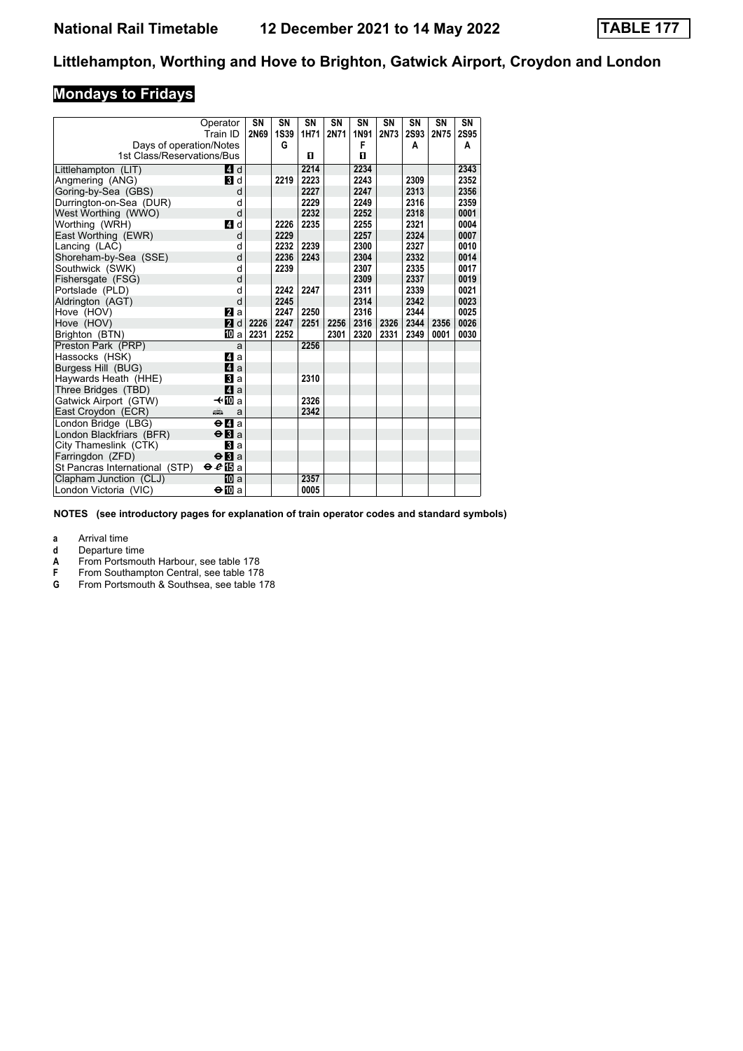## National Rail Timetable 12 December 2021 to 14 May 2022 TABLE 177

# Littlehampton, Worthing and Hove to Brighton, Gatwick Airport, Croydon and London

## Mondays to Fridays

| Operator | | SN | SN | SN | SN | SN | SN | SN | SN | SN |
|---|---|---|---|---|---|---|---|---|---|---|
| Train ID | | 2N69 | 1S39 | 1H71 | 2N71 | 1N91 | 2N73 | 2S93 | 2N75 | 2S95 |
| Days of operation/Notes | | | G | | | F | | A | | A |
| 1st Class/Reservations/Bus | | | | 1 | | 1 | | | | |
| Littlehampton (LIT) | 4 d | | | 2214 | | 2234 | | | | 2343 |
| Angmering (ANG) | 3 d | | 2219 | 2223 | | 2243 | | 2309 | | 2352 |
| Goring-by-Sea (GBS) | d | | | 2227 | | 2247 | | 2313 | | 2356 |
| Durrington-on-Sea (DUR) | d | | | 2229 | | 2249 | | 2316 | | 2359 |
| West Worthing (WWO) | d | | | 2232 | | 2252 | | 2318 | | 0001 |
| Worthing (WRH) | 4 d | | 2226 | 2235 | | 2255 | | 2321 | | 0004 |
| East Worthing (EWR) | d | | 2229 | | | 2257 | | 2324 | | 0007 |
| Lancing (LAC) | d | | 2232 | 2239 | | 2300 | | 2327 | | 0010 |
| Shoreham-by-Sea (SSE) | d | | 2236 | 2243 | | 2304 | | 2332 | | 0014 |
| Southwick (SWK) | d | | 2239 | | | 2307 | | 2335 | | 0017 |
| Fishersgate (FSG) | d | | | | | 2309 | | 2337 | | 0019 |
| Portslade (PLD) | d | | 2242 | 2247 | | 2311 | | 2339 | | 0021 |
| Aldrington (AGT) | d | | 2245 | | | 2314 | | 2342 | | 0023 |
| Hove (HOV) | 2 a | | 2247 | 2250 | | 2316 | | 2344 | | 0025 |
| Hove (HOV) | 2 d | 2226 | 2247 | 2251 | 2256 | 2316 | 2326 | 2344 | 2356 | 0026 |
| Brighton (BTN) | 10 a | 2231 | 2252 | | 2301 | 2320 | 2331 | 2349 | 0001 | 0030 |
| Preston Park (PRP) | a | | | 2256 | | | | | | |
| Hassocks (HSK) | 4 a | | | | | | | | | |
| Burgess Hill (BUG) | 4 a | | | | | | | | | |
| Haywards Heath (HHE) | 3 a | | | 2310 | | | | | | |
| Three Bridges (TBD) | 4 a | | | | | | | | | |
| Gatwick Airport (GTW) | ✈ 10 a | | | 2326 | | | | | | |
| East Croydon (ECR) | 🚌 a | | | 2342 | | | | | | |
| London Bridge (LBG) | ⊖ 4 a | | | | | | | | | |
| London Blackfriars (BFR) | ⊖ 3 a | | | | | | | | | |
| City Thameslink (CTK) | 3 a | | | | | | | | | |
| Farringdon (ZFD) | ⊖ 3 a | | | | | | | | | |
| St Pancras International (STP) | ⊖ e 15 a | | | | | | | | | |
| Clapham Junction (CLJ) | 10 a | | | 2357 | | | | | | |
| London Victoria (VIC) | ⊖ 10 a | | | 0005 | | | | | | |

**NOTES (see introductory pages for explanation of train operator codes and standard symbols)**

- **a** Arrival time
- **d** Departure time
- **A** From Portsmouth Harbour, see table 178
- **F** From Southampton Central, see table 178
- **G** From Portsmouth & Southsea, see table 178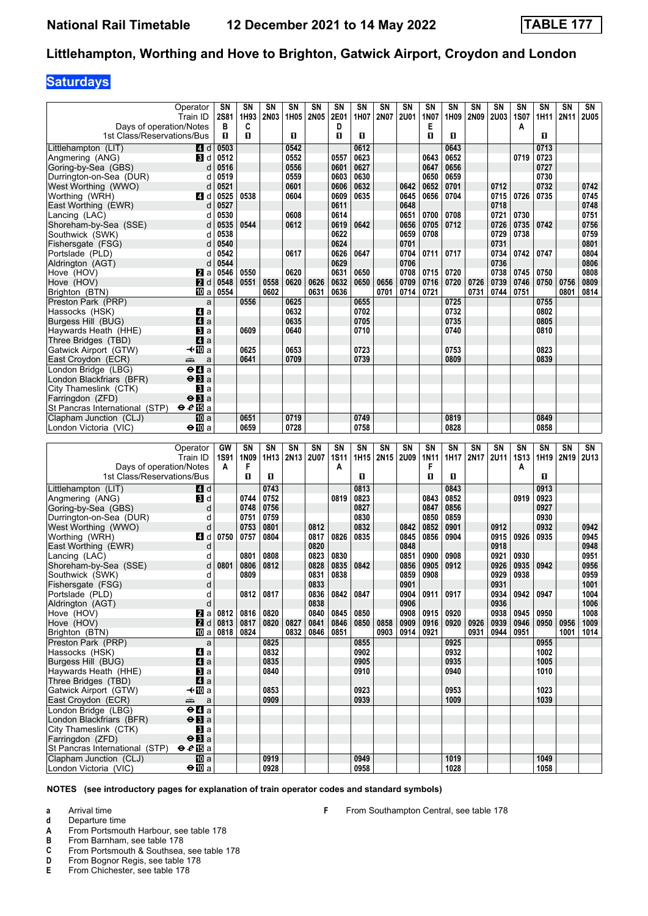# Littlehampton, Worthing and Hove to Brighton, Gatwick Airport, Croydon and London

## Saturdays

| Operator | | SN | SN | SN | SN | SN | SN | SN | SN | SN | SN | SN | SN | SN | SN | SN | SN | SN |
|---|---|---|---|---|---|---|---|---|---|---|---|---|---|---|---|---|---|---|
| Train ID | | 2S81 | 1H93 | 2N03 | 1H05 | 2N05 | 2E01 | 1H07 | 2N07 | 2U01 | 1N07 | 1H09 | 2N09 | 2U03 | 1S07 | 1H11 | 2N11 | 2U05 |
| Days of operation/Notes | | B | C | | | | D | | | | E | | | | A | | | |
| 1st Class/Reservations/Bus | | ■ | ■ | | ■ | | ■ | ■ | | | ■ | ■ | | | | ■ | | |
| Littlehampton (LIT) | 4 d | 0503 | | | 0542 | | | 0612 | | | | 0643 | | | | 0713 | | |
| Angmering (ANG) | 3 d | 0512 | | | 0552 | | 0557 | 0623 | | | 0643 | 0652 | | | 0719 | 0723 | | |
| Goring-by-Sea (GBS) | d | 0516 | | | 0556 | | 0601 | 0627 | | | 0647 | 0656 | | | | 0727 | | |
| Durrington-on-Sea (DUR) | d | 0519 | | | 0559 | | 0603 | 0630 | | | 0650 | 0659 | | | | 0730 | | |
| West Worthing (WWO) | d | 0521 | | | 0601 | | 0606 | 0632 | | 0642 | 0652 | 0701 | | 0712 | | 0732 | | 0742 |
| Worthing (WRH) | 4 d | 0525 | 0538 | | 0604 | | 0609 | 0635 | | 0645 | 0656 | 0704 | | 0715 | 0726 | 0735 | | 0745 |
| East Worthing (EWR) | d | 0527 | | | | | 0611 | | | 0648 | | | | 0718 | | | | 0748 |
| Lancing (LAC) | d | 0530 | | | 0608 | | 0614 | | | 0651 | 0700 | 0708 | | 0721 | 0730 | | | 0751 |
| Shoreham-by-Sea (SSE) | d | 0535 | 0544 | | 0612 | | 0619 | 0642 | | 0656 | 0705 | 0712 | | 0726 | 0735 | 0742 | | 0756 |
| Southwick (SWK) | d | 0538 | | | | | 0622 | | | 0659 | 0708 | | | 0729 | 0738 | | | 0759 |
| Fishersgate (FSG) | d | 0540 | | | | | 0624 | | | 0701 | | | | 0731 | | | | 0801 |
| Portslade (PLD) | d | 0542 | | | 0617 | | 0626 | 0647 | | 0704 | 0711 | 0717 | | 0734 | 0742 | 0747 | | 0804 |
| Aldrington (AGT) | d | 0544 | | | | | 0629 | | | 0706 | | | | 0736 | | | | 0806 |
| Hove (HOV) | 2 a | 0546 | 0550 | | 0620 | | 0631 | 0650 | | 0708 | 0715 | 0720 | | 0738 | 0745 | 0750 | | 0808 |
| Hove (HOV) | 2 d | 0548 | 0551 | 0558 | 0620 | 0626 | 0632 | 0650 | 0656 | 0709 | 0716 | 0720 | 0726 | 0739 | 0746 | 0750 | 0756 | 0809 |
| Brighton (BTN) | 10 a | 0554 | | 0602 | | 0631 | 0636 | | 0701 | 0714 | 0721 | | 0731 | 0744 | 0751 | | 0801 | 0814 |
| Preston Park (PRP) | a | | 0556 | | 0625 | | | 0655 | | | | 0725 | | | | 0755 | | |
| Hassocks (HSK) | 4 a | | | | 0632 | | | 0702 | | | | 0732 | | | | 0802 | | |
| Burgess Hill (BUG) | 4 a | | | | 0635 | | | 0705 | | | | 0735 | | | | 0805 | | |
| Haywards Heath (HHE) | 3 a | | 0609 | | 0640 | | | 0710 | | | | 0740 | | | | 0810 | | |
| Three Bridges (TBD) | 4 a | | | | | | | | | | | | | | | | | |
| Gatwick Airport (GTW) | 10 a | | 0625 | | 0653 | | | 0723 | | | | 0753 | | | | 0823 | | |
| East Croydon (ECR) | a | | 0641 | | 0709 | | | 0739 | | | | 0809 | | | | 0839 | | |
| London Bridge (LBG) | 4 a | | | | | | | | | | | | | | | | | |
| London Blackfriars (BFR) | 3 a | | | | | | | | | | | | | | | | | |
| City Thameslink (CTK) | 3 a | | | | | | | | | | | | | | | | | |
| Farringdon (ZFD) | 3 a | | | | | | | | | | | | | | | | | |
| St Pancras International (STP) | 15 a | | | | | | | | | | | | | | | | | |
| Clapham Junction (CLJ) | 10 a | | 0651 | | 0719 | | | 0749 | | | | 0819 | | | | 0849 | | |
| London Victoria (VIC) | 10 a | | 0659 | | 0728 | | | 0758 | | | | 0828 | | | | 0858 | | |

| Operator | | GW | SN | SN | SN | SN | SN | SN | SN | SN | SN | SN | SN | SN | SN | SN | SN | SN |
|---|---|---|---|---|---|---|---|---|---|---|---|---|---|---|---|---|---|---|
| Train ID | | 1S91 | 1N09 | 1H13 | 2N13 | 2U07 | 1S11 | 1H15 | 2N15 | 2U09 | 1N11 | 1H17 | 2N17 | 2U11 | 1S13 | 1H19 | 2N19 | 2U13 |
| Days of operation/Notes | | A | F | | | | A | | | | F | | | | A | | | |
| 1st Class/Reservations/Bus | | | ■ | ■ | | | | ■ | | | ■ | ■ | | | | ■ | | |
| Littlehampton (LIT) | 4 d | | | 0743 | | | | 0813 | | | | 0843 | | | | 0913 | | |
| Angmering (ANG) | 3 d | | 0744 | 0752 | | | 0819 | 0823 | | | 0843 | 0852 | | | 0919 | 0923 | | |
| Goring-by-Sea (GBS) | d | | 0748 | 0756 | | | | 0827 | | | 0847 | 0856 | | | | 0927 | | |
| Durrington-on-Sea (DUR) | d | | 0751 | 0759 | | | | 0830 | | | 0850 | 0859 | | | | 0930 | | |
| West Worthing (WWO) | d | | 0753 | 0801 | | 0812 | | 0832 | | 0842 | 0852 | 0901 | | 0912 | | 0932 | | 0942 |
| Worthing (WRH) | 4 d | 0750 | 0757 | 0804 | | 0817 | 0826 | 0835 | | 0845 | 0856 | 0904 | | 0915 | 0926 | 0935 | | 0945 |
| East Worthing (EWR) | d | | | | | 0820 | | | | 0848 | | | | 0918 | | | | 0948 |
| Lancing (LAC) | d | | 0801 | 0808 | | 0823 | 0830 | | | 0851 | 0900 | 0908 | | 0921 | 0930 | | | 0951 |
| Shoreham-by-Sea (SSE) | d | 0801 | 0806 | 0812 | | 0828 | 0835 | 0842 | | 0856 | 0905 | 0912 | | 0926 | 0935 | 0942 | | 0956 |
| Southwick (SWK) | d | | 0809 | | | 0831 | 0838 | | | 0859 | 0908 | | | 0929 | 0938 | | | 0959 |
| Fishersgate (FSG) | d | | | | | 0833 | | | | 0901 | | | | 0931 | | | | 1001 |
| Portslade (PLD) | d | | 0812 | 0817 | | 0836 | 0842 | 0847 | | 0904 | 0911 | 0917 | | 0934 | 0942 | 0947 | | 1004 |
| Aldrington (AGT) | d | | | | | 0838 | | | | 0906 | | | | 0936 | | | | 1006 |
| Hove (HOV) | 2 a | 0812 | 0816 | 0820 | | 0840 | 0845 | 0850 | | 0908 | 0915 | 0920 | | 0938 | 0945 | 0950 | | 1008 |
| Hove (HOV) | 2 d | 0813 | 0817 | 0820 | 0827 | 0841 | 0846 | 0850 | 0858 | 0909 | 0916 | 0920 | 0926 | 0939 | 0946 | 0950 | 0956 | 1009 |
| Brighton (BTN) | 10 a | 0818 | 0824 | | 0832 | 0846 | 0851 | | 0903 | 0914 | 0921 | | 0931 | 0944 | 0951 | | 1001 | 1014 |
| Preston Park (PRP) | a | | | 0825 | | | | 0855 | | | | 0925 | | | | 0955 | | |
| Hassocks (HSK) | 4 a | | | 0832 | | | | 0902 | | | | 0932 | | | | 1002 | | |
| Burgess Hill (BUG) | 4 a | | | 0835 | | | | 0905 | | | | 0935 | | | | 1005 | | |
| Haywards Heath (HHE) | 3 a | | | 0840 | | | | 0910 | | | | 0940 | | | | 1010 | | |
| Three Bridges (TBD) | 4 a | | | | | | | | | | | | | | | | | |
| Gatwick Airport (GTW) | 10 a | | | 0853 | | | | 0923 | | | | 0953 | | | | 1023 | | |
| East Croydon (ECR) | a | | | 0909 | | | | 0939 | | | | 1009 | | | | 1039 | | |
| London Bridge (LBG) | 4 a | | | | | | | | | | | | | | | | | |
| London Blackfriars (BFR) | 3 a | | | | | | | | | | | | | | | | | |
| City Thameslink (CTK) | 3 a | | | | | | | | | | | | | | | | | |
| Farringdon (ZFD) | 3 a | | | | | | | | | | | | | | | | | |
| St Pancras International (STP) | 15 a | | | | | | | | | | | | | | | | | |
| Clapham Junction (CLJ) | 10 a | | | 0919 | | | | 0949 | | | | 1019 | | | | 1049 | | |
| London Victoria (VIC) | 10 a | | | 0928 | | | | 0958 | | | | 1028 | | | | 1058 | | |

**NOTES (see introductory pages for explanation of train operator codes and standard symbols)**

- **a** Arrival time
- **d** Departure time
- **A** From Portsmouth Harbour, see table 178
- **B** From Barnham, see table 178
- **C** From Portsmouth & Southsea, see table 178
- **D** From Bognor Regis, see table 178
- **E** From Chichester, see table 178
- **F** From Southampton Central, see table 178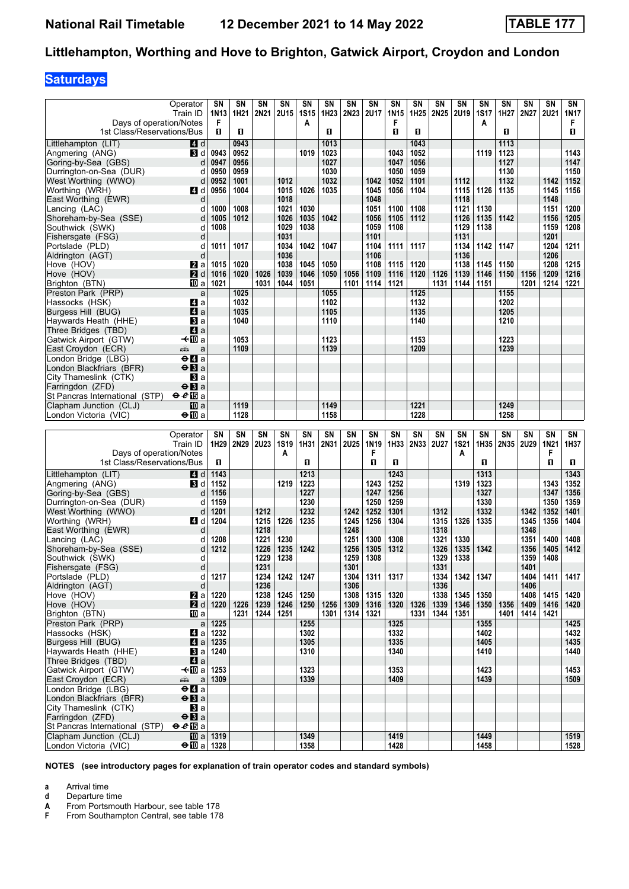# Littlehampton, Worthing and Hove to Brighton, Gatwick Airport, Croydon and London

National Rail Timetable 12 December 2021 to 14 May 2022 — TABLE 177

## Saturdays

| Operator | | SN | SN | SN | SN | SN | SN | SN | SN | SN | SN | SN | SN | SN | SN | SN | SN | SN |
|---|---|---|---|---|---|---|---|---|---|---|---|---|---|---|---|---|---|---|
| Train ID | | 1N13 | 1H21 | 2N21 | 2U15 | 1S15 | 1H23 | 2N23 | 2U17 | 1N15 | 1H25 | 2N25 | 2U19 | 1S17 | 1H27 | 2N27 | 2U21 | 1N17 |
| Days of operation/Notes | | F | | | | A | | | | F | | | | A | | | | F |
| 1st Class/Reservations/Bus | | ■ | ■ | | | | ■ | | | ■ | ■ | | | | ■ | | | ■ |
| Littlehampton (LIT) | 4 d | | 0943 | | | | 1013 | | | | 1043 | | | | 1113 | | | |
| Angmering (ANG) | 3 d | 0943 | 0952 | | | 1019 | 1023 | | | 1043 | 1052 | | | 1119 | 1123 | | | 1143 |
| Goring-by-Sea (GBS) | d | 0947 | 0956 | | | | 1027 | | | 1047 | 1056 | | | | 1127 | | | 1147 |
| Durrington-on-Sea (DUR) | d | 0950 | 0959 | | | | 1030 | | | 1050 | 1059 | | | | 1130 | | | 1150 |
| West Worthing (WWO) | d | 0952 | 1001 | | 1012 | | 1032 | | 1042 | 1052 | 1101 | | 1112 | | 1132 | | 1142 | 1152 |
| Worthing (WRH) | 4 d | 0956 | 1004 | | 1015 | 1026 | 1035 | | 1045 | 1056 | 1104 | | 1115 | 1126 | 1135 | | 1145 | 1156 |
| East Worthing (EWR) | d | | | | 1018 | | | | 1048 | | | | 1118 | | | | 1148 | |
| Lancing (LAC) | d | 1000 | 1008 | | 1021 | 1030 | | | 1051 | 1100 | 1108 | | 1121 | 1130 | | | 1151 | 1200 |
| Shoreham-by-Sea (SSE) | d | 1005 | 1012 | | 1026 | 1035 | 1042 | | 1056 | 1105 | 1112 | | 1126 | 1135 | 1142 | | 1156 | 1205 |
| Southwick (SWK) | d | 1008 | | | 1029 | 1038 | | | 1059 | 1108 | | | 1129 | 1138 | | | 1159 | 1208 |
| Fishersgate (FSG) | d | | | | 1031 | | | | 1101 | | | | 1131 | | | | 1201 | |
| Portslade (PLD) | d | 1011 | 1017 | | 1034 | 1042 | 1047 | | 1104 | 1111 | 1117 | | 1134 | 1142 | 1147 | | 1204 | 1211 |
| Aldrington (AGT) | d | | | | 1036 | | | | 1106 | | | | 1136 | | | | 1206 | |
| Hove (HOV) | 2 a | 1015 | 1020 | | 1038 | 1045 | 1050 | | 1108 | 1115 | 1120 | | 1138 | 1145 | 1150 | | 1208 | 1215 |
| Hove (HOV) | 2 d | 1016 | 1020 | 1026 | 1039 | 1046 | 1050 | 1056 | 1109 | 1116 | 1120 | 1126 | 1139 | 1146 | 1150 | 1156 | 1209 | 1216 |
| Brighton (BTN) | 10 a | 1021 | | 1031 | 1044 | 1051 | | 1101 | 1114 | 1121 | | 1131 | 1144 | 1151 | | 1201 | 1214 | 1221 |
| Preston Park (PRP) | a | | 1025 | | | | 1055 | | | | 1125 | | | | 1155 | | | |
| Hassocks (HSK) | 4 a | | 1032 | | | | 1102 | | | | 1132 | | | | 1202 | | | |
| Burgess Hill (BUG) | 4 a | | 1035 | | | | 1105 | | | | 1135 | | | | 1205 | | | |
| Haywards Heath (HHE) | 3 a | | 1040 | | | | 1110 | | | | 1140 | | | | 1210 | | | |
| Three Bridges (TBD) | 4 a | | | | | | | | | | | | | | | | | |
| Gatwick Airport (GTW) | ✈10 a | | 1053 | | | | 1123 | | | | 1153 | | | | 1223 | | | |
| East Croydon (ECR) | 🚌 a | | 1109 | | | | 1139 | | | | 1209 | | | | 1239 | | | |
| London Bridge (LBG) | ⊖4 a | | | | | | | | | | | | | | | | | |
| London Blackfriars (BFR) | ⊖3 a | | | | | | | | | | | | | | | | | |
| City Thameslink (CTK) | 3 a | | | | | | | | | | | | | | | | | |
| Farringdon (ZFD) | ⊖3 a | | | | | | | | | | | | | | | | | |
| St Pancras International (STP) | ⊖ℯ15 a | | | | | | | | | | | | | | | | | |
| Clapham Junction (CLJ) | 10 a | | 1119 | | | | 1149 | | | | 1221 | | | | 1249 | | | |
| London Victoria (VIC) | ⊖10 a | | 1128 | | | | 1158 | | | | 1228 | | | | 1258 | | | |

| Operator | | SN | SN | SN | SN | SN | SN | SN | SN | SN | SN | SN | SN | SN | SN | SN | SN | SN |
|---|---|---|---|---|---|---|---|---|---|---|---|---|---|---|---|---|---|---|
| Train ID | | 1H29 | 2N29 | 2U23 | 1S19 | 1H31 | 2N31 | 2U25 | 1N19 | 1H33 | 2N33 | 2U27 | 1S21 | 1H35 | 2N35 | 2U29 | 1N21 | 1H37 |
| Days of operation/Notes | | | | | A | | | | F | | | | A | | | | F | |
| 1st Class/Reservations/Bus | | ■ | | | | ■ | | | ■ | ■ | | | | ■ | | | ■ | ■ |
| Littlehampton (LIT) | 4 d | 1143 | | | | 1213 | | | | 1243 | | | | 1313 | | | | 1343 |
| Angmering (ANG) | 3 d | 1152 | | | 1219 | 1223 | | | 1243 | 1252 | | | 1319 | 1323 | | | 1343 | 1352 |
| Goring-by-Sea (GBS) | d | 1156 | | | | 1227 | | | 1247 | 1256 | | | | 1327 | | | 1347 | 1356 |
| Durrington-on-Sea (DUR) | d | 1159 | | | | 1230 | | | 1250 | 1259 | | | | 1330 | | | 1350 | 1359 |
| West Worthing (WWO) | d | 1201 | | 1212 | | 1232 | | 1242 | 1252 | 1301 | | 1312 | | 1332 | | 1342 | 1352 | 1401 |
| Worthing (WRH) | 4 d | 1204 | | 1215 | 1226 | 1235 | | 1245 | 1256 | 1304 | | 1315 | 1326 | 1335 | | 1345 | 1356 | 1404 |
| East Worthing (EWR) | d | | | 1218 | | | | 1248 | | | | 1318 | | | | 1348 | | |
| Lancing (LAC) | d | 1208 | | 1221 | 1230 | | | 1251 | 1300 | 1308 | | 1321 | 1330 | | | 1351 | 1400 | 1408 |
| Shoreham-by-Sea (SSE) | d | 1212 | | 1226 | 1235 | 1242 | | 1256 | 1305 | 1312 | | 1326 | 1335 | 1342 | | 1356 | 1405 | 1412 |
| Southwick (SWK) | d | | | 1229 | 1238 | | | 1259 | 1308 | | | 1329 | 1338 | | | 1359 | 1408 | |
| Fishersgate (FSG) | d | | | 1231 | | | | 1301 | | | | 1331 | | | | 1401 | | |
| Portslade (PLD) | d | 1217 | | 1234 | 1242 | 1247 | | 1304 | 1311 | 1317 | | 1334 | 1342 | 1347 | | 1404 | 1411 | 1417 |
| Aldrington (AGT) | d | | | 1236 | | | | 1306 | | | | 1336 | | | | 1406 | | |
| Hove (HOV) | 2 a | 1220 | | 1238 | 1245 | 1250 | | 1308 | 1315 | 1320 | | 1338 | 1345 | 1350 | | 1408 | 1415 | 1420 |
| Hove (HOV) | 2 d | 1220 | 1226 | 1239 | 1246 | 1250 | 1256 | 1309 | 1316 | 1320 | 1326 | 1339 | 1346 | 1350 | 1356 | 1409 | 1416 | 1420 |
| Brighton (BTN) | 10 a | | 1231 | 1244 | 1251 | | 1301 | 1314 | 1321 | | 1331 | 1344 | 1351 | | 1401 | 1414 | 1421 | |
| Preston Park (PRP) | a | 1225 | | | | 1255 | | | | 1325 | | | | 1355 | | | | 1425 |
| Hassocks (HSK) | 4 a | 1232 | | | | 1302 | | | | 1332 | | | | 1402 | | | | 1432 |
| Burgess Hill (BUG) | 4 a | 1235 | | | | 1305 | | | | 1335 | | | | 1405 | | | | 1435 |
| Haywards Heath (HHE) | 3 a | 1240 | | | | 1310 | | | | 1340 | | | | 1410 | | | | 1440 |
| Three Bridges (TBD) | 4 a | | | | | | | | | | | | | | | | | |
| Gatwick Airport (GTW) | ✈10 a | 1253 | | | | 1323 | | | | 1353 | | | | 1423 | | | | 1453 |
| East Croydon (ECR) | 🚌 a | 1309 | | | | 1339 | | | | 1409 | | | | 1439 | | | | 1509 |
| London Bridge (LBG) | ⊖4 a | | | | | | | | | | | | | | | | | |
| London Blackfriars (BFR) | ⊖3 a | | | | | | | | | | | | | | | | | |
| City Thameslink (CTK) | 3 a | | | | | | | | | | | | | | | | | |
| Farringdon (ZFD) | ⊖3 a | | | | | | | | | | | | | | | | | |
| St Pancras International (STP) | ⊖ℯ15 a | | | | | | | | | | | | | | | | | |
| Clapham Junction (CLJ) | 10 a | 1319 | | | | 1349 | | | | 1419 | | | | 1449 | | | | 1519 |
| London Victoria (VIC) | ⊖10 a | 1328 | | | | 1358 | | | | 1428 | | | | 1458 | | | | 1528 |

**NOTES (see introductory pages for explanation of train operator codes and standard symbols)**

**a** Arrival time
**d** Departure time
**A** From Portsmouth Harbour, see table 178
**F** From Southampton Central, see table 178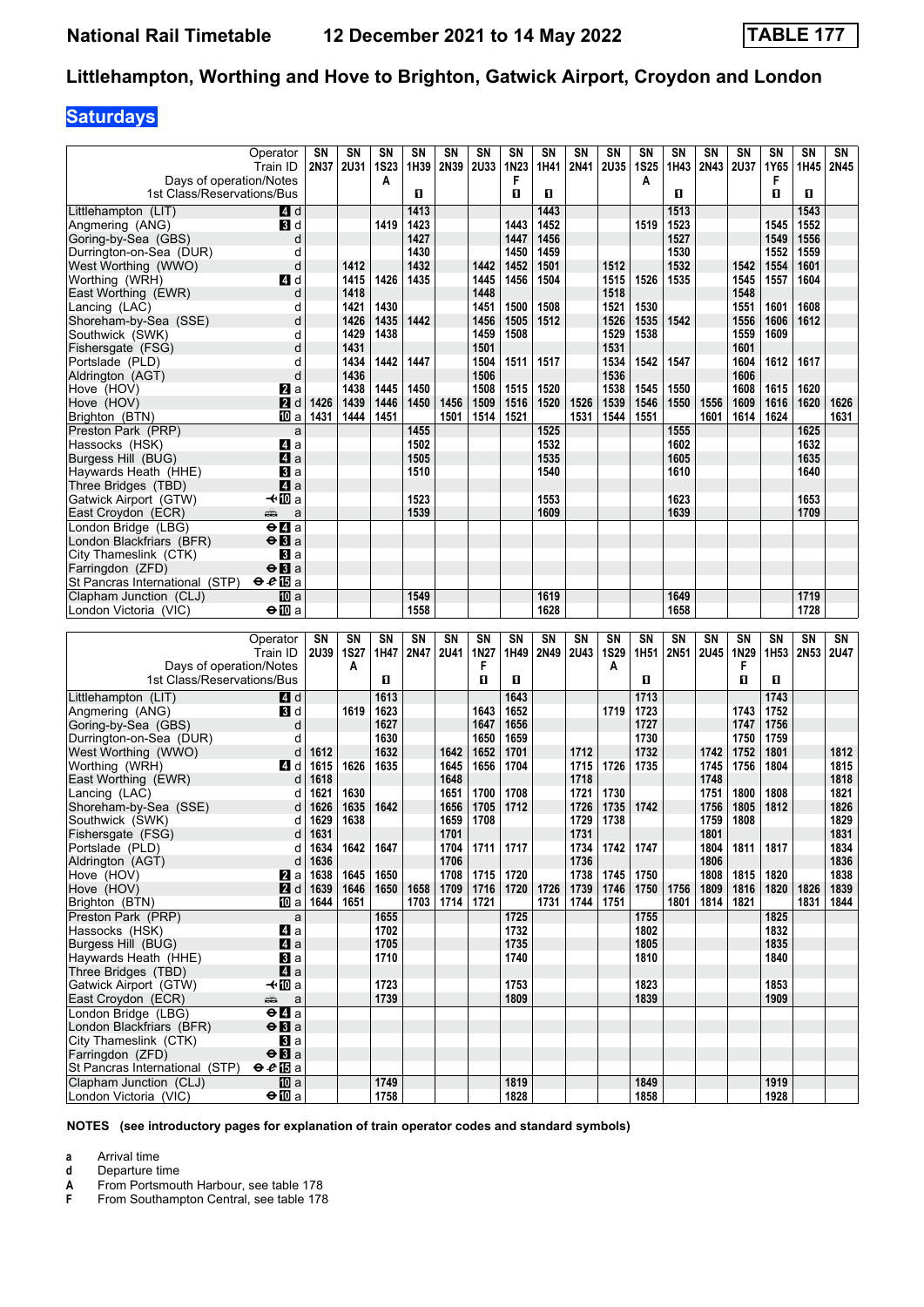# National Rail Timetable 12 December 2021 to 14 May 2022 TABLE 177

## Littlehampton, Worthing and Hove to Brighton, Gatwick Airport, Croydon and London

### Saturdays

| Operator | | SN | SN | SN | SN | SN | SN | SN | SN | SN | SN | SN | SN | SN | SN | SN | SN | SN |
|---|---|---|---|---|---|---|---|---|---|---|---|---|---|---|---|---|---|---|
| Train ID | | 2N37 | 2U31 | 1S23 | 1H39 | 2N39 | 2U33 | 1N23 | 1H41 | 2N41 | 2U35 | 1S25 | 1H43 | 2N43 | 2U37 | 1Y65 | 1H45 | 2N45 |
| Days of operation/Notes | | | | A | | | | F | | | | A | | | | F | | |
| 1st Class/Reservations/Bus | | | | | 1 | | | 1 | 1 | | | | 1 | | | 1 | 1 | |
| Littlehampton (LIT) | 4 d | | | | 1413 | | | | 1443 | | | | 1513 | | | | 1543 | |
| Angmering (ANG) | 3 d | | | 1419 | 1423 | | | 1443 | 1452 | | | 1519 | 1523 | | | 1545 | 1552 | |
| Goring-by-Sea (GBS) | d | | | | 1427 | | | 1447 | 1456 | | | | 1527 | | | 1549 | 1556 | |
| Durrington-on-Sea (DUR) | d | | | | 1430 | | | 1450 | 1459 | | | | 1530 | | | 1552 | 1559 | |
| West Worthing (WWO) | d | | 1412 | | 1432 | | 1442 | 1452 | 1501 | | 1512 | | 1532 | | 1542 | 1554 | 1601 | |
| Worthing (WRH) | 4 d | | 1415 | 1426 | 1435 | | 1445 | 1456 | 1504 | | 1515 | 1526 | 1535 | | 1545 | 1557 | 1604 | |
| East Worthing (EWR) | d | | 1418 | | | | 1448 | | | | 1518 | | | | 1548 | | | |
| Lancing (LAC) | d | | 1421 | 1430 | | | 1451 | 1500 | 1508 | | 1521 | 1530 | | | 1551 | 1601 | 1608 | |
| Shoreham-by-Sea (SSE) | d | | 1426 | 1435 | 1442 | | 1456 | 1505 | 1512 | | 1526 | 1535 | 1542 | | 1556 | 1606 | 1612 | |
| Southwick (SWK) | d | | 1429 | 1438 | | | 1459 | 1508 | | | 1529 | 1538 | | | 1559 | 1609 | | |
| Fishersgate (FSG) | d | | 1431 | | | | 1501 | | | | 1531 | | | | 1601 | | | |
| Portslade (PLD) | d | | 1434 | 1442 | 1447 | | 1504 | 1511 | 1517 | | 1534 | 1542 | 1547 | | 1604 | 1612 | 1617 | |
| Aldrington (AGT) | d | | 1436 | | | | 1506 | | | | 1536 | | | | 1606 | | | |
| Hove (HOV) | 2 a | | 1438 | 1445 | 1450 | | 1508 | 1515 | 1520 | | 1538 | 1545 | 1550 | | 1608 | 1615 | 1620 | |
| Hove (HOV) | 2 d | 1426 | 1439 | 1446 | 1450 | 1456 | 1509 | 1516 | 1520 | 1526 | 1539 | 1546 | 1550 | 1556 | 1609 | 1616 | 1620 | 1626 |
| Brighton (BTN) | 10 a | 1431 | 1444 | 1451 | | 1501 | 1514 | 1521 | | 1531 | 1544 | 1551 | | 1601 | 1614 | 1624 | | 1631 |
| Preston Park (PRP) | a | | | | 1455 | | | | 1525 | | | | 1555 | | | | 1625 | |
| Hassocks (HSK) | 4 a | | | | 1502 | | | | 1532 | | | | 1602 | | | | 1632 | |
| Burgess Hill (BUG) | 4 a | | | | 1505 | | | | 1535 | | | | 1605 | | | | 1635 | |
| Haywards Heath (HHE) | 3 a | | | | 1510 | | | | 1540 | | | | 1610 | | | | 1640 | |
| Three Bridges (TBD) | 4 a | | | | | | | | | | | | | | | | | |
| Gatwick Airport (GTW) | ✈10 a | | | | 1523 | | | | 1553 | | | | 1623 | | | | 1653 | |
| East Croydon (ECR) | a | | | | 1539 | | | | 1609 | | | | 1639 | | | | 1709 | |
| London Bridge (LBG) | ⊖4 a | | | | | | | | | | | | | | | | | |
| London Blackfriars (BFR) | ⊖3 a | | | | | | | | | | | | | | | | | |
| City Thameslink (CTK) | 3 a | | | | | | | | | | | | | | | | | |
| Farringdon (ZFD) | ⊖3 a | | | | | | | | | | | | | | | | | |
| St Pancras International (STP) | ⊖ 15 a | | | | | | | | | | | | | | | | | |
| Clapham Junction (CLJ) | 10 a | | | | 1549 | | | | 1619 | | | | 1649 | | | | 1719 | |
| London Victoria (VIC) | ⊖10 a | | | | 1558 | | | | 1628 | | | | 1658 | | | | 1728 | |

| Operator | | SN | SN | SN | SN | SN | SN | SN | SN | SN | SN | SN | SN | SN | SN | SN | SN | SN |
|---|---|---|---|---|---|---|---|---|---|---|---|---|---|---|---|---|---|---|
| Train ID | | 2U39 | 1S27 | 1H47 | 2N47 | 2U41 | 1N27 | 1H49 | 2N49 | 2U43 | 1S29 | 1H51 | 2N51 | 2U45 | 1N29 | 1H53 | 2N53 | 2U47 |
| Days of operation/Notes | | | A | | | | F | | | | A | | | | F | | | |
| 1st Class/Reservations/Bus | | | | 1 | | | 1 | 1 | | | | 1 | | | 1 | 1 | | |
| Littlehampton (LIT) | 4 d | | | 1613 | | | | 1643 | | | | 1713 | | | | 1743 | | |
| Angmering (ANG) | 3 d | | 1619 | 1623 | | | 1643 | 1652 | | | 1719 | 1723 | | | 1743 | 1752 | | |
| Goring-by-Sea (GBS) | d | | | 1627 | | | 1647 | 1656 | | | | 1727 | | | 1747 | 1756 | | |
| Durrington-on-Sea (DUR) | d | | | 1630 | | | 1650 | 1659 | | | | 1730 | | | 1750 | 1759 | | |
| West Worthing (WWO) | d | 1612 | | 1632 | | 1642 | 1652 | 1701 | | 1712 | | 1732 | | 1742 | 1752 | 1801 | | 1812 |
| Worthing (WRH) | 4 d | 1615 | 1626 | 1635 | | 1645 | 1656 | 1704 | | 1715 | 1726 | 1735 | | 1745 | 1756 | 1804 | | 1815 |
| East Worthing (EWR) | d | 1618 | | | | 1648 | | | | 1718 | | | | 1748 | | | | 1818 |
| Lancing (LAC) | d | 1621 | 1630 | | | 1651 | 1700 | 1708 | | 1721 | 1730 | | | 1751 | 1800 | 1808 | | 1821 |
| Shoreham-by-Sea (SSE) | d | 1626 | 1635 | 1642 | | 1656 | 1705 | 1712 | | 1726 | 1735 | 1742 | | 1756 | 1805 | 1812 | | 1826 |
| Southwick (SWK) | d | 1629 | 1638 | | | 1659 | 1708 | | | 1729 | 1738 | | | 1759 | 1808 | | | 1829 |
| Fishersgate (FSG) | d | 1631 | | | | 1701 | | | | 1731 | | | | 1801 | | | | 1831 |
| Portslade (PLD) | d | 1634 | 1642 | 1647 | | 1704 | 1711 | 1717 | | 1734 | 1742 | 1747 | | 1804 | 1811 | 1817 | | 1834 |
| Aldrington (AGT) | d | 1636 | | | | 1706 | | | | 1736 | | | | 1806 | | | | 1836 |
| Hove (HOV) | 2 a | 1638 | 1645 | 1650 | | 1708 | 1715 | 1720 | | 1738 | 1745 | 1750 | | 1808 | 1815 | 1820 | | 1838 |
| Hove (HOV) | 2 d | 1639 | 1646 | 1650 | 1658 | 1709 | 1716 | 1720 | 1726 | 1739 | 1746 | 1750 | 1756 | 1809 | 1816 | 1820 | 1826 | 1839 |
| Brighton (BTN) | 10 a | 1644 | 1651 | | 1703 | 1714 | 1721 | | 1731 | 1744 | 1751 | | 1801 | 1814 | 1821 | | 1831 | 1844 |
| Preston Park (PRP) | a | | | 1655 | | | | 1725 | | | | 1755 | | | | 1825 | | |
| Hassocks (HSK) | 4 a | | | 1702 | | | | 1732 | | | | 1802 | | | | 1832 | | |
| Burgess Hill (BUG) | 4 a | | | 1705 | | | | 1735 | | | | 1805 | | | | 1835 | | |
| Haywards Heath (HHE) | 3 a | | | 1710 | | | | 1740 | | | | 1810 | | | | 1840 | | |
| Three Bridges (TBD) | 4 a | | | | | | | | | | | | | | | | | |
| Gatwick Airport (GTW) | ✈10 a | | | 1723 | | | | 1753 | | | | 1823 | | | | 1853 | | |
| East Croydon (ECR) | a | | | 1739 | | | | 1809 | | | | 1839 | | | | 1909 | | |
| London Bridge (LBG) | ⊖4 a | | | | | | | | | | | | | | | | | |
| London Blackfriars (BFR) | ⊖3 a | | | | | | | | | | | | | | | | | |
| City Thameslink (CTK) | 3 a | | | | | | | | | | | | | | | | | |
| Farringdon (ZFD) | ⊖3 a | | | | | | | | | | | | | | | | | |
| St Pancras International (STP) | ⊖ 15 a | | | | | | | | | | | | | | | | | |
| Clapham Junction (CLJ) | 10 a | | | 1749 | | | | 1819 | | | | 1849 | | | | 1919 | | |
| London Victoria (VIC) | ⊖10 a | | | 1758 | | | | 1828 | | | | 1858 | | | | 1928 | | |

**NOTES (see introductory pages for explanation of train operator codes and standard symbols)**

- **a** Arrival time
- **d** Departure time
- **A** From Portsmouth Harbour, see table 178
- **F** From Southampton Central, see table 178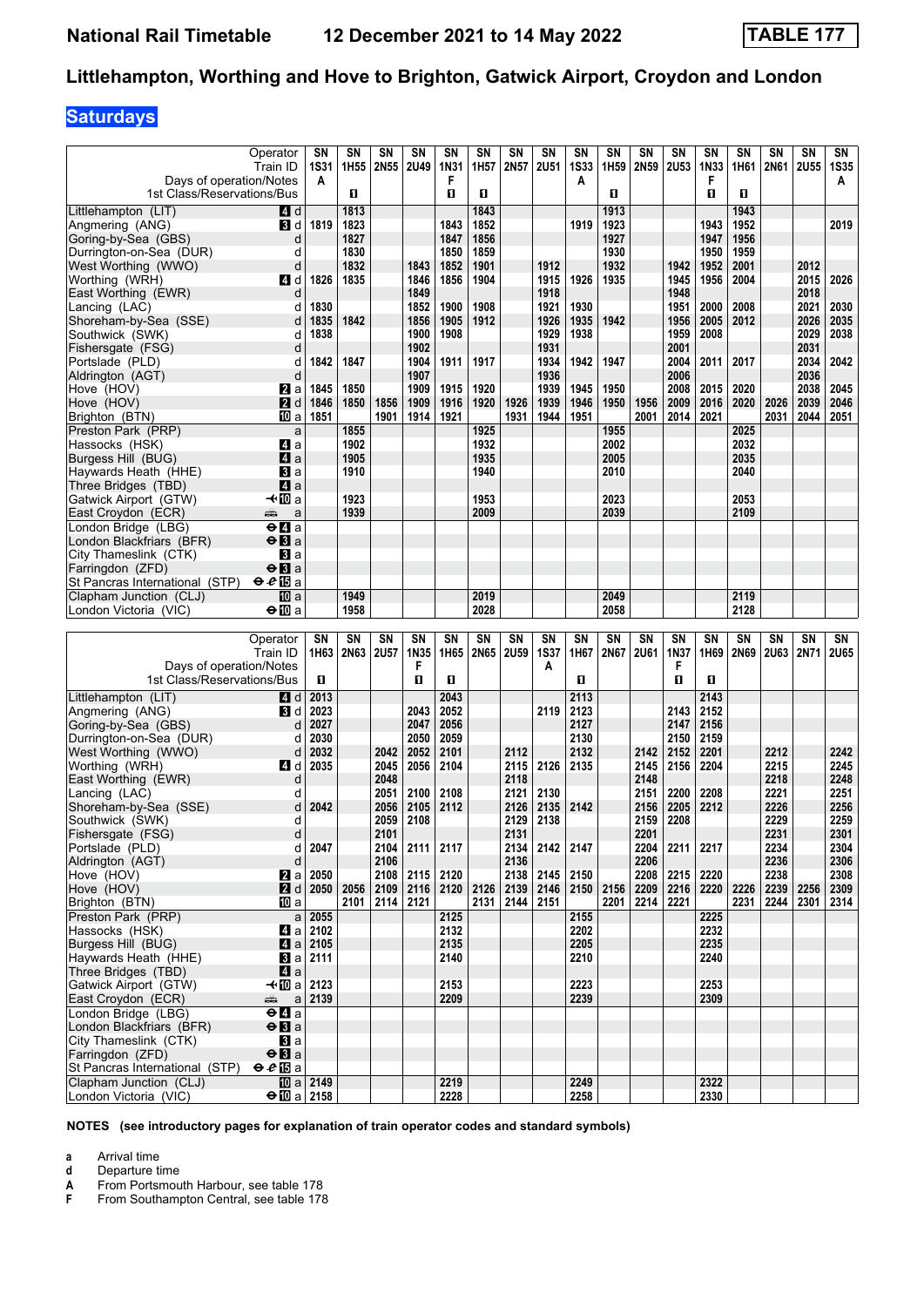# National Rail Timetable 12 December 2021 to 14 May 2022 TABLE 177

## Littlehampton, Worthing and Hove to Brighton, Gatwick Airport, Croydon and London

### Saturdays

| Operator | | SN | SN | SN | SN | SN | SN | SN | SN | SN | SN | SN | SN | SN | SN | SN | SN | SN |
|---|---|---|---|---|---|---|---|---|---|---|---|---|---|---|---|---|---|---|
| Train ID | | 1S31 | 1H55 | 2N55 | 2U49 | 1N31 | 1H57 | 2N57 | 2U51 | 1S33 | 1H59 | 2N59 | 2U53 | 1N33 | 1H61 | 2N61 | 2U55 | 1S35 |
| Days of operation/Notes | | A | | | | F | | | | A | | | | F | | | | A |
| 1st Class/Reservations/Bus | | | ■ | | | ■ | ■ | | | | ■ | | | ■ | ■ | | | |
| Littlehampton (LIT) | 4 d | | 1813 | | | | 1843 | | | | 1913 | | | | 1943 | | | |
| Angmering (ANG) | 3 d | 1819 | 1823 | | | 1843 | 1852 | | | 1919 | 1923 | | | 1943 | 1952 | | | 2019 |
| Goring-by-Sea (GBS) | d | | 1827 | | | 1847 | 1856 | | | | 1927 | | | 1947 | 1956 | | | |
| Durrington-on-Sea (DUR) | d | | 1830 | | | 1850 | 1859 | | | | 1930 | | | 1950 | 1959 | | | |
| West Worthing (WWO) | d | | 1832 | | 1843 | 1852 | 1901 | | 1912 | | 1932 | | 1942 | 1952 | 2001 | | 2012 | |
| Worthing (WRH) | 4 d | 1826 | 1835 | | 1846 | 1856 | 1904 | | 1915 | 1926 | 1935 | | 1945 | 1956 | 2004 | | 2015 | 2026 |
| East Worthing (EWR) | d | | | | 1849 | | | | 1918 | | | | 1948 | | | | 2018 | |
| Lancing (LAC) | d | 1830 | | | 1852 | 1900 | 1908 | | 1921 | 1930 | | | 1951 | 2000 | 2008 | | 2021 | 2030 |
| Shoreham-by-Sea (SSE) | d | 1835 | 1842 | | 1856 | 1905 | 1912 | | 1926 | 1935 | 1942 | | 1956 | 2005 | 2012 | | 2026 | 2035 |
| Southwick (SWK) | d | 1838 | | | 1900 | 1908 | | | 1929 | 1938 | | | 1959 | 2008 | | | 2029 | 2038 |
| Fishersgate (FSG) | d | | | | 1902 | | | | 1931 | | | | 2001 | | | | 2031 | |
| Portslade (PLD) | d | 1842 | 1847 | | 1904 | 1911 | 1917 | | 1934 | 1942 | 1947 | | 2004 | 2011 | 2017 | | 2034 | 2042 |
| Aldrington (AGT) | d | | | | 1907 | | | | 1936 | | | | 2006 | | | | 2036 | |
| Hove (HOV) | 2 a | 1845 | 1850 | | 1909 | 1915 | 1920 | | 1939 | 1945 | 1950 | | 2008 | 2015 | 2020 | | 2038 | 2045 |
| Hove (HOV) | 2 d | 1846 | 1850 | 1856 | 1909 | 1916 | 1920 | 1926 | 1939 | 1946 | 1950 | 1956 | 2009 | 2016 | 2020 | 2026 | 2039 | 2046 |
| Brighton (BTN) | 10 a | 1851 | | 1901 | 1914 | 1921 | | 1931 | 1944 | 1951 | | 2001 | 2014 | 2021 | | 2031 | 2044 | 2051 |
| Preston Park (PRP) | a | | 1855 | | | | 1925 | | | | 1955 | | | | 2025 | | | |
| Hassocks (HSK) | 4 a | | 1902 | | | | 1932 | | | | 2002 | | | | 2032 | | | |
| Burgess Hill (BUG) | 4 a | | 1905 | | | | 1935 | | | | 2005 | | | | 2035 | | | |
| Haywards Heath (HHE) | 3 a | | 1910 | | | | 1940 | | | | 2010 | | | | 2040 | | | |
| Three Bridges (TBD) | 4 a | | | | | | | | | | | | | | | | | |
| Gatwick Airport (GTW) | ✈10 a | | 1923 | | | | 1953 | | | | 2023 | | | | 2053 | | | |
| East Croydon (ECR) | 🚌 a | | 1939 | | | | 2009 | | | | 2039 | | | | 2109 | | | |
| London Bridge (LBG) | ⊖4 a | | | | | | | | | | | | | | | | | |
| London Blackfriars (BFR) | ⊖3 a | | | | | | | | | | | | | | | | | |
| City Thameslink (CTK) | 3 a | | | | | | | | | | | | | | | | | |
| Farringdon (ZFD) | ⊖3 a | | | | | | | | | | | | | | | | | |
| St Pancras International (STP) | ⊖ℯ15 a | | | | | | | | | | | | | | | | | |
| Clapham Junction (CLJ) | 10 a | | 1949 | | | | 2019 | | | | 2049 | | | | 2119 | | | |
| London Victoria (VIC) | ⊖10 a | | 1958 | | | | 2028 | | | | 2058 | | | | 2128 | | | |

| Operator | | SN | SN | SN | SN | SN | SN | SN | SN | SN | SN | SN | SN | SN | SN | SN | SN | SN |
|---|---|---|---|---|---|---|---|---|---|---|---|---|---|---|---|---|---|---|
| Train ID | | 1H63 | 2N63 | 2U57 | 1N35 | 1H65 | 2N65 | 2U59 | 1S37 | 1H67 | 2N67 | 2U61 | 1N37 | 1H69 | 2N69 | 2U63 | 2N71 | 2U65 |
| Days of operation/Notes | | | | | F | | | | A | | | | F | | | | | |
| 1st Class/Reservations/Bus | | ■ | | | ■ | ■ | | | | ■ | | | ■ | ■ | | | | |
| Littlehampton (LIT) | 4 d | 2013 | | | | 2043 | | | | 2113 | | | | 2143 | | | | |
| Angmering (ANG) | 3 d | 2023 | | | 2043 | 2052 | | | 2119 | 2123 | | | 2143 | 2152 | | | | |
| Goring-by-Sea (GBS) | d | 2027 | | | 2047 | 2056 | | | | 2127 | | | 2147 | 2156 | | | | |
| Durrington-on-Sea (DUR) | d | 2030 | | | 2050 | 2059 | | | | 2130 | | | 2150 | 2159 | | | | |
| West Worthing (WWO) | d | 2032 | | 2042 | 2052 | 2101 | | 2112 | | 2132 | | 2142 | 2152 | 2201 | | 2212 | | 2242 |
| Worthing (WRH) | 4 d | 2035 | | 2045 | 2056 | 2104 | | 2115 | 2126 | 2135 | | 2145 | 2156 | 2204 | | 2215 | | 2245 |
| East Worthing (EWR) | d | | | 2048 | | | | 2118 | | | | 2148 | | | | 2218 | | 2248 |
| Lancing (LAC) | d | | | 2051 | 2100 | 2108 | | 2121 | 2130 | | | 2151 | 2200 | 2208 | | 2221 | | 2251 |
| Shoreham-by-Sea (SSE) | d | 2042 | | 2056 | 2105 | 2112 | | 2126 | 2135 | 2142 | | 2156 | 2205 | 2212 | | 2226 | | 2256 |
| Southwick (SWK) | d | | | 2059 | 2108 | | | 2129 | 2138 | | | 2159 | 2208 | | | 2229 | | 2259 |
| Fishersgate (FSG) | d | | | 2101 | | | | 2131 | | | | 2201 | | | | 2231 | | 2301 |
| Portslade (PLD) | d | 2047 | | 2104 | 2111 | 2117 | | 2134 | 2142 | 2147 | | 2204 | 2211 | 2217 | | 2234 | | 2304 |
| Aldrington (AGT) | d | | | 2106 | | | | 2136 | | | | 2206 | | | | 2236 | | 2306 |
| Hove (HOV) | 2 a | 2050 | | 2108 | 2115 | 2120 | | 2138 | 2145 | 2150 | | 2208 | 2215 | 2220 | | 2238 | | 2308 |
| Hove (HOV) | 2 d | 2050 | 2056 | 2109 | 2116 | 2120 | 2126 | 2139 | 2146 | 2150 | 2156 | 2209 | 2216 | 2220 | 2226 | 2239 | 2256 | 2309 |
| Brighton (BTN) | 10 a | | 2101 | 2114 | 2121 | | 2131 | 2144 | 2151 | | 2201 | 2214 | 2221 | | 2231 | 2244 | 2301 | 2314 |
| Preston Park (PRP) | a | 2055 | | | | 2125 | | | | 2155 | | | | 2225 | | | | |
| Hassocks (HSK) | 4 a | 2102 | | | | 2132 | | | | 2202 | | | | 2232 | | | | |
| Burgess Hill (BUG) | 4 a | 2105 | | | | 2135 | | | | 2205 | | | | 2235 | | | | |
| Haywards Heath (HHE) | 3 a | 2111 | | | | 2140 | | | | 2210 | | | | 2240 | | | | |
| Three Bridges (TBD) | 4 a | | | | | | | | | | | | | | | | | |
| Gatwick Airport (GTW) | ✈10 a | 2123 | | | | 2153 | | | | 2223 | | | | 2253 | | | | |
| East Croydon (ECR) | 🚌 a | 2139 | | | | 2209 | | | | 2239 | | | | 2309 | | | | |
| London Bridge (LBG) | ⊖4 a | | | | | | | | | | | | | | | | | |
| London Blackfriars (BFR) | ⊖3 a | | | | | | | | | | | | | | | | | |
| City Thameslink (CTK) | 3 a | | | | | | | | | | | | | | | | | |
| Farringdon (ZFD) | ⊖3 a | | | | | | | | | | | | | | | | | |
| St Pancras International (STP) | ⊖ℯ15 a | | | | | | | | | | | | | | | | | |
| Clapham Junction (CLJ) | 10 a | 2149 | | | | 2219 | | | | 2249 | | | | 2322 | | | | |
| London Victoria (VIC) | ⊖10 a | 2158 | | | | 2228 | | | | 2258 | | | | 2330 | | | | |

**NOTES (see introductory pages for explanation of train operator codes and standard symbols)**

**a** Arrival time
**d** Departure time
**A** From Portsmouth Harbour, see table 178
**F** From Southampton Central, see table 178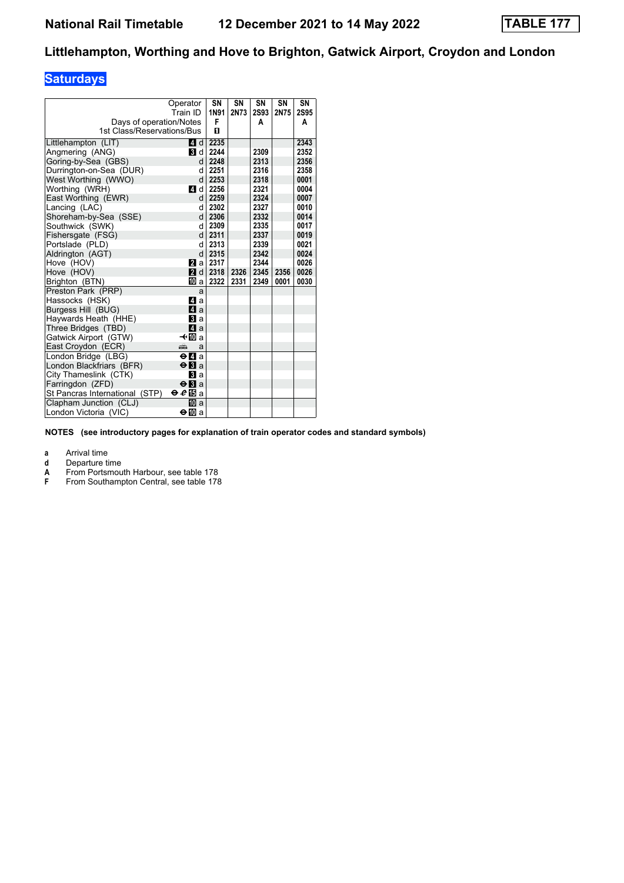# National Rail Timetable 12 December 2021 to 14 May 2022 TABLE 177

## Littlehampton, Worthing and Hove to Brighton, Gatwick Airport, Croydon and London

### Saturdays

| Operator | | SN | SN | SN | SN | SN |
|---|---|---|---|---|---|---|
| Train ID | | 1N91 | 2N73 | 2S93 | 2N75 | 2S95 |
| Days of operation/Notes | | F | | A | | A |
| 1st Class/Reservations/Bus | | 1 | | | | |
| Littlehampton (LIT) | 4 d | 2235 | | | | 2343 |
| Angmering (ANG) | 3 d | 2244 | | 2309 | | 2352 |
| Goring-by-Sea (GBS) | d | 2248 | | 2313 | | 2356 |
| Durrington-on-Sea (DUR) | d | 2251 | | 2316 | | 2358 |
| West Worthing (WWO) | d | 2253 | | 2318 | | 0001 |
| Worthing (WRH) | 4 d | 2256 | | 2321 | | 0004 |
| East Worthing (EWR) | d | 2259 | | 2324 | | 0007 |
| Lancing (LAC) | d | 2302 | | 2327 | | 0010 |
| Shoreham-by-Sea (SSE) | d | 2306 | | 2332 | | 0014 |
| Southwick (SWK) | d | 2309 | | 2335 | | 0017 |
| Fishersgate (FSG) | d | 2311 | | 2337 | | 0019 |
| Portslade (PLD) | d | 2313 | | 2339 | | 0021 |
| Aldrington (AGT) | d | 2315 | | 2342 | | 0024 |
| Hove (HOV) | 2 a | 2317 | | 2344 | | 0026 |
| Hove (HOV) | 2 d | 2318 | 2326 | 2345 | 2356 | 0026 |
| Brighton (BTN) | 10 a | 2322 | 2331 | 2349 | 0001 | 0030 |
| Preston Park (PRP) | a | | | | | |
| Hassocks (HSK) | 4 a | | | | | |
| Burgess Hill (BUG) | 4 a | | | | | |
| Haywards Heath (HHE) | 3 a | | | | | |
| Three Bridges (TBD) | 4 a | | | | | |
| Gatwick Airport (GTW) | ✈ 10 a | | | | | |
| East Croydon (ECR) | 🚌 a | | | | | |
| London Bridge (LBG) | ⊖ 4 a | | | | | |
| London Blackfriars (BFR) | ⊖ 3 a | | | | | |
| City Thameslink (CTK) | 3 a | | | | | |
| Farringdon (ZFD) | ⊖ 3 a | | | | | |
| St Pancras International (STP) | ⊖ ℯ 15 a | | | | | |
| Clapham Junction (CLJ) | 10 a | | | | | |
| London Victoria (VIC) | ⊖ 10 a | | | | | |

**NOTES (see introductory pages for explanation of train operator codes and standard symbols)**

- **a** Arrival time
- **d** Departure time
- **A** From Portsmouth Harbour, see table 178
- **F** From Southampton Central, see table 178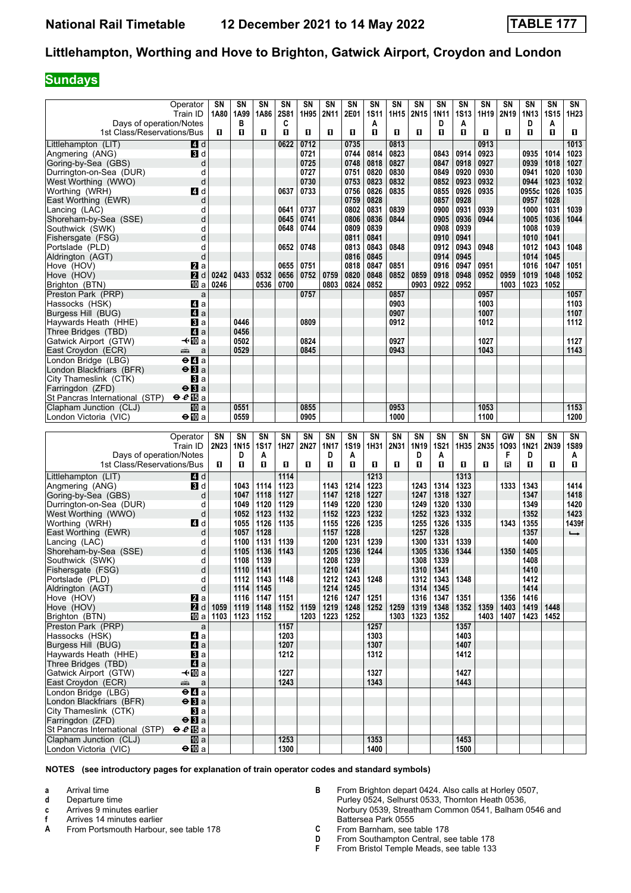# National Rail Timetable 12 December 2021 to 14 May 2022 TABLE 177

## Littlehampton, Worthing and Hove to Brighton, Gatwick Airport, Croydon and London

### Sundays

| Operator | | SN | SN | SN | SN | SN | SN | SN | SN | SN | SN | SN | SN | SN | SN | SN | SN | SN |
|---|---|---|---|---|---|---|---|---|---|---|---|---|---|---|---|---|---|---|
| Train ID | | 1A80 | 1A99 | 1A86 | 2S81 | 1H95 | 2N11 | 2E01 | 1S11 | 1H15 | 2N15 | 1N11 | 1S13 | 1H19 | 2N19 | 1N13 | 1S15 | 1H23 |
| Days of operation/Notes | | | B | | C | | | | A | | | D | A | | | D | A | |
| 1st Class/Reservations/Bus | | ■ | ■ | ■ | ■ | ■ | ■ | ■ | ■ | ■ | ■ | ■ | ■ | ■ | ■ | ■ | ■ | ■ |
| Littlehampton (LIT) | 4 d | | | | 0622 | 0712 | | 0735 | | 0813 | | | | 0913 | | | | 1013 |
| Angmering (ANG) | 3 d | | | | | 0721 | | 0744 | 0814 | 0823 | | 0843 | 0914 | 0923 | | 0935 | 1014 | 1023 |
| Goring-by-Sea (GBS) | d | | | | | 0725 | | 0748 | 0818 | 0827 | | 0847 | 0918 | 0927 | | 0939 | 1018 | 1027 |
| Durrington-on-Sea (DUR) | d | | | | | 0727 | | 0751 | 0820 | 0830 | | 0849 | 0920 | 0930 | | 0941 | 1020 | 1030 |
| West Worthing (WWO) | d | | | | | 0730 | | 0753 | 0823 | 0832 | | 0852 | 0923 | 0932 | | 0944 | 1023 | 1032 |
| Worthing (WRH) | 4 d | | | | 0637 | 0733 | | 0756 | 0826 | 0835 | | 0855 | 0926 | 0935 | | 0955c | 1026 | 1035 |
| East Worthing (EWR) | d | | | | | | | 0759 | 0828 | | | 0857 | 0928 | | | 0957 | 1028 | |
| Lancing (LAC) | d | | | | 0641 | 0737 | | 0802 | 0831 | 0839 | | 0900 | 0931 | 0939 | | 1000 | 1031 | 1039 |
| Shoreham-by-Sea (SSE) | d | | | | 0645 | 0741 | | 0806 | 0836 | 0844 | | 0905 | 0936 | 0944 | | 1005 | 1036 | 1044 |
| Southwick (SWK) | d | | | | 0648 | 0744 | | 0809 | 0839 | | | 0908 | 0939 | | | 1008 | 1039 | |
| Fishersgate (FSG) | d | | | | | | | 0811 | 0841 | | | 0910 | 0941 | | | 1010 | 1041 | |
| Portslade (PLD) | d | | | | 0652 | 0748 | | 0813 | 0843 | 0848 | | 0912 | 0943 | 0948 | | 1012 | 1043 | 1048 |
| Aldrington (AGT) | d | | | | | | | 0816 | 0845 | | | 0914 | 0945 | | | 1014 | 1045 | |
| Hove (HOV) | 2 a | | | | 0655 | 0751 | | 0818 | 0847 | 0851 | | 0916 | 0947 | 0951 | | 1016 | 1047 | 1051 |
| Hove (HOV) | 2 d | 0242 | 0433 | 0532 | 0656 | 0752 | 0759 | 0820 | 0848 | 0852 | 0859 | 0918 | 0948 | 0952 | 0959 | 1019 | 1048 | 1052 |
| Brighton (BTN) | 10 a | 0246 | | 0536 | 0700 | | 0803 | 0824 | 0852 | | 0903 | 0922 | 0952 | | 1003 | 1023 | 1052 | |
| Preston Park (PRP) | a | | | | | 0757 | | | | 0857 | | | | 0957 | | | | 1057 |
| Hassocks (HSK) | 4 a | | | | | | | | | 0903 | | | | 1003 | | | | 1103 |
| Burgess Hill (BUG) | 4 a | | | | | | | | | 0907 | | | | 1007 | | | | 1107 |
| Haywards Heath (HHE) | 3 a | | 0446 | | | 0809 | | | | 0912 | | | | 1012 | | | | 1112 |
| Three Bridges (TBD) | 4 a | | 0456 | | | | | | | | | | | | | | | |
| Gatwick Airport (GTW) | ✈10 a | | 0502 | | | 0824 | | | | 0927 | | | | 1027 | | | | 1127 |
| East Croydon (ECR) | 🚌 a | | 0529 | | | 0845 | | | | 0943 | | | | 1043 | | | | 1143 |
| London Bridge (LBG) | ⊖4 a | | | | | | | | | | | | | | | | | |
| London Blackfriars (BFR) | ⊖3 a | | | | | | | | | | | | | | | | | |
| City Thameslink (CTK) | 3 a | | | | | | | | | | | | | | | | | |
| Farringdon (ZFD) | ⊖3 a | | | | | | | | | | | | | | | | | |
| St Pancras International (STP) | ⊖ℯ15 a | | | | | | | | | | | | | | | | | |
| Clapham Junction (CLJ) | 10 a | | 0551 | | | 0855 | | | | 0953 | | | | 1053 | | | | 1153 |
| London Victoria (VIC) | ⊖10 a | | 0559 | | | 0905 | | | | 1000 | | | | 1100 | | | | 1200 |

| Operator | | SN | SN | SN | SN | SN | SN | SN | SN | SN | SN | SN | SN | SN | GW | SN | SN | SN |
|---|---|---|---|---|---|---|---|---|---|---|---|---|---|---|---|---|---|---|
| Train ID | | 2N23 | 1N15 | 1S17 | 1H27 | 2N27 | 1N17 | 1S19 | 1H31 | 2N31 | 1N19 | 1S21 | 1H35 | 2N35 | 1O93 | 1N21 | 2N39 | 1S89 |
| Days of operation/Notes | | | D | A | | | D | A | | | D | A | | | F | D | | A |
| 1st Class/Reservations/Bus | | ■ | ■ | ■ | ■ | ■ | ■ | ■ | ■ | ■ | ■ | ■ | ■ | ■ | R | ■ | ■ | ■ |
| Littlehampton (LIT) | 4 d | | | | 1114 | | | | 1213 | | | | 1313 | | | | | |
| Angmering (ANG) | 3 d | | 1043 | 1114 | 1123 | | 1143 | 1214 | 1223 | | 1243 | 1314 | 1323 | | 1333 | 1343 | | 1414 |
| Goring-by-Sea (GBS) | d | | 1047 | 1118 | 1127 | | 1147 | 1218 | 1227 | | 1247 | 1318 | 1327 | | | 1347 | | 1418 |
| Durrington-on-Sea (DUR) | d | | 1049 | 1120 | 1129 | | 1149 | 1220 | 1230 | | 1249 | 1320 | 1330 | | | 1349 | | 1420 |
| West Worthing (WWO) | d | | 1052 | 1123 | 1132 | | 1152 | 1223 | 1232 | | 1252 | 1323 | 1332 | | | 1352 | | 1423 |
| Worthing (WRH) | 4 d | | 1055 | 1126 | 1135 | | 1155 | 1226 | 1235 | | 1255 | 1326 | 1335 | | 1343 | 1355 | | 1439f |
| East Worthing (EWR) | d | | 1057 | 1128 | | | 1157 | 1228 | | | 1257 | 1328 | | | | 1357 | | ↳ |
| Lancing (LAC) | d | | 1100 | 1131 | 1139 | | 1200 | 1231 | 1239 | | 1300 | 1331 | 1339 | | | 1400 | | |
| Shoreham-by-Sea (SSE) | d | | 1105 | 1136 | 1143 | | 1205 | 1236 | 1244 | | 1305 | 1336 | 1344 | | 1350 | 1405 | | |
| Southwick (SWK) | d | | 1108 | 1139 | | | 1208 | 1239 | | | 1308 | 1339 | | | | 1408 | | |
| Fishersgate (FSG) | d | | 1110 | 1141 | | | 1210 | 1241 | | | 1310 | 1341 | | | | 1410 | | |
| Portslade (PLD) | d | | 1112 | 1143 | 1148 | | 1212 | 1243 | 1248 | | 1312 | 1343 | 1348 | | | 1412 | | |
| Aldrington (AGT) | d | | 1114 | 1145 | | | 1214 | 1245 | | | 1314 | 1345 | | | | 1414 | | |
| Hove (HOV) | 2 a | | 1116 | 1147 | 1151 | | 1216 | 1247 | 1251 | | 1316 | 1347 | 1351 | | 1356 | 1416 | | |
| Hove (HOV) | 2 d | 1059 | 1119 | 1148 | 1152 | 1159 | 1219 | 1248 | 1252 | 1259 | 1319 | 1348 | 1352 | 1359 | 1403 | 1419 | 1448 | |
| Brighton (BTN) | 10 a | 1103 | 1123 | 1152 | | 1203 | 1223 | 1252 | | 1303 | 1323 | 1352 | | 1403 | 1407 | 1423 | 1452 | |
| Preston Park (PRP) | a | | | | 1157 | | | | 1257 | | | | 1357 | | | | | |
| Hassocks (HSK) | 4 a | | | | 1203 | | | | 1303 | | | | 1403 | | | | | |
| Burgess Hill (BUG) | 4 a | | | | 1207 | | | | 1307 | | | | 1407 | | | | | |
| Haywards Heath (HHE) | 3 a | | | | 1212 | | | | 1312 | | | | 1412 | | | | | |
| Three Bridges (TBD) | 4 a | | | | | | | | | | | | | | | | | |
| Gatwick Airport (GTW) | ✈10 a | | | | 1227 | | | | 1327 | | | | 1427 | | | | | |
| East Croydon (ECR) | 🚌 a | | | | 1243 | | | | 1343 | | | | 1443 | | | | | |
| London Bridge (LBG) | ⊖4 a | | | | | | | | | | | | | | | | | |
| London Blackfriars (BFR) | ⊖3 a | | | | | | | | | | | | | | | | | |
| City Thameslink (CTK) | 3 a | | | | | | | | | | | | | | | | | |
| Farringdon (ZFD) | ⊖3 a | | | | | | | | | | | | | | | | | |
| St Pancras International (STP) | ⊖ℯ15 a | | | | | | | | | | | | | | | | | |
| Clapham Junction (CLJ) | 10 a | | | | 1253 | | | | 1353 | | | | 1453 | | | | | |
| London Victoria (VIC) | ⊖10 a | | | | 1300 | | | | 1400 | | | | 1500 | | | | | |

**NOTES (see introductory pages for explanation of train operator codes and standard symbols)**

- **a** Arrival time
- **d** Departure time
- **c** Arrives 9 minutes earlier
- **f** Arrives 14 minutes earlier
- **A** From Portsmouth Harbour, see table 178
- **B** From Brighton depart 0424. Also calls at Horley 0507, Purley 0524, Selhurst 0533, Thornton Heath 0536, Norbury 0539, Streatham Common 0541, Balham 0546 and Battersea Park 0555
- **C** From Barnham, see table 178
- **D** From Southampton Central, see table 178
- **F** From Bristol Temple Meads, see table 133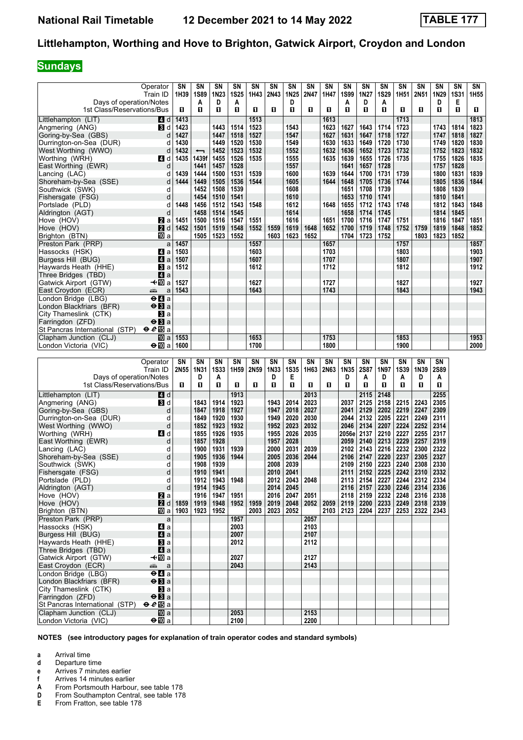# National Rail Timetable — 12 December 2021 to 14 May 2022 — TABLE 177

## Littlehampton, Worthing and Hove to Brighton, Gatwick Airport, Croydon and London

### Sundays

| Operator | | SN | SN | SN | SN | SN | SN | SN | SN | SN | SN | SN | SN | SN | SN | SN | SN | SN |
|---|---|---|---|---|---|---|---|---|---|---|---|---|---|---|---|---|---|---|
| Train ID | | 1H39 | 1S89 | 1N23 | 1S25 | 1H43 | 2N43 | 1N25 | 2N47 | 1H47 | 1S99 | 1N27 | 1S29 | 1H51 | 2N51 | 1N29 | 1S31 | 1H55 |
| Days of operation/Notes | | | A | D | A | | | D | | | A | D | A | | | D | E | |
| 1st Class/Reservations/Bus | | ■ | ■ | ■ | ■ | ■ | ■ | ■ | ■ | ■ | ■ | ■ | ■ | ■ | ■ | ■ | ■ | ■ |
| Littlehampton (LIT) | 4 d | 1413 | | | | 1513 | | | | 1613 | | | | 1713 | | | | 1813 |
| Angmering (ANG) | 3 d | 1423 | | 1443 | 1514 | 1523 | | 1543 | | 1623 | 1627 | 1643 | 1714 | 1723 | | 1743 | 1814 | 1823 |
| Goring-by-Sea (GBS) | d | 1427 | | 1447 | 1518 | 1527 | | 1547 | | 1627 | 1631 | 1647 | 1718 | 1727 | | 1747 | 1818 | 1827 |
| Durrington-on-Sea (DUR) | d | 1430 | | 1449 | 1520 | 1530 | | 1549 | | 1630 | 1633 | 1649 | 1720 | 1730 | | 1749 | 1820 | 1830 |
| West Worthing (WWO) | d | 1432 | ← | 1452 | 1523 | 1532 | | 1552 | | 1632 | 1636 | 1652 | 1723 | 1732 | | 1752 | 1823 | 1832 |
| Worthing (WRH) | 4 d | 1435 | 1439f | 1455 | 1526 | 1535 | | 1555 | | 1635 | 1639 | 1655 | 1726 | 1735 | | 1755 | 1826 | 1835 |
| East Worthing (EWR) | d | | 1441 | 1457 | 1528 | | | 1557 | | | 1641 | 1657 | 1728 | | | 1757 | 1828 | |
| Lancing (LAC) | d | 1439 | 1444 | 1500 | 1531 | 1539 | | 1600 | | 1639 | 1644 | 1700 | 1731 | 1739 | | 1800 | 1831 | 1839 |
| Shoreham-by-Sea (SSE) | d | 1444 | 1449 | 1505 | 1536 | 1544 | | 1605 | | 1644 | 1648 | 1705 | 1736 | 1744 | | 1805 | 1836 | 1844 |
| Southwick (SWK) | d | | 1452 | 1508 | 1539 | | | 1608 | | | 1651 | 1708 | 1739 | | | 1808 | 1839 | |
| Fishersgate (FSG) | d | | 1454 | 1510 | 1541 | | | 1610 | | | 1653 | 1710 | 1741 | | | 1810 | 1841 | |
| Portslade (PLD) | d | 1448 | 1456 | 1512 | 1543 | 1548 | | 1612 | | 1648 | 1655 | 1712 | 1743 | 1748 | | 1812 | 1843 | 1848 |
| Aldrington (AGT) | d | | 1458 | 1514 | 1545 | | | 1614 | | | 1658 | 1714 | 1745 | | | 1814 | 1845 | |
| Hove (HOV) | 2 a | 1451 | 1500 | 1516 | 1547 | 1551 | | 1616 | | 1651 | 1700 | 1716 | 1747 | 1751 | | 1816 | 1847 | 1851 |
| Hove (HOV) | 2 d | 1452 | 1501 | 1519 | 1548 | 1552 | 1559 | 1619 | 1648 | 1652 | 1700 | 1719 | 1748 | 1752 | 1759 | 1819 | 1848 | 1852 |
| Brighton (BTN) | 10 a | | 1505 | 1523 | 1552 | | 1603 | 1623 | 1652 | | 1704 | 1723 | 1752 | | 1803 | 1823 | 1852 | |
| Preston Park (PRP) | a | 1457 | | | | 1557 | | | | 1657 | | | | 1757 | | | | 1857 |
| Hassocks (HSK) | 4 a | 1503 | | | | 1603 | | | | 1703 | | | | 1803 | | | | 1903 |
| Burgess Hill (BUG) | 4 a | 1507 | | | | 1607 | | | | 1707 | | | | 1807 | | | | 1907 |
| Haywards Heath (HHE) | 3 a | 1512 | | | | 1612 | | | | 1712 | | | | 1812 | | | | 1912 |
| Three Bridges (TBD) | 4 a | | | | | | | | | | | | | | | | | |
| Gatwick Airport (GTW) | 10 a | 1527 | | | | 1627 | | | | 1727 | | | | 1827 | | | | 1927 |
| East Croydon (ECR) | a | 1543 | | | | 1643 | | | | 1743 | | | | 1843 | | | | 1943 |
| London Bridge (LBG) | 4 a | | | | | | | | | | | | | | | | | |
| London Blackfriars (BFR) | 3 a | | | | | | | | | | | | | | | | | |
| City Thameslink (CTK) | 3 a | | | | | | | | | | | | | | | | | |
| Farringdon (ZFD) | 3 a | | | | | | | | | | | | | | | | | |
| St Pancras International (STP) | 15 a | | | | | | | | | | | | | | | | | |
| Clapham Junction (CLJ) | 10 a | 1553 | | | | 1653 | | | | 1753 | | | | 1853 | | | | 1953 |
| London Victoria (VIC) | 10 a | 1600 | | | | 1700 | | | | 1800 | | | | 1900 | | | | 2000 |

| Operator | | SN | SN | SN | SN | SN | SN | SN | SN | SN | SN | SN | SN | SN | SN | SN |
|---|---|---|---|---|---|---|---|---|---|---|---|---|---|---|---|---|
| Train ID | | 2N55 | 1N31 | 1S33 | 1H59 | 2N59 | 1N33 | 1S35 | 1H63 | 2N63 | 1N35 | 2S87 | 1N97 | 1S39 | 1N39 | 2S89 |
| Days of operation/Notes | | | D | A | | | D | E | | | D | A | D | A | D | A |
| 1st Class/Reservations/Bus | | ■ | ■ | ■ | ■ | ■ | ■ | ■ | ■ | ■ | ■ | ■ | ■ | ■ | ■ | ■ |
| Littlehampton (LIT) | 4 d | | | | 1913 | | | | 2013 | | | 2115 | 2148 | | | 2255 |
| Angmering (ANG) | 3 d | | 1843 | 1914 | 1923 | | 1943 | 2014 | 2023 | | 2037 | 2125 | 2158 | 2215 | 2243 | 2305 |
| Goring-by-Sea (GBS) | d | | 1847 | 1918 | 1927 | | 1947 | 2018 | 2027 | | 2041 | 2129 | 2202 | 2219 | 2247 | 2309 |
| Durrington-on-Sea (DUR) | d | | 1849 | 1920 | 1930 | | 1949 | 2020 | 2030 | | 2044 | 2132 | 2205 | 2221 | 2249 | 2311 |
| West Worthing (WWO) | d | | 1852 | 1923 | 1932 | | 1952 | 2023 | 2032 | | 2046 | 2134 | 2207 | 2224 | 2252 | 2314 |
| Worthing (WRH) | 4 d | | 1855 | 1926 | 1935 | | 1955 | 2026 | 2035 | | 2056e | 2137 | 2210 | 2227 | 2255 | 2317 |
| East Worthing (EWR) | d | | 1857 | 1928 | | | 1957 | 2028 | | | 2059 | 2140 | 2213 | 2229 | 2257 | 2319 |
| Lancing (LAC) | d | | 1900 | 1931 | 1939 | | 2000 | 2031 | 2039 | | 2102 | 2143 | 2216 | 2232 | 2300 | 2322 |
| Shoreham-by-Sea (SSE) | d | | 1905 | 1936 | 1944 | | 2005 | 2036 | 2044 | | 2106 | 2147 | 2220 | 2237 | 2305 | 2327 |
| Southwick (SWK) | d | | 1908 | 1939 | | | 2008 | 2039 | | | 2109 | 2150 | 2223 | 2240 | 2308 | 2330 |
| Fishersgate (FSG) | d | | 1910 | 1941 | | | 2010 | 2041 | | | 2111 | 2152 | 2225 | 2242 | 2310 | 2332 |
| Portslade (PLD) | d | | 1912 | 1943 | 1948 | | 2012 | 2043 | 2048 | | 2113 | 2154 | 2227 | 2244 | 2312 | 2334 |
| Aldrington (AGT) | d | | 1914 | 1945 | | | 2014 | 2045 | | | 2116 | 2157 | 2230 | 2246 | 2314 | 2336 |
| Hove (HOV) | 2 a | | 1916 | 1947 | 1951 | | 2016 | 2047 | 2051 | | 2118 | 2159 | 2232 | 2248 | 2316 | 2338 |
| Hove (HOV) | 2 d | 1859 | 1919 | 1948 | 1952 | 1959 | 2019 | 2048 | 2052 | 2059 | 2119 | 2200 | 2233 | 2249 | 2318 | 2339 |
| Brighton (BTN) | 10 a | 1903 | 1923 | 1952 | | 2003 | 2023 | 2052 | | 2103 | 2123 | 2204 | 2237 | 2253 | 2322 | 2343 |
| Preston Park (PRP) | a | | | | 1957 | | | | 2057 | | | | | | | |
| Hassocks (HSK) | 4 a | | | | 2003 | | | | 2103 | | | | | | | |
| Burgess Hill (BUG) | 4 a | | | | 2007 | | | | 2107 | | | | | | | |
| Haywards Heath (HHE) | 3 a | | | | 2012 | | | | 2112 | | | | | | | |
| Three Bridges (TBD) | 4 a | | | | | | | | | | | | | | | |
| Gatwick Airport (GTW) | 10 a | | | | 2027 | | | | 2127 | | | | | | | |
| East Croydon (ECR) | a | | | | 2043 | | | | 2143 | | | | | | | |
| London Bridge (LBG) | 4 a | | | | | | | | | | | | | | | |
| London Blackfriars (BFR) | 3 a | | | | | | | | | | | | | | | |
| City Thameslink (CTK) | 3 a | | | | | | | | | | | | | | | |
| Farringdon (ZFD) | 3 a | | | | | | | | | | | | | | | |
| St Pancras International (STP) | 15 a | | | | | | | | | | | | | | | |
| Clapham Junction (CLJ) | 10 a | | | | 2053 | | | | 2153 | | | | | | | |
| London Victoria (VIC) | 10 a | | | | 2100 | | | | 2200 | | | | | | | |

**NOTES (see introductory pages for explanation of train operator codes and standard symbols)**

- **a** Arrival time
- **d** Departure time
- **e** Arrives 7 minutes earlier
- **f** Arrives 14 minutes earlier
- **A** From Portsmouth Harbour, see table 178
- **D** From Southampton Central, see table 178
- **E** From Fratton, see table 178